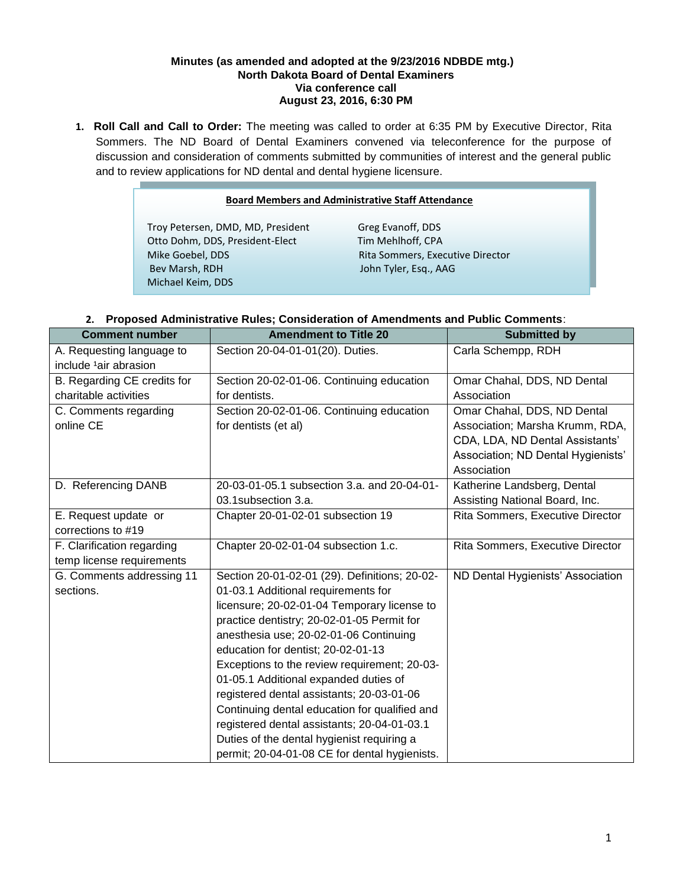**Minutes (as amended and adopted at the 9/23/2016 NDBDE mtg.)**
**North Dakota Board of Dental Examiners**
**Via conference call**
**August 23, 2016, 6:30 PM**

1. **Roll Call and Call to Order:** The meeting was called to order at 6:35 PM by Executive Director, Rita Sommers. The ND Board of Dental Examiners convened via teleconference for the purpose of discussion and consideration of comments submitted by communities of interest and the general public and to review applications for ND dental and dental hygiene licensure.

**Board Members and Administrative Staff Attendance**

Troy Petersen, DMD, MD, President
Otto Dohm, DDS, President-Elect
Mike Goebel, DDS
Bev Marsh, RDH
Michael Keim, DDS
Greg Evanoff, DDS
Tim Mehlhoff, CPA
Rita Sommers, Executive Director
John Tyler, Esq., AAG

2. **Proposed Administrative Rules; Consideration of Amendments and Public Comments**:

| Comment number | Amendment to Title 20 | Submitted by |
|---|---|---|
| A. Requesting language to include [1]air abrasion | Section 20-04-01-01(20). Duties. | Carla Schempp, RDH |
| B. Regarding CE credits for charitable activities | Section 20-02-01-06. Continuing education for dentists. | Omar Chahal, DDS, ND Dental Association |
| C. Comments regarding online CE | Section 20-02-01-06. Continuing education for dentists (et al) | Omar Chahal, DDS, ND Dental Association; Marsha Krumm, RDA, CDA, LDA, ND Dental Assistants' Association; ND Dental Hygienists' Association |
| D. Referencing DANB | 20-03-01-05.1 subsection 3.a. and 20-04-01-03.1subsection 3.a. | Katherine Landsberg, Dental Assisting National Board, Inc. |
| E. Request update or corrections to #19 | Chapter 20-01-02-01 subsection 19 | Rita Sommers, Executive Director |
| F. Clarification regarding temp license requirements | Chapter 20-02-01-04 subsection 1.c. | Rita Sommers, Executive Director |
| G. Comments addressing 11 sections. | Section 20-01-02-01 (29). Definitions; 20-02-01-03.1 Additional requirements for licensure; 20-02-01-04 Temporary license to practice dentistry; 20-02-01-05 Permit for anesthesia use; 20-02-01-06 Continuing education for dentist; 20-02-01-13 Exceptions to the review requirement; 20-03-01-05.1 Additional expanded duties of registered dental assistants; 20-03-01-06 Continuing dental education for qualified and registered dental assistants; 20-04-01-03.1 Duties of the dental hygienist requiring a permit; 20-04-01-08 CE for dental hygienists. | ND Dental Hygienists' Association |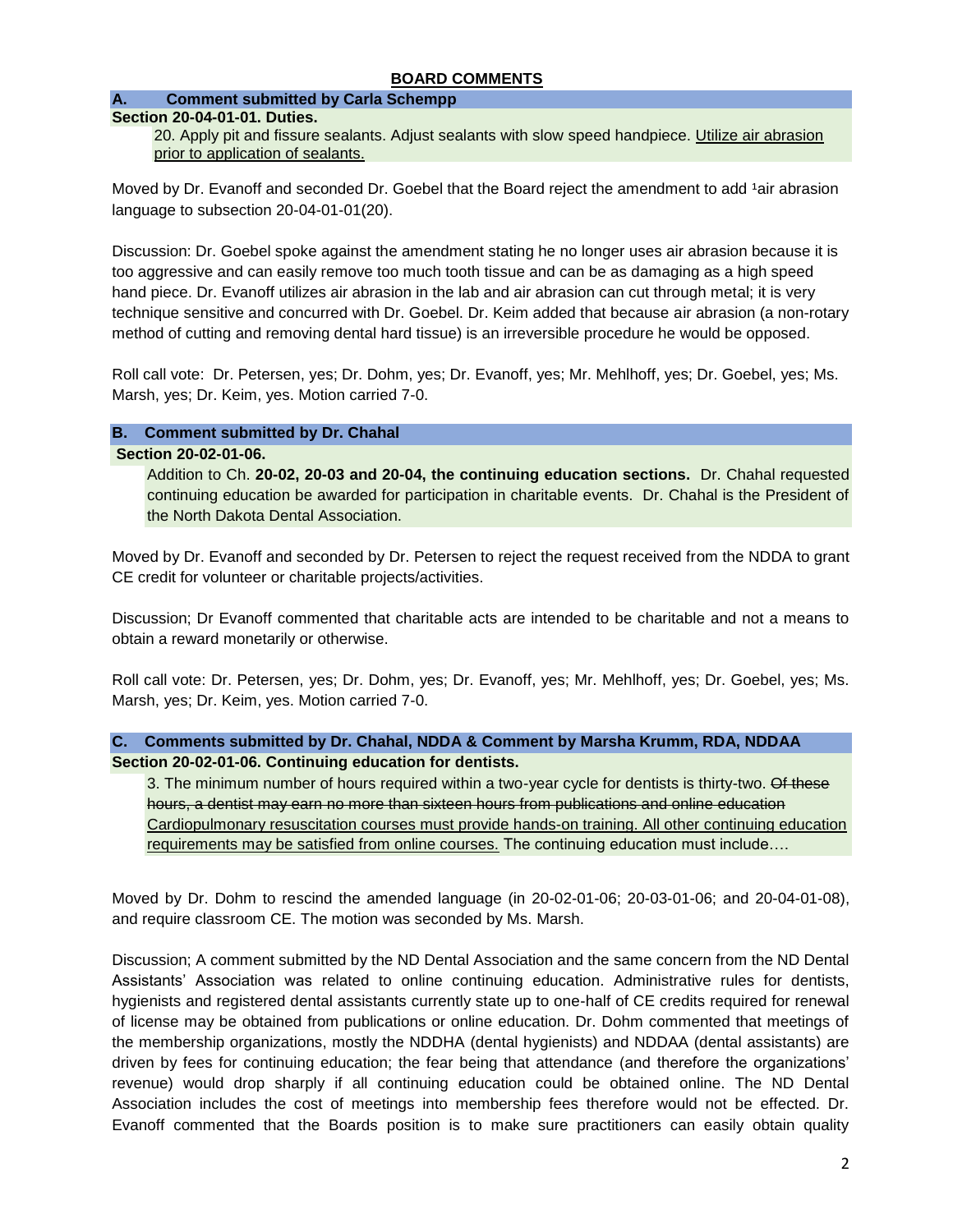## BOARD COMMENTS

**A. Comment submitted by Carla Schempp**

**Section 20-04-01-01. Duties.**

20. Apply pit and fissure sealants. Adjust sealants with slow speed handpiece. <u>Utilize air abrasion prior to application of sealants.</u>

Moved by Dr. Evanoff and seconded Dr. Goebel that the Board reject the amendment to add [1]air abrasion language to subsection 20-04-01-01(20).

Discussion: Dr. Goebel spoke against the amendment stating he no longer uses air abrasion because it is too aggressive and can easily remove too much tooth tissue and can be as damaging as a high speed hand piece. Dr. Evanoff utilizes air abrasion in the lab and air abrasion can cut through metal; it is very technique sensitive and concurred with Dr. Goebel. Dr. Keim added that because air abrasion (a non-rotary method of cutting and removing dental hard tissue) is an irreversible procedure he would be opposed.

Roll call vote: Dr. Petersen, yes; Dr. Dohm, yes; Dr. Evanoff, yes; Mr. Mehlhoff, yes; Dr. Goebel, yes; Ms. Marsh, yes; Dr. Keim, yes. Motion carried 7-0.

**B. Comment submitted by Dr. Chahal**

**Section 20-02-01-06.**

Addition to Ch. **20-02, 20-03 and 20-04, the continuing education sections.** Dr. Chahal requested continuing education be awarded for participation in charitable events. Dr. Chahal is the President of the North Dakota Dental Association.

Moved by Dr. Evanoff and seconded by Dr. Petersen to reject the request received from the NDDA to grant CE credit for volunteer or charitable projects/activities.

Discussion; Dr Evanoff commented that charitable acts are intended to be charitable and not a means to obtain a reward monetarily or otherwise.

Roll call vote: Dr. Petersen, yes; Dr. Dohm, yes; Dr. Evanoff, yes; Mr. Mehlhoff, yes; Dr. Goebel, yes; Ms. Marsh, yes; Dr. Keim, yes. Motion carried 7-0.

**C. Comments submitted by Dr. Chahal, NDDA & Comment by Marsha Krumm, RDA, NDDAA**

**Section 20-02-01-06. Continuing education for dentists.**

3. The minimum number of hours required within a two-year cycle for dentists is thirty-two. ~~Of these hours, a dentist may earn no more than sixteen hours from publications and online education~~ <u>Cardiopulmonary resuscitation courses must provide hands-on training. All other continuing education requirements may be satisfied from online courses.</u> The continuing education must include….

Moved by Dr. Dohm to rescind the amended language (in 20-02-01-06; 20-03-01-06; and 20-04-01-08), and require classroom CE. The motion was seconded by Ms. Marsh.

Discussion; A comment submitted by the ND Dental Association and the same concern from the ND Dental Assistants' Association was related to online continuing education. Administrative rules for dentists, hygienists and registered dental assistants currently state up to one-half of CE credits required for renewal of license may be obtained from publications or online education. Dr. Dohm commented that meetings of the membership organizations, mostly the NDDHA (dental hygienists) and NDDAA (dental assistants) are driven by fees for continuing education; the fear being that attendance (and therefore the organizations' revenue) would drop sharply if all continuing education could be obtained online. The ND Dental Association includes the cost of meetings into membership fees therefore would not be effected. Dr. Evanoff commented that the Boards position is to make sure practitioners can easily obtain quality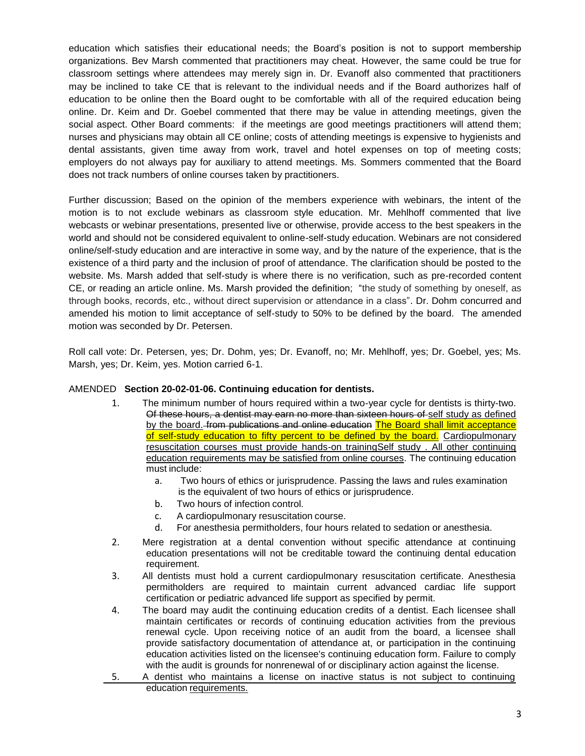education which satisfies their educational needs; the Board's position is not to support membership organizations. Bev Marsh commented that practitioners may cheat. However, the same could be true for classroom settings where attendees may merely sign in. Dr. Evanoff also commented that practitioners may be inclined to take CE that is relevant to the individual needs and if the Board authorizes half of education to be online then the Board ought to be comfortable with all of the required education being online. Dr. Keim and Dr. Goebel commented that there may be value in attending meetings, given the social aspect. Other Board comments: if the meetings are good meetings practitioners will attend them; nurses and physicians may obtain all CE online; costs of attending meetings is expensive to hygienists and dental assistants, given time away from work, travel and hotel expenses on top of meeting costs; employers do not always pay for auxiliary to attend meetings. Ms. Sommers commented that the Board does not track numbers of online courses taken by practitioners.

Further discussion; Based on the opinion of the members experience with webinars, the intent of the motion is to not exclude webinars as classroom style education. Mr. Mehlhoff commented that live webcasts or webinar presentations, presented live or otherwise, provide access to the best speakers in the world and should not be considered equivalent to online-self-study education. Webinars are not considered online/self-study education and are interactive in some way, and by the nature of the experience, that is the existence of a third party and the inclusion of proof of attendance. The clarification should be posted to the website. Ms. Marsh added that self-study is where there is no verification, such as pre-recorded content CE, or reading an article online. Ms. Marsh provided the definition; "the study of something by oneself, as through books, records, etc., without direct supervision or attendance in a class". Dr. Dohm concurred and amended his motion to limit acceptance of self-study to 50% to be defined by the board. The amended motion was seconded by Dr. Petersen.

Roll call vote: Dr. Petersen, yes; Dr. Dohm, yes; Dr. Evanoff, no; Mr. Mehlhoff, yes; Dr. Goebel, yes; Ms. Marsh, yes; Dr. Keim, yes. Motion carried 6-1.

AMENDED **Section 20-02-01-06. Continuing education for dentists.**

1. The minimum number of hours required within a two-year cycle for dentists is thirty-two. ~~Of these hours, a dentist may earn no more than sixteen hours of~~ self study as defined by the board. ~~from publications and online education~~ The Board shall limit acceptance of self-study education to fifty percent to be defined by the board. Cardiopulmonary resuscitation courses must provide hands-on trainingSelf study . All other continuing education requirements may be satisfied from online courses. The continuing education must include:
   a. Two hours of ethics or jurisprudence. Passing the laws and rules examination is the equivalent of two hours of ethics or jurisprudence.
   b. Two hours of infection control.
   c. A cardiopulmonary resuscitation course.
   d. For anesthesia permitholders, four hours related to sedation or anesthesia.
2. Mere registration at a dental convention without specific attendance at continuing education presentations will not be creditable toward the continuing dental education requirement.
3. All dentists must hold a current cardiopulmonary resuscitation certificate. Anesthesia permitholders are required to maintain current advanced cardiac life support certification or pediatric advanced life support as specified by permit.
4. The board may audit the continuing education credits of a dentist. Each licensee shall maintain certificates or records of continuing education activities from the previous renewal cycle. Upon receiving notice of an audit from the board, a licensee shall provide satisfactory documentation of attendance at, or participation in the continuing education activities listed on the licensee's continuing education form. Failure to comply with the audit is grounds for nonrenewal of or disciplinary action against the license.
5. A dentist who maintains a license on inactive status is not subject to continuing education requirements.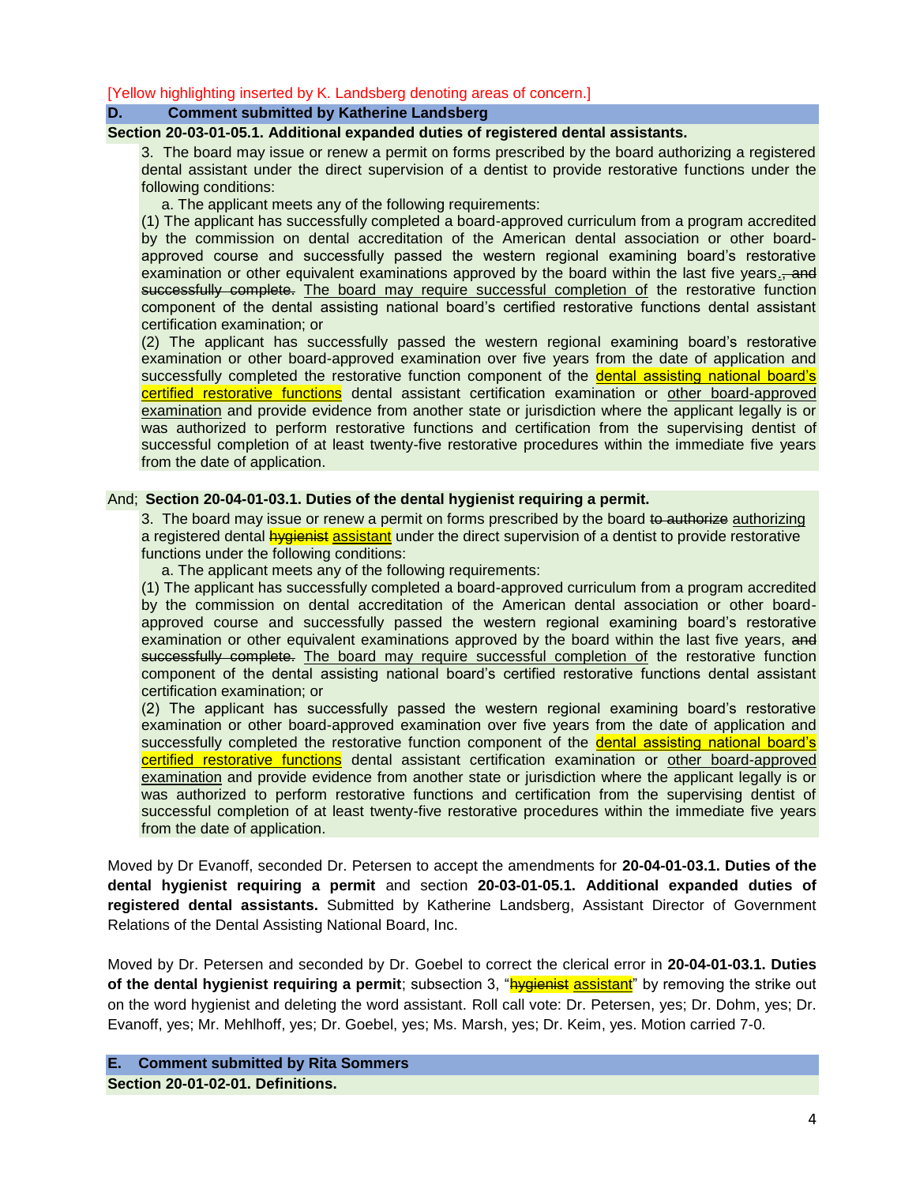[Yellow highlighting inserted by K. Landsberg denoting areas of concern.]

**D. Comment submitted by Katherine Landsberg**

**Section 20-03-01-05.1. Additional expanded duties of registered dental assistants.**

3. The board may issue or renew a permit on forms prescribed by the board authorizing a registered dental assistant under the direct supervision of a dentist to provide restorative functions under the following conditions:

a. The applicant meets any of the following requirements:

(1) The applicant has successfully completed a board-approved curriculum from a program accredited by the commission on dental accreditation of the American dental association or other board-approved course and successfully passed the western regional examining board's restorative examination or other equivalent examinations approved by the board within the last five years. ~~, and successfully complete.~~ The board may require successful completion of the restorative function component of the dental assisting national board's certified restorative functions dental assistant certification examination; or

(2) The applicant has successfully passed the western regional examining board's restorative examination or other board-approved examination over five years from the date of application and successfully completed the restorative function component of the dental assisting national board's certified restorative functions dental assistant certification examination or other board-approved examination and provide evidence from another state or jurisdiction where the applicant legally is or was authorized to perform restorative functions and certification from the supervising dentist of successful completion of at least twenty-five restorative procedures within the immediate five years from the date of application.

And; **Section 20-04-01-03.1. Duties of the dental hygienist requiring a permit.**

3. The board may issue or renew a permit on forms prescribed by the board ~~to authorize~~ authorizing a registered dental ~~hygienist~~ assistant under the direct supervision of a dentist to provide restorative functions under the following conditions:

a. The applicant meets any of the following requirements:

(1) The applicant has successfully completed a board-approved curriculum from a program accredited by the commission on dental accreditation of the American dental association or other board-approved course and successfully passed the western regional examining board's restorative examination or other equivalent examinations approved by the board within the last five years, ~~and successfully complete.~~ The board may require successful completion of the restorative function component of the dental assisting national board's certified restorative functions dental assistant certification examination; or

(2) The applicant has successfully passed the western regional examining board's restorative examination or other board-approved examination over five years from the date of application and successfully completed the restorative function component of the dental assisting national board's certified restorative functions dental assistant certification examination or other board-approved examination and provide evidence from another state or jurisdiction where the applicant legally is or was authorized to perform restorative functions and certification from the supervising dentist of successful completion of at least twenty-five restorative procedures within the immediate five years from the date of application.

Moved by Dr Evanoff, seconded Dr. Petersen to accept the amendments for **20-04-01-03.1. Duties of the dental hygienist requiring a permit** and section **20-03-01-05.1. Additional expanded duties of registered dental assistants.** Submitted by Katherine Landsberg, Assistant Director of Government Relations of the Dental Assisting National Board, Inc.

Moved by Dr. Petersen and seconded by Dr. Goebel to correct the clerical error in **20-04-01-03.1. Duties of the dental hygienist requiring a permit**; subsection 3, "~~hygienist~~ assistant" by removing the strike out on the word hygienist and deleting the word assistant. Roll call vote: Dr. Petersen, yes; Dr. Dohm, yes; Dr. Evanoff, yes; Mr. Mehlhoff, yes; Dr. Goebel, yes; Ms. Marsh, yes; Dr. Keim, yes. Motion carried 7-0.

**E. Comment submitted by Rita Sommers**

**Section 20-01-02-01. Definitions.**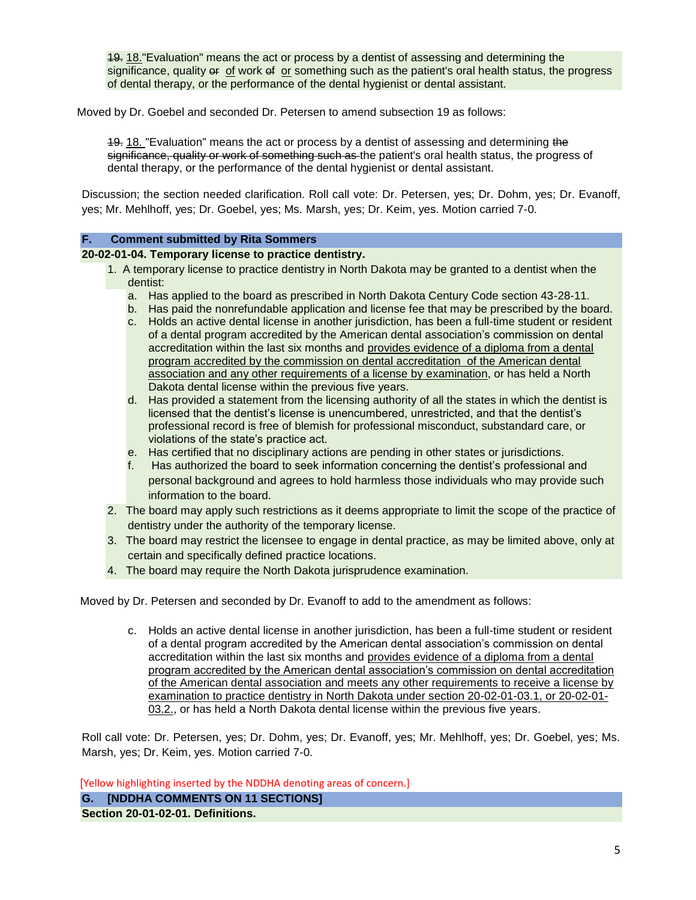~~19.~~ <u>18.</u>"Evaluation" means the act or process by a dentist of assessing and determining the significance, quality ~~or~~ <u>of</u> work ~~of~~ <u>or</u> something such as the patient's oral health status, the progress of dental therapy, or the performance of the dental hygienist or dental assistant.

Moved by Dr. Goebel and seconded Dr. Petersen to amend subsection 19 as follows:

~~19.~~ <u>18.</u> "Evaluation" means the act or process by a dentist of assessing and determining ~~the significance, quality or work of something such as~~ the patient's oral health status, the progress of dental therapy, or the performance of the dental hygienist or dental assistant.

Discussion; the section needed clarification. Roll call vote: Dr. Petersen, yes; Dr. Dohm, yes; Dr. Evanoff, yes; Mr. Mehlhoff, yes; Dr. Goebel, yes; Ms. Marsh, yes; Dr. Keim, yes. Motion carried 7-0.

## F. Comment submitted by Rita Sommers

**20-02-01-04. Temporary license to practice dentistry.**

1. A temporary license to practice dentistry in North Dakota may be granted to a dentist when the dentist:
   a. Has applied to the board as prescribed in North Dakota Century Code section 43-28-11.
   b. Has paid the nonrefundable application and license fee that may be prescribed by the board.
   c. Holds an active dental license in another jurisdiction, has been a full-time student or resident of a dental program accredited by the American dental association's commission on dental accreditation within the last six months and <u>provides evidence of a diploma from a dental program accredited by the commission on dental accreditation of the American dental association and any other requirements of a license by examination</u>, or has held a North Dakota dental license within the previous five years.
   d. Has provided a statement from the licensing authority of all the states in which the dentist is licensed that the dentist's license is unencumbered, unrestricted, and that the dentist's professional record is free of blemish for professional misconduct, substandard care, or violations of the state's practice act.
   e. Has certified that no disciplinary actions are pending in other states or jurisdictions.
   f. Has authorized the board to seek information concerning the dentist's professional and personal background and agrees to hold harmless those individuals who may provide such information to the board.
2. The board may apply such restrictions as it deems appropriate to limit the scope of the practice of dentistry under the authority of the temporary license.
3. The board may restrict the licensee to engage in dental practice, as may be limited above, only at certain and specifically defined practice locations.
4. The board may require the North Dakota jurisprudence examination.

Moved by Dr. Petersen and seconded by Dr. Evanoff to add to the amendment as follows:

c. Holds an active dental license in another jurisdiction, has been a full-time student or resident of a dental program accredited by the American dental association's commission on dental accreditation within the last six months and <u>provides evidence of a diploma from a dental program accredited by the American dental association's commission on dental accreditation of the American dental association and meets any other requirements to receive a license by examination to practice dentistry in North Dakota under section 20-02-01-03.1, or 20-02-01-03.2.</u>, or has held a North Dakota dental license within the previous five years.

Roll call vote: Dr. Petersen, yes; Dr. Dohm, yes; Dr. Evanoff, yes; Mr. Mehlhoff, yes; Dr. Goebel, yes; Ms. Marsh, yes; Dr. Keim, yes. Motion carried 7-0.

[Yellow highlighting inserted by the NDDHA denoting areas of concern.]

## G. [NDDHA COMMENTS ON 11 SECTIONS]

**Section 20-01-02-01. Definitions.**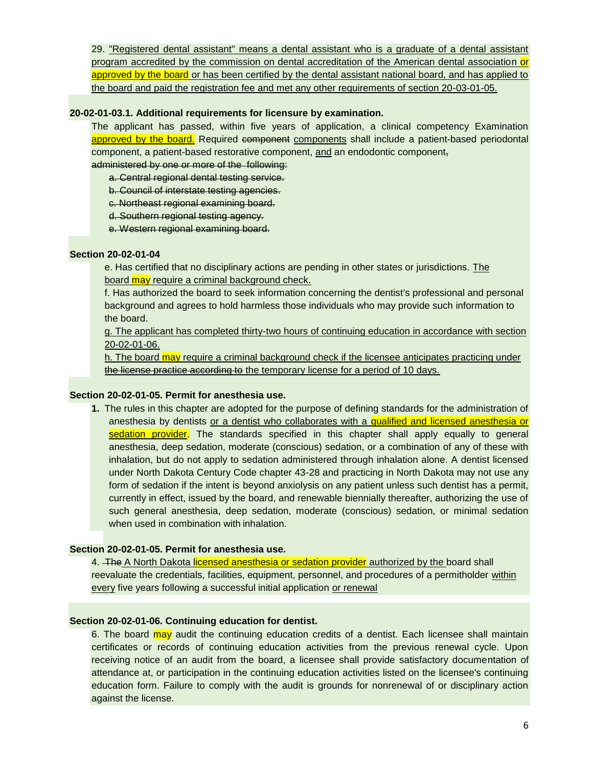29. "Registered dental assistant" means a dental assistant who is a graduate of a dental assistant program accredited by the commission on dental accreditation of the American dental association or approved by the board or has been certified by the dental assistant national board, and has applied to the board and paid the registration fee and met any other requirements of section 20-03-01-05.

**20-02-01-03.1. Additional requirements for licensure by examination.**

The applicant has passed, within five years of application, a clinical competency Examination approved by the board. Required ~~component~~ components shall include a patient-based periodontal component, a patient-based restorative component, and an endodontic component~~,~~ ~~administered by one or more of the following:~~

~~a. Central regional dental testing service.~~

~~b. Council of interstate testing agencies.~~

~~c. Northeast regional examining board.~~

~~d. Southern regional testing agency.~~

~~e. Western regional examining board.~~

**Section 20-02-01-04**

e. Has certified that no disciplinary actions are pending in other states or jurisdictions. The board may require a criminal background check.

f. Has authorized the board to seek information concerning the dentist's professional and personal background and agrees to hold harmless those individuals who may provide such information to the board.

g. The applicant has completed thirty-two hours of continuing education in accordance with section 20-02-01-06.

h. The board may require a criminal background check if the licensee anticipates practicing under ~~the license practice according to~~ the temporary license for a period of 10 days.

**Section 20-02-01-05. Permit for anesthesia use.**

**1.** The rules in this chapter are adopted for the purpose of defining standards for the administration of anesthesia by dentists or a dentist who collaborates with a qualified and licensed anesthesia or sedation provider. The standards specified in this chapter shall apply equally to general anesthesia, deep sedation, moderate (conscious) sedation, or a combination of any of these with inhalation, but do not apply to sedation administered through inhalation alone. A dentist licensed under North Dakota Century Code chapter 43-28 and practicing in North Dakota may not use any form of sedation if the intent is beyond anxiolysis on any patient unless such dentist has a permit, currently in effect, issued by the board, and renewable biennially thereafter, authorizing the use of such general anesthesia, deep sedation, moderate (conscious) sedation, or minimal sedation when used in combination with inhalation.

**Section 20-02-01-05. Permit for anesthesia use.**

4. ~~The~~ A North Dakota licensed anesthesia or sedation provider authorized by the board shall reevaluate the credentials, facilities, equipment, personnel, and procedures of a permitholder within every five years following a successful initial application or renewal

**Section 20-02-01-06. Continuing education for dentist.**

6. The board may audit the continuing education credits of a dentist. Each licensee shall maintain certificates or records of continuing education activities from the previous renewal cycle. Upon receiving notice of an audit from the board, a licensee shall provide satisfactory documentation of attendance at, or participation in the continuing education activities listed on the licensee's continuing education form. Failure to comply with the audit is grounds for nonrenewal of or disciplinary action against the license.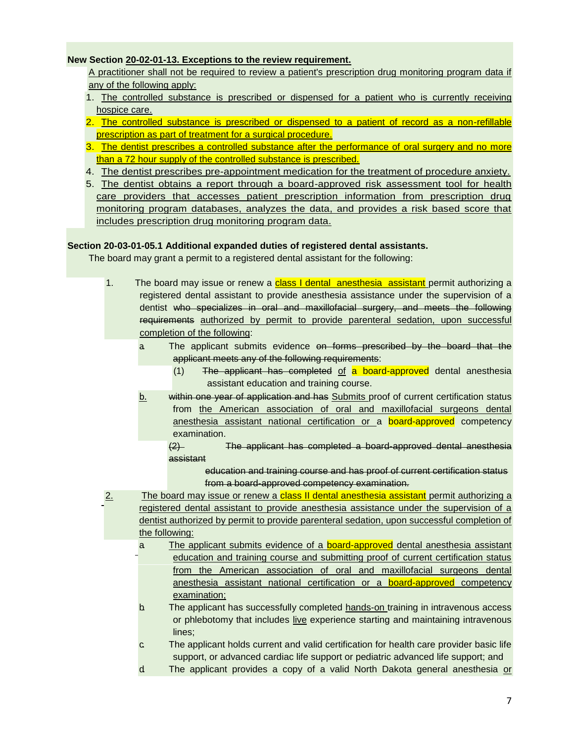**New Section 20-02-01-13. Exceptions to the review requirement.**

A practitioner shall not be required to review a patient's prescription drug monitoring program data if any of the following apply:

1. The controlled substance is prescribed or dispensed for a patient who is currently receiving hospice care.
2. The controlled substance is prescribed or dispensed to a patient of record as a non-refillable prescription as part of treatment for a surgical procedure.
3. The dentist prescribes a controlled substance after the performance of oral surgery and no more than a 72 hour supply of the controlled substance is prescribed.
4. The dentist prescribes pre-appointment medication for the treatment of procedure anxiety.
5. The dentist obtains a report through a board-approved risk assessment tool for health care providers that accesses patient prescription information from prescription drug monitoring program databases, analyzes the data, and provides a risk based score that includes prescription drug monitoring program data.

**Section 20-03-01-05.1 Additional expanded duties of registered dental assistants.**

The board may grant a permit to a registered dental assistant for the following:

1. The board may issue or renew a class I dental anesthesia assistant permit authorizing a registered dental assistant to provide anesthesia assistance under the supervision of a dentist ~~who specializes in oral and maxillofacial surgery, and meets the following requirements~~ authorized by permit to provide parenteral sedation, upon successful completion of the following:
   a. The applicant submits evidence ~~on forms prescribed by the board that the applicant meets any of the following requirements~~:
      (1) ~~The applicant has completed~~ of a board-approved dental anesthesia assistant education and training course.
   b. ~~within one year of application and has~~ Submits proof of current certification status from the American association of oral and maxillofacial surgeons dental anesthesia assistant national certification or a board-approved competency examination.
      ~~(2) The applicant has completed a board-approved dental anesthesia assistant education and training course and has proof of current certification status from a board-approved competency examination.~~
2. The board may issue or renew a class II dental anesthesia assistant permit authorizing a registered dental assistant to provide anesthesia assistance under the supervision of a dentist authorized by permit to provide parenteral sedation, upon successful completion of the following:
   a. The applicant submits evidence of a board-approved dental anesthesia assistant education and training course and submitting proof of current certification status from the American association of oral and maxillofacial surgeons dental anesthesia assistant national certification or a board-approved competency examination;
   b. The applicant has successfully completed hands-on training in intravenous access or phlebotomy that includes live experience starting and maintaining intravenous lines;
   c. The applicant holds current and valid certification for health care provider basic life support, or advanced cardiac life support or pediatric advanced life support; and
   d. The applicant provides a copy of a valid North Dakota general anesthesia or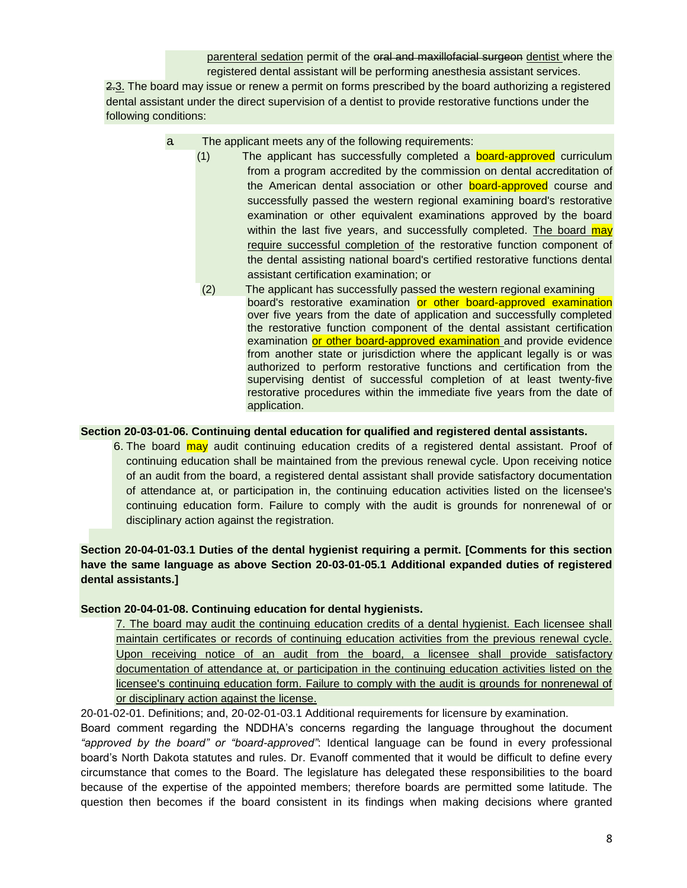parenteral sedation permit of the ~~oral and maxillofacial surgeon~~ dentist where the registered dental assistant will be performing anesthesia services.

~~2.~~3. The board may issue or renew a permit on forms prescribed by the board authorizing a registered dental assistant under the direct supervision of a dentist to provide restorative functions under the following conditions:

a. The applicant meets any of the following requirements:

(1) The applicant has successfully completed a board-approved curriculum from a program accredited by the commission on dental accreditation of the American dental association or other board-approved course and successfully passed the western regional examining board's restorative examination or other equivalent examinations approved by the board within the last five years, and successfully completed. The board may require successful completion of the restorative function component of the dental assisting national board's certified restorative functions dental assistant certification examination; or

(2) The applicant has successfully passed the western regional examining board's restorative examination or other board-approved examination over five years from the date of application and successfully completed the restorative function component of the dental assistant certification examination or other board-approved examination and provide evidence from another state or jurisdiction where the applicant legally is or was authorized to perform restorative functions and certification from the supervising dentist of successful completion of at least twenty-five restorative procedures within the immediate five years from the date of application.

**Section 20-03-01-06. Continuing dental education for qualified and registered dental assistants.**

6. The board may audit continuing education credits of a registered dental assistant. Proof of continuing education shall be maintained from the previous renewal cycle. Upon receiving notice of an audit from the board, a registered dental assistant shall provide satisfactory documentation of attendance at, or participation in, the continuing education activities listed on the licensee's continuing education form. Failure to comply with the audit is grounds for nonrenewal of or disciplinary action against the registration.

**Section 20-04-01-03.1 Duties of the dental hygienist requiring a permit. [Comments for this section have the same language as above Section 20-03-01-05.1 Additional expanded duties of registered dental assistants.]**

**Section 20-04-01-08. Continuing education for dental hygienists.**

7. The board may audit the continuing education credits of a dental hygienist. Each licensee shall maintain certificates or records of continuing education activities from the previous renewal cycle. Upon receiving notice of an audit from the board, a licensee shall provide satisfactory documentation of attendance at, or participation in the continuing education activities listed on the licensee's continuing education form. Failure to comply with the audit is grounds for nonrenewal of or disciplinary action against the license.

20-01-02-01. Definitions; and, 20-02-01-03.1 Additional requirements for licensure by examination.

Board comment regarding the NDDHA's concerns regarding the language throughout the document *"approved by the board" or "board-approved"*: Identical language can be found in every professional board's North Dakota statutes and rules. Dr. Evanoff commented that it would be difficult to define every circumstance that comes to the Board. The legislature has delegated these responsibilities to the board because of the expertise of the appointed members; therefore boards are permitted some latitude. The question then becomes if the board consistent in its findings when making decisions where granted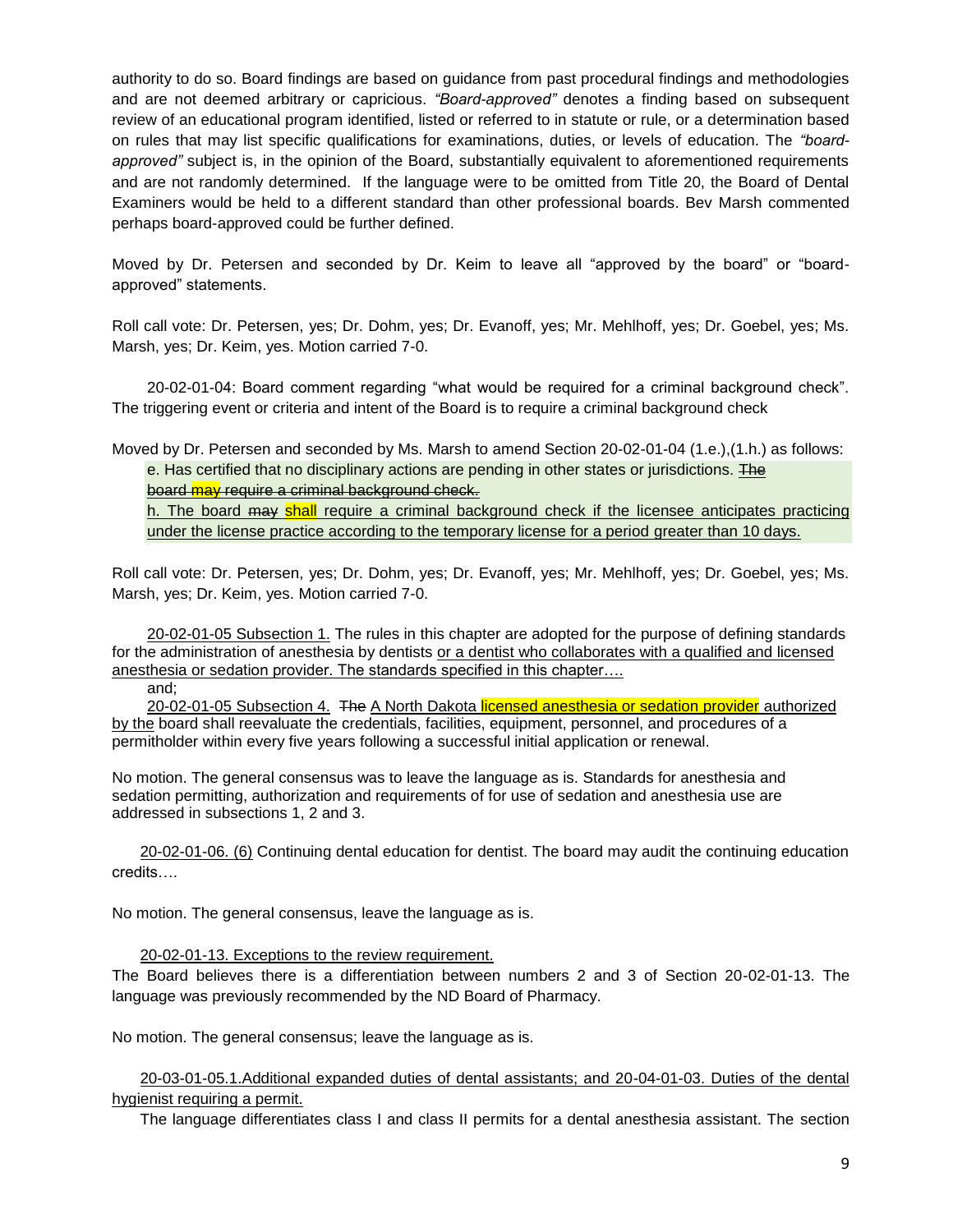authority to do so. Board findings are based on guidance from past procedural findings and methodologies and are not deemed arbitrary or capricious. *"Board-approved"* denotes a finding based on subsequent review of an educational program identified, listed or referred to in statute or rule, or a determination based on rules that may list specific qualifications for examinations, duties, or levels of education. The *"board-approved"* subject is, in the opinion of the Board, substantially equivalent to aforementioned requirements and are not randomly determined. If the language were to be omitted from Title 20, the Board of Dental Examiners would be held to a different standard than other professional boards. Bev Marsh commented perhaps board-approved could be further defined.

Moved by Dr. Petersen and seconded by Dr. Keim to leave all "approved by the board" or "board-approved" statements.

Roll call vote: Dr. Petersen, yes; Dr. Dohm, yes; Dr. Evanoff, yes; Mr. Mehlhoff, yes; Dr. Goebel, yes; Ms. Marsh, yes; Dr. Keim, yes. Motion carried 7-0.

20-02-01-04: Board comment regarding "what would be required for a criminal background check". The triggering event or criteria and intent of the Board is to require a criminal background check

Moved by Dr. Petersen and seconded by Ms. Marsh to amend Section 20-02-01-04 (1.e.),(1.h.) as follows:

e. Has certified that no disciplinary actions are pending in other states or jurisdictions. ~~The board may require a criminal background check.~~

h. The board ~~may~~ shall require a criminal background check if the licensee anticipates practicing under the license practice according to the temporary license for a period greater than 10 days.

Roll call vote: Dr. Petersen, yes; Dr. Dohm, yes; Dr. Evanoff, yes; Mr. Mehlhoff, yes; Dr. Goebel, yes; Ms. Marsh, yes; Dr. Keim, yes. Motion carried 7-0.

20-02-01-05 Subsection 1. The rules in this chapter are adopted for the purpose of defining standards for the administration of anesthesia by dentists or a dentist who collaborates with a qualified and licensed anesthesia or sedation provider. The standards specified in this chapter….

and;

20-02-01-05 Subsection 4. ~~The~~ A North Dakota licensed anesthesia or sedation provider authorized by the board shall reevaluate the credentials, facilities, equipment, personnel, and procedures of a permitholder within every five years following a successful initial application or renewal.

No motion. The general consensus was to leave the language as is. Standards for anesthesia and sedation permitting, authorization and requirements of for use of sedation and anesthesia use are addressed in subsections 1, 2 and 3.

20-02-01-06. (6) Continuing dental education for dentist. The board may audit the continuing education credits….

No motion. The general consensus, leave the language as is.

20-02-01-13. Exceptions to the review requirement.

The Board believes there is a differentiation between numbers 2 and 3 of Section 20-02-01-13. The language was previously recommended by the ND Board of Pharmacy.

No motion. The general consensus; leave the language as is.

20-03-01-05.1.Additional expanded duties of dental assistants; and 20-04-01-03. Duties of the dental hygienist requiring a permit.

The language differentiates class I and class II permits for a dental anesthesia assistant. The section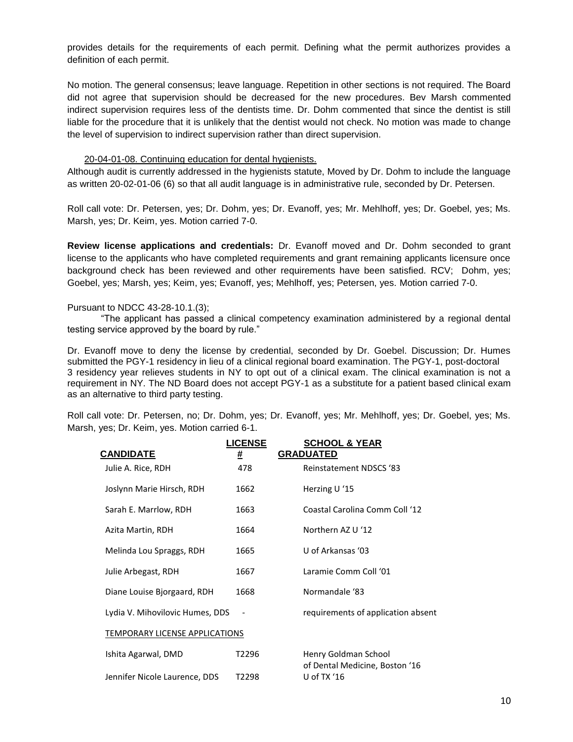provides details for the requirements of each permit. Defining what the permit authorizes provides a definition of each permit.

No motion. The general consensus; leave language. Repetition in other sections is not required. The Board did not agree that supervision should be decreased for the new procedures. Bev Marsh commented indirect supervision requires less of the dentists time. Dr. Dohm commented that since the dentist is still liable for the procedure that it is unlikely that the dentist would not check. No motion was made to change the level of supervision to indirect supervision rather than direct supervision.

20-04-01-08. Continuing education for dental hygienists.

Although audit is currently addressed in the hygienists statute, Moved by Dr. Dohm to include the language as written 20-02-01-06 (6) so that all audit language is in administrative rule, seconded by Dr. Petersen.

Roll call vote: Dr. Petersen, yes; Dr. Dohm, yes; Dr. Evanoff, yes; Mr. Mehlhoff, yes; Dr. Goebel, yes; Ms. Marsh, yes; Dr. Keim, yes. Motion carried 7-0.

**Review license applications and credentials:** Dr. Evanoff moved and Dr. Dohm seconded to grant license to the applicants who have completed requirements and grant remaining applicants licensure once background check has been reviewed and other requirements have been satisfied. RCV; Dohm, yes; Goebel, yes; Marsh, yes; Keim, yes; Evanoff, yes; Mehlhoff, yes; Petersen, yes. Motion carried 7-0.

Pursuant to NDCC 43-28-10.1.(3);

"The applicant has passed a clinical competency examination administered by a regional dental testing service approved by the board by rule."

Dr. Evanoff move to deny the license by credential, seconded by Dr. Goebel. Discussion; Dr. Humes submitted the PGY-1 residency in lieu of a clinical regional board examination. The PGY-1, post-doctoral 3 residency year relieves students in NY to opt out of a clinical exam. The clinical examination is not a requirement in NY. The ND Board does not accept PGY-1 as a substitute for a patient based clinical exam as an alternative to third party testing.

Roll call vote: Dr. Petersen, no; Dr. Dohm, yes; Dr. Evanoff, yes; Mr. Mehlhoff, yes; Dr. Goebel, yes; Ms. Marsh, yes; Dr. Keim, yes. Motion carried 6-1.

| CANDIDATE | LICENSE # | SCHOOL & YEAR GRADUATED |
|---|---|---|
| Julie A. Rice, RDH | 478 | Reinstatement NDSCS '83 |
| Joslynn Marie Hirsch, RDH | 1662 | Herzing U '15 |
| Sarah E. Marrlow, RDH | 1663 | Coastal Carolina Comm Coll '12 |
| Azita Martin, RDH | 1664 | Northern AZ U '12 |
| Melinda Lou Spraggs, RDH | 1665 | U of Arkansas '03 |
| Julie Arbegast, RDH | 1667 | Laramie Comm Coll '01 |
| Diane Louise Bjorgaard, RDH | 1668 | Normandale '83 |
| Lydia V. Mihovilovic Humes, DDS | - | requirements of application absent |
| TEMPORARY LICENSE APPLICATIONS | | |
| Ishita Agarwal, DMD | T2296 | Henry Goldman School of Dental Medicine, Boston '16 |
| Jennifer Nicole Laurence, DDS | T2298 | U of TX '16 |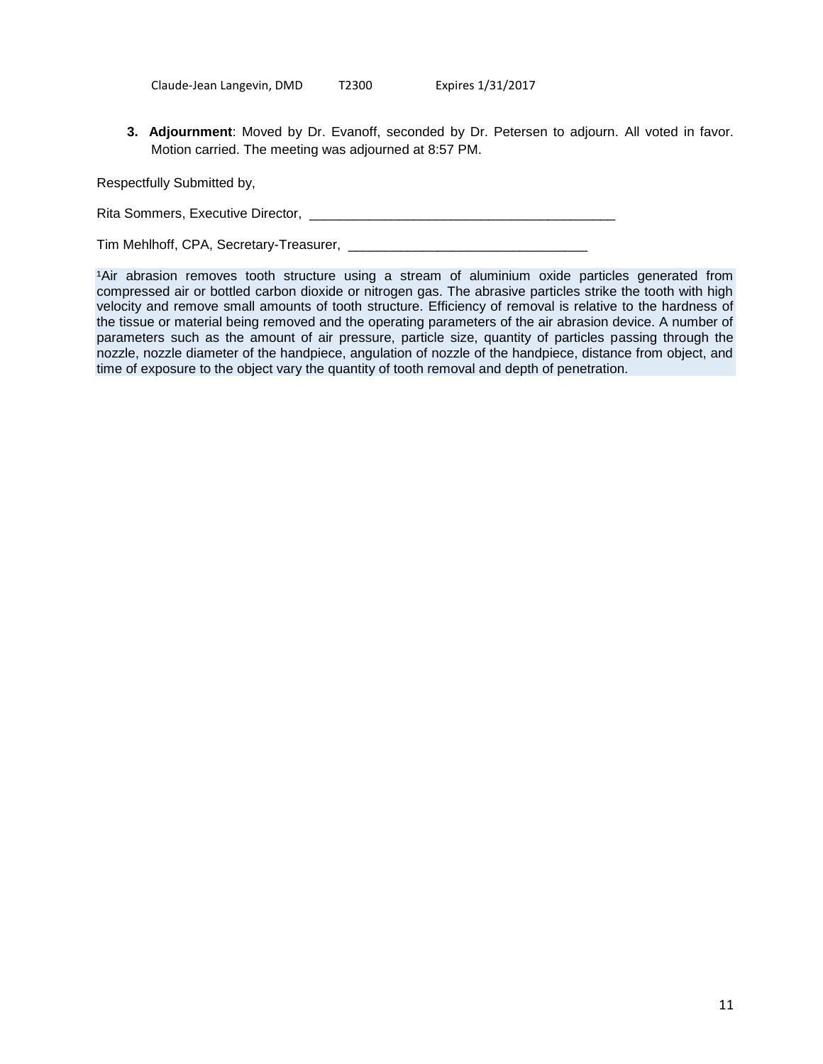| Claude-Jean Langevin, DMD | T2300 | Expires 1/31/2017 |
| --- | --- | --- |

3. **Adjournment**: Moved by Dr. Evanoff, seconded by Dr. Petersen to adjourn. All voted in favor. Motion carried. The meeting was adjourned at 8:57 PM.

Respectfully Submitted by,

Rita Sommers, Executive Director, ___________________________________________

Tim Mehlhoff, CPA, Secretary-Treasurer, _________________________________

[1]Air abrasion removes tooth structure using a stream of aluminium oxide particles generated from compressed air or bottled carbon dioxide or nitrogen gas. The abrasive particles strike the tooth with high velocity and remove small amounts of tooth structure. Efficiency of removal is relative to the hardness of the tissue or material being removed and the operating parameters of the air abrasion device. A number of parameters such as the amount of air pressure, particle size, quantity of particles passing through the nozzle, nozzle diameter of the handpiece, angulation of nozzle of the handpiece, distance from object, and time of exposure to the object vary the quantity of tooth removal and depth of penetration.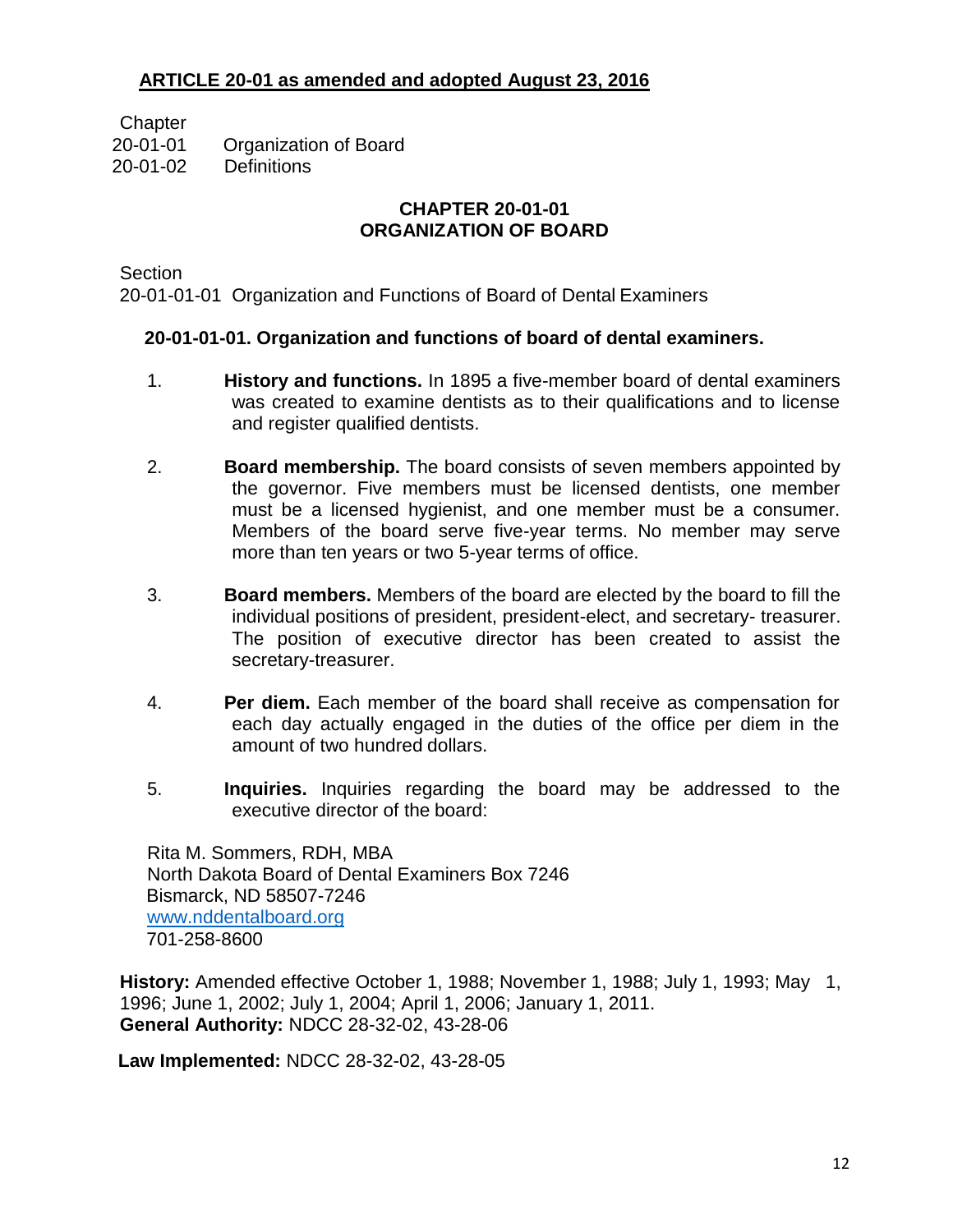**ARTICLE 20-01 as amended and adopted August 23, 2016**

Chapter
20-01-01 Organization of Board
20-01-02 Definitions

## CHAPTER 20-01-01
## ORGANIZATION OF BOARD

Section
20-01-01-01 Organization and Functions of Board of Dental Examiners

**20-01-01-01. Organization and functions of board of dental examiners.**

1. **History and functions.** In 1895 a five-member board of dental examiners was created to examine dentists as to their qualifications and to license and register qualified dentists.

2. **Board membership.** The board consists of seven members appointed by the governor. Five members must be licensed dentists, one member must be a licensed hygienist, and one member must be a consumer. Members of the board serve five-year terms. No member may serve more than ten years or two 5-year terms of office.

3. **Board members.** Members of the board are elected by the board to fill the individual positions of president, president-elect, and secretary- treasurer. The position of executive director has been created to assist the secretary-treasurer.

4. **Per diem.** Each member of the board shall receive as compensation for each day actually engaged in the duties of the office per diem in the amount of two hundred dollars.

5. **Inquiries.** Inquiries regarding the board may be addressed to the executive director of the board:

Rita M. Sommers, RDH, MBA
North Dakota Board of Dental Examiners Box 7246
Bismarck, ND 58507-7246
www.nddentalboard.org
701-258-8600

**History:** Amended effective October 1, 1988; November 1, 1988; July 1, 1993; May 1, 1996; June 1, 2002; July 1, 2004; April 1, 2006; January 1, 2011.
**General Authority:** NDCC 28-32-02, 43-28-06

**Law Implemented:** NDCC 28-32-02, 43-28-05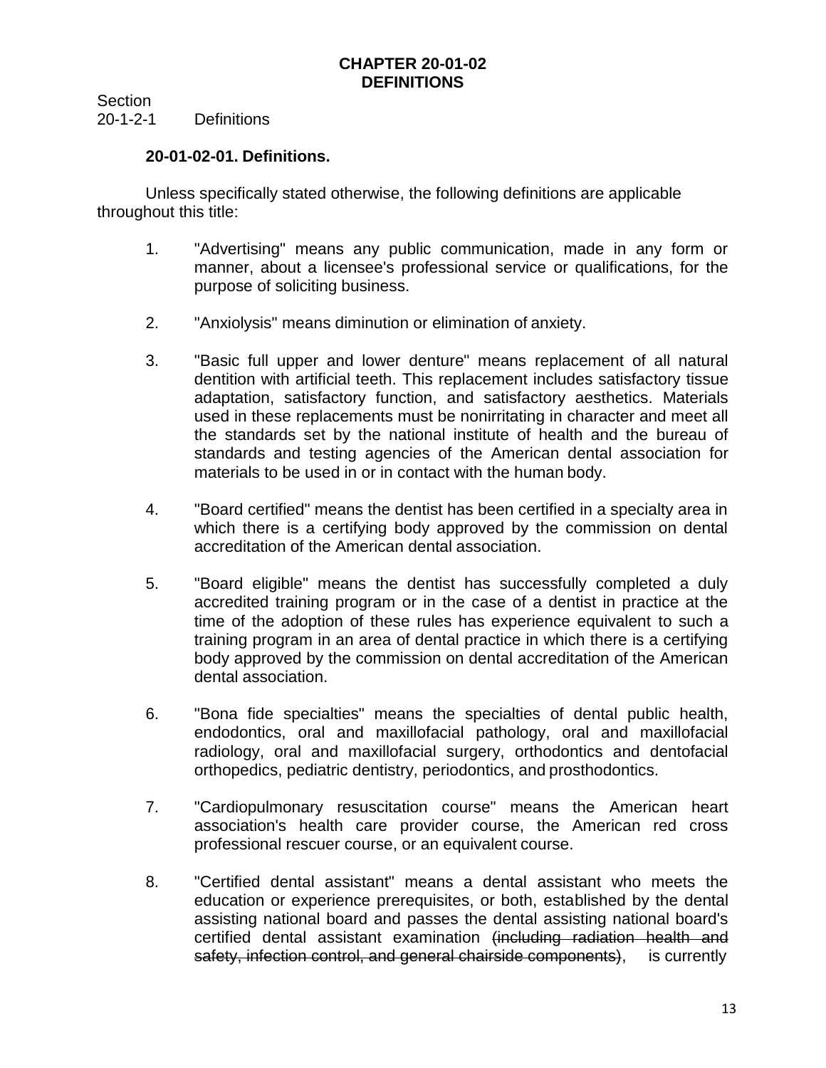# CHAPTER 20-01-02
# DEFINITIONS

Section
20-1-2-1 Definitions

**20-01-02-01. Definitions.**

Unless specifically stated otherwise, the following definitions are applicable throughout this title:

1. "Advertising" means any public communication, made in any form or manner, about a licensee's professional service or qualifications, for the purpose of soliciting business.

2. "Anxiolysis" means diminution or elimination of anxiety.

3. "Basic full upper and lower denture" means replacement of all natural dentition with artificial teeth. This replacement includes satisfactory tissue adaptation, satisfactory function, and satisfactory aesthetics. Materials used in these replacements must be nonirritating in character and meet all the standards set by the national institute of health and the bureau of standards and testing agencies of the American dental association for materials to be used in or in contact with the human body.

4. "Board certified" means the dentist has been certified in a specialty area in which there is a certifying body approved by the commission on dental accreditation of the American dental association.

5. "Board eligible" means the dentist has successfully completed a duly accredited training program or in the case of a dentist in practice at the time of the adoption of these rules has experience equivalent to such a training program in an area of dental practice in which there is a certifying body approved by the commission on dental accreditation of the American dental association.

6. "Bona fide specialties" means the specialties of dental public health, endodontics, oral and maxillofacial pathology, oral and maxillofacial radiology, oral and maxillofacial surgery, orthodontics and dentofacial orthopedics, pediatric dentistry, periodontics, and prosthodontics.

7. "Cardiopulmonary resuscitation course" means the American heart association's health care provider course, the American red cross professional rescuer course, or an equivalent course.

8. "Certified dental assistant" means a dental assistant who meets the education or experience prerequisites, or both, established by the dental assisting national board and passes the dental assisting national board's certified dental assistant examination ~~(including radiation health and safety, infection control, and general chairside components)~~, is currently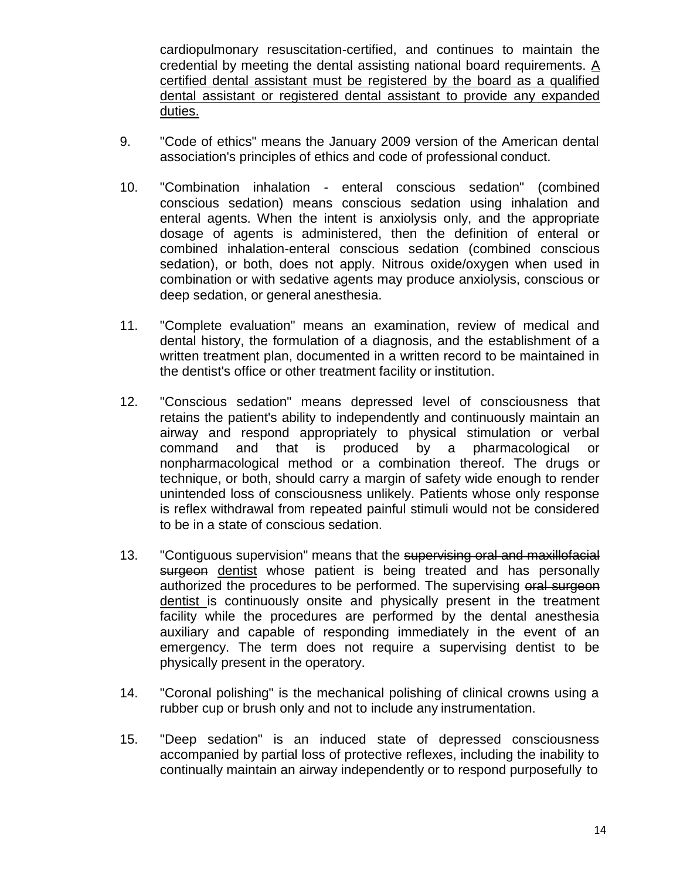cardiopulmonary resuscitation-certified, and continues to maintain the credential by meeting the dental assisting national board requirements. <u>A certified dental assistant must be registered by the board as a qualified dental assistant or registered dental assistant to provide any expanded duties.</u>

9. "Code of ethics" means the January 2009 version of the American dental association's principles of ethics and code of professional conduct.

10. "Combination inhalation - enteral conscious sedation" (combined conscious sedation) means conscious sedation using inhalation and enteral agents. When the intent is anxiolysis only, and the appropriate dosage of agents is administered, then the definition of enteral or combined inhalation-enteral conscious sedation (combined conscious sedation), or both, does not apply. Nitrous oxide/oxygen when used in combination or with sedative agents may produce anxiolysis, conscious or deep sedation, or general anesthesia.

11. "Complete evaluation" means an examination, review of medical and dental history, the formulation of a diagnosis, and the establishment of a written treatment plan, documented in a written record to be maintained in the dentist's office or other treatment facility or institution.

12. "Conscious sedation" means depressed level of consciousness that retains the patient's ability to independently and continuously maintain an airway and respond appropriately to physical stimulation or verbal command and that is produced by a pharmacological or nonpharmacological method or a combination thereof. The drugs or technique, or both, should carry a margin of safety wide enough to render unintended loss of consciousness unlikely. Patients whose only response is reflex withdrawal from repeated painful stimuli would not be considered to be in a state of conscious sedation.

13. "Contiguous supervision" means that the ~~supervising oral and maxillofacial surgeon~~ <u>dentist</u> whose patient is being treated and has personally authorized the procedures to be performed. The supervising ~~oral surgeon~~ <u>dentist</u> is continuously onsite and physically present in the treatment facility while the procedures are performed by the dental anesthesia auxiliary and capable of responding immediately in the event of an emergency. The term does not require a supervising dentist to be physically present in the operatory.

14. "Coronal polishing" is the mechanical polishing of clinical crowns using a rubber cup or brush only and not to include any instrumentation.

15. "Deep sedation" is an induced state of depressed consciousness accompanied by partial loss of protective reflexes, including the inability to continually maintain an airway independently or to respond purposefully to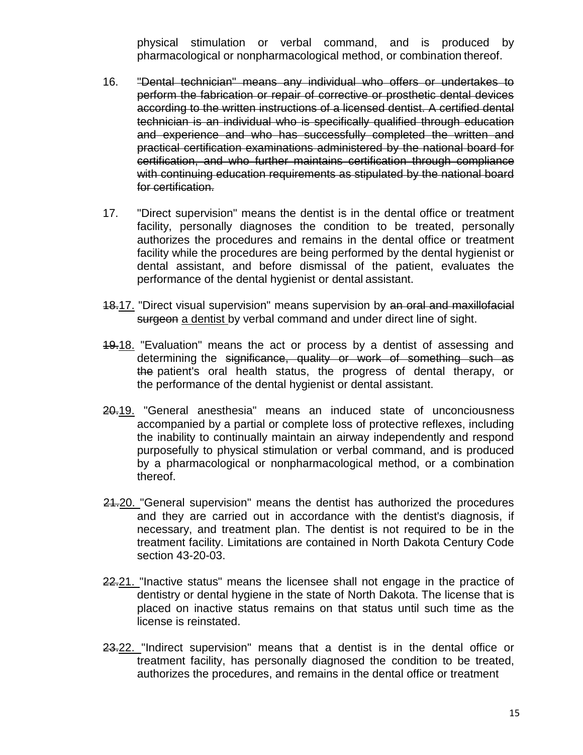physical stimulation or verbal command, and is produced by pharmacological or nonpharmacological method, or combination thereof.

16. ~~"Dental technician" means any individual who offers or undertakes to perform the fabrication or repair of corrective or prosthetic dental devices according to the written instructions of a licensed dentist. A certified dental technician is an individual who is specifically qualified through education and experience and who has successfully completed the written and practical certification examinations administered by the national board for certification, and who further maintains certification through compliance with continuing education requirements as stipulated by the national board for certification.~~

17. "Direct supervision" means the dentist is in the dental office or treatment facility, personally diagnoses the condition to be treated, personally authorizes the procedures and remains in the dental office or treatment facility while the procedures are being performed by the dental hygienist or dental assistant, and before dismissal of the patient, evaluates the performance of the dental hygienist or dental assistant.

~~18.~~<u>17.</u> "Direct visual supervision" means supervision by ~~an oral and maxillofacial surgeon~~ <u>a dentist</u> by verbal command and under direct line of sight.

~~19.~~<u>18.</u> "Evaluation" means the act or process by a dentist of assessing and determining the ~~significance, quality or work of something such as the~~ patient's oral health status, the progress of dental therapy, or the performance of the dental hygienist or dental assistant.

~~20.~~<u>19.</u> "General anesthesia" means an induced state of unconciousness accompanied by a partial or complete loss of protective reflexes, including the inability to continually maintain an airway independently and respond purposefully to physical stimulation or verbal command, and is produced by a pharmacological or nonpharmacological method, or a combination thereof.

~~21.~~<u>20.</u> "General supervision" means the dentist has authorized the procedures and they are carried out in accordance with the dentist's diagnosis, if necessary, and treatment plan. The dentist is not required to be in the treatment facility. Limitations are contained in North Dakota Century Code section 43-20-03.

~~22.~~<u>21.</u> "Inactive status" means the licensee shall not engage in the practice of dentistry or dental hygiene in the state of North Dakota. The license that is placed on inactive status remains on that status until such time as the license is reinstated.

~~23.~~<u>22.</u> "Indirect supervision" means that a dentist is in the dental office or treatment facility, has personally diagnosed the condition to be treated, authorizes the procedures, and remains in the dental office or treatment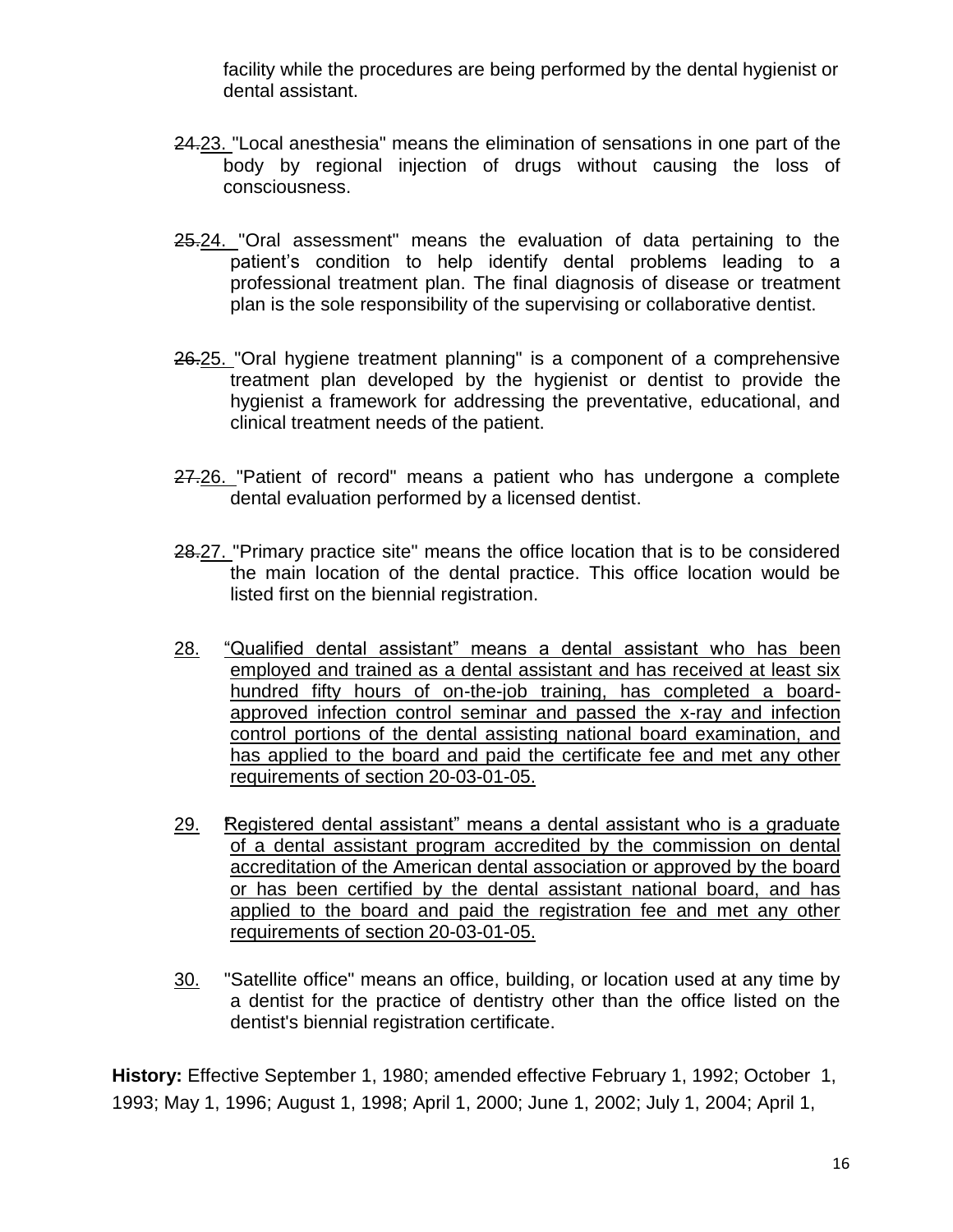facility while the procedures are being performed by the dental hygienist or dental assistant.

~~24.~~23. "Local anesthesia" means the elimination of sensations in one part of the body by regional injection of drugs without causing the loss of consciousness.

~~25.~~24. "Oral assessment" means the evaluation of data pertaining to the patient's condition to help identify dental problems leading to a professional treatment plan. The final diagnosis of disease or treatment plan is the sole responsibility of the supervising or collaborative dentist.

~~26.~~25. "Oral hygiene treatment planning" is a component of a comprehensive treatment plan developed by the hygienist or dentist to provide the hygienist a framework for addressing the preventative, educational, and clinical treatment needs of the patient.

~~27.~~26. "Patient of record" means a patient who has undergone a complete dental evaluation performed by a licensed dentist.

~~28.~~27. "Primary practice site" means the office location that is to be considered the main location of the dental practice. This office location would be listed first on the biennial registration.

28. "Qualified dental assistant" means a dental assistant who has been employed and trained as a dental assistant and has received at least six hundred fifty hours of on-the-job training, has completed a board-approved infection control seminar and passed the x-ray and infection control portions of the dental assisting national board examination, and has applied to the board and paid the certificate fee and met any other requirements of section 20-03-01-05.

29. "Registered dental assistant" means a dental assistant who is a graduate of a dental assistant program accredited by the commission on dental accreditation of the American dental association or approved by the board or has been certified by the dental assistant national board, and has applied to the board and paid the registration fee and met any other requirements of section 20-03-01-05.

30. "Satellite office" means an office, building, or location used at any time by a dentist for the practice of dentistry other than the office listed on the dentist's biennial registration certificate.

**History:** Effective September 1, 1980; amended effective February 1, 1992; October 1, 1993; May 1, 1996; August 1, 1998; April 1, 2000; June 1, 2002; July 1, 2004; April 1,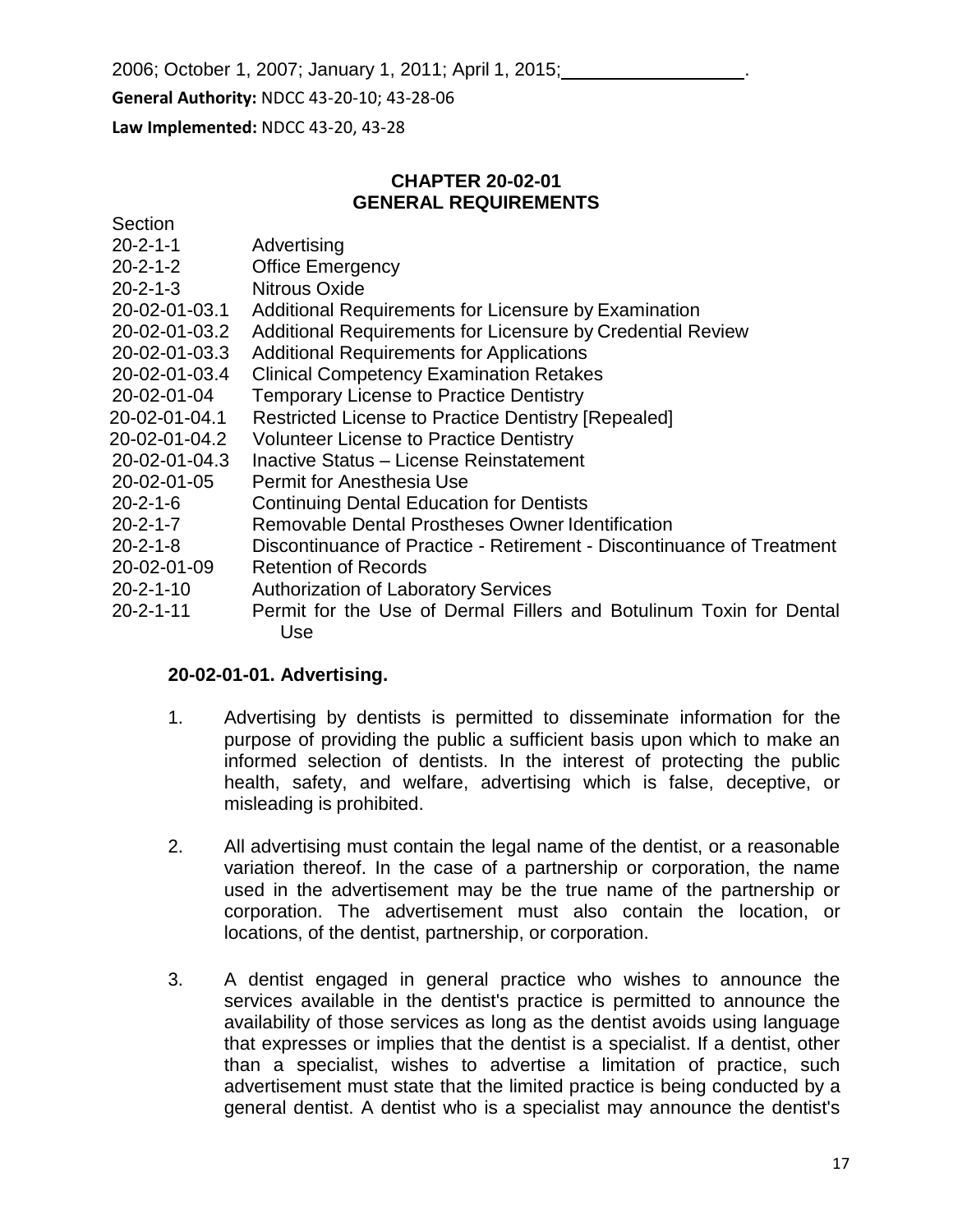2006; October 1, 2007; January 1, 2011; April 1, 2015; \_\_\_\_\_\_\_\_\_\_\_\_\_\_\_\_\_.

**General Authority:** NDCC 43-20-10; 43-28-06

**Law Implemented:** NDCC 43-20, 43-28

## CHAPTER 20-02-01
## GENERAL REQUIREMENTS

| Section | |
|---|---|
| 20-2-1-1 | Advertising |
| 20-2-1-2 | Office Emergency |
| 20-2-1-3 | Nitrous Oxide |
| 20-02-01-03.1 | Additional Requirements for Licensure by Examination |
| 20-02-01-03.2 | Additional Requirements for Licensure by Credential Review |
| 20-02-01-03.3 | Additional Requirements for Applications |
| 20-02-01-03.4 | Clinical Competency Examination Retakes |
| 20-02-01-04 | Temporary License to Practice Dentistry |
| 20-02-01-04.1 | Restricted License to Practice Dentistry [Repealed] |
| 20-02-01-04.2 | Volunteer License to Practice Dentistry |
| 20-02-01-04.3 | Inactive Status – License Reinstatement |
| 20-02-01-05 | Permit for Anesthesia Use |
| 20-2-1-6 | Continuing Dental Education for Dentists |
| 20-2-1-7 | Removable Dental Prostheses Owner Identification |
| 20-2-1-8 | Discontinuance of Practice - Retirement - Discontinuance of Treatment |
| 20-02-01-09 | Retention of Records |
| 20-2-1-10 | Authorization of Laboratory Services |
| 20-2-1-11 | Permit for the Use of Dermal Fillers and Botulinum Toxin for Dental Use |

**20-02-01-01. Advertising.**

1. Advertising by dentists is permitted to disseminate information for the purpose of providing the public a sufficient basis upon which to make an informed selection of dentists. In the interest of protecting the public health, safety, and welfare, advertising which is false, deceptive, or misleading is prohibited.

2. All advertising must contain the legal name of the dentist, or a reasonable variation thereof. In the case of a partnership or corporation, the name used in the advertisement may be the true name of the partnership or corporation. The advertisement must also contain the location, or locations, of the dentist, partnership, or corporation.

3. A dentist engaged in general practice who wishes to announce the services available in the dentist's practice is permitted to announce the availability of those services as long as the dentist avoids using language that expresses or implies that the dentist is a specialist. If a dentist, other than a specialist, wishes to advertise a limitation of practice, such advertisement must state that the limited practice is being conducted by a general dentist. A dentist who is a specialist may announce the dentist's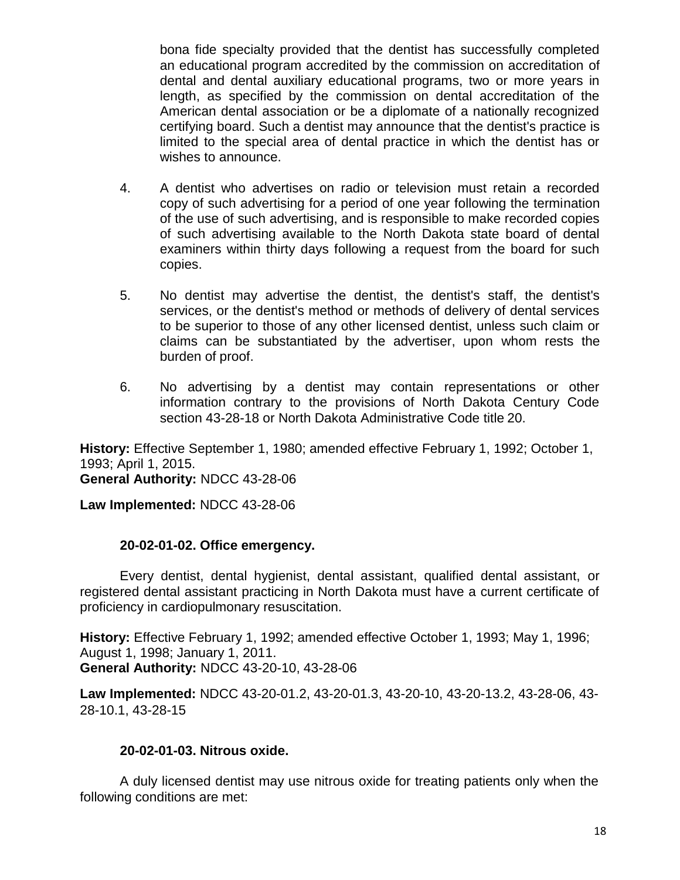bona fide specialty provided that the dentist has successfully completed an educational program accredited by the commission on accreditation of dental and dental auxiliary educational programs, two or more years in length, as specified by the commission on dental accreditation of the American dental association or be a diplomate of a nationally recognized certifying board. Such a dentist may announce that the dentist's practice is limited to the special area of dental practice in which the dentist has or wishes to announce.

4. A dentist who advertises on radio or television must retain a recorded copy of such advertising for a period of one year following the termination of the use of such advertising, and is responsible to make recorded copies of such advertising available to the North Dakota state board of dental examiners within thirty days following a request from the board for such copies.

5. No dentist may advertise the dentist, the dentist's staff, the dentist's services, or the dentist's method or methods of delivery of dental services to be superior to those of any other licensed dentist, unless such claim or claims can be substantiated by the advertiser, upon whom rests the burden of proof.

6. No advertising by a dentist may contain representations or other information contrary to the provisions of North Dakota Century Code section 43-28-18 or North Dakota Administrative Code title 20.

**History:** Effective September 1, 1980; amended effective February 1, 1992; October 1, 1993; April 1, 2015.
**General Authority:** NDCC 43-28-06

**Law Implemented:** NDCC 43-28-06

**20-02-01-02. Office emergency.**

Every dentist, dental hygienist, dental assistant, qualified dental assistant, or registered dental assistant practicing in North Dakota must have a current certificate of proficiency in cardiopulmonary resuscitation.

**History:** Effective February 1, 1992; amended effective October 1, 1993; May 1, 1996; August 1, 1998; January 1, 2011.
**General Authority:** NDCC 43-20-10, 43-28-06

**Law Implemented:** NDCC 43-20-01.2, 43-20-01.3, 43-20-10, 43-20-13.2, 43-28-06, 43-28-10.1, 43-28-15

**20-02-01-03. Nitrous oxide.**

A duly licensed dentist may use nitrous oxide for treating patients only when the following conditions are met: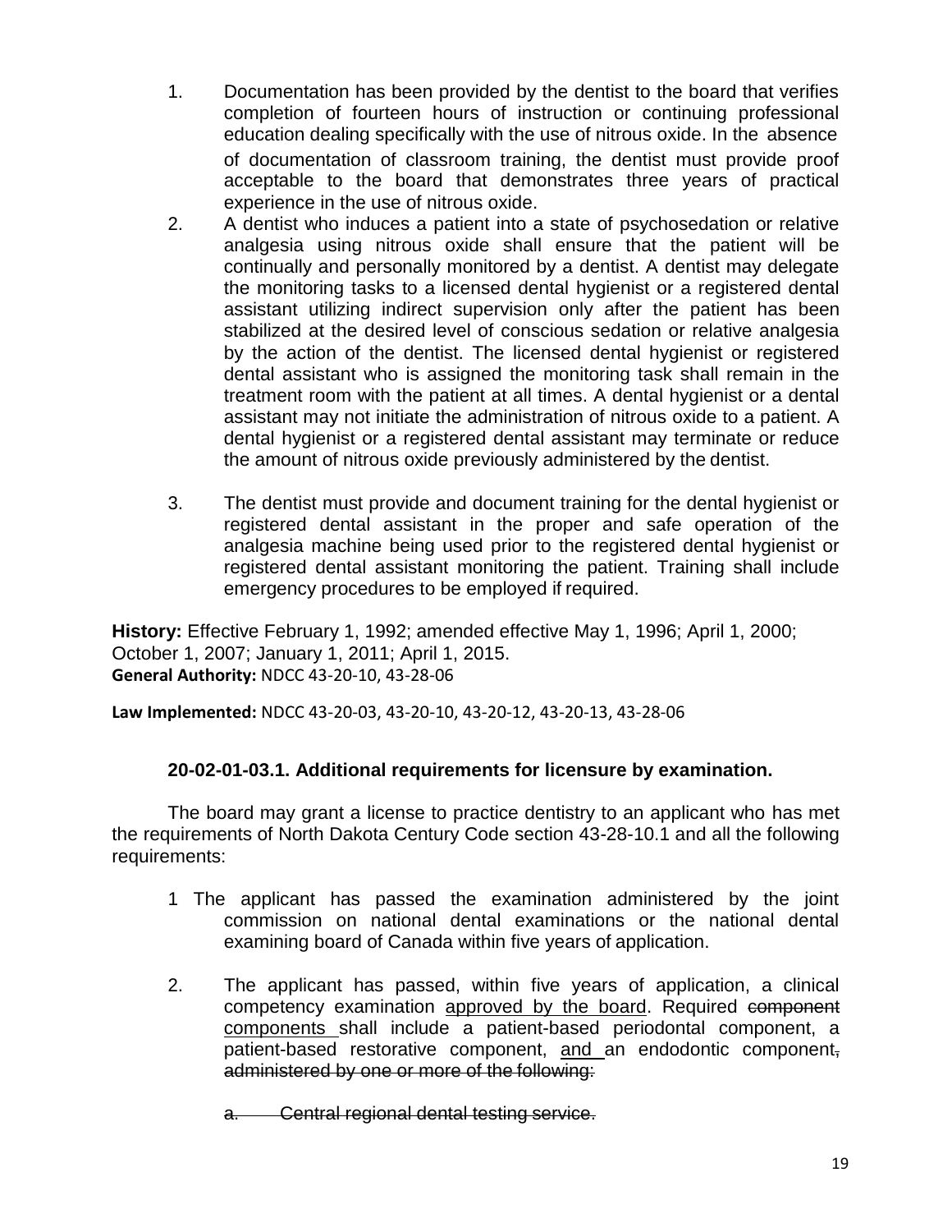1. Documentation has been provided by the dentist to the board that verifies completion of fourteen hours of instruction or continuing professional education dealing specifically with the use of nitrous oxide. In the absence of documentation of classroom training, the dentist must provide proof acceptable to the board that demonstrates three years of practical experience in the use of nitrous oxide.
2. A dentist who induces a patient into a state of psychosedation or relative analgesia using nitrous oxide shall ensure that the patient will be continually and personally monitored by a dentist. A dentist may delegate the monitoring tasks to a licensed dental hygienist or a registered dental assistant utilizing indirect supervision only after the patient has been stabilized at the desired level of conscious sedation or relative analgesia by the action of the dentist. The licensed dental hygienist or registered dental assistant who is assigned the monitoring task shall remain in the treatment room with the patient at all times. A dental hygienist or a dental assistant may not initiate the administration of nitrous oxide to a patient. A dental hygienist or a registered dental assistant may terminate or reduce the amount of nitrous oxide previously administered by the dentist.
3. The dentist must provide and document training for the dental hygienist or registered dental assistant in the proper and safe operation of the analgesia machine being used prior to the registered dental hygienist or registered dental assistant monitoring the patient. Training shall include emergency procedures to be employed if required.

**History:** Effective February 1, 1992; amended effective May 1, 1996; April 1, 2000; October 1, 2007; January 1, 2011; April 1, 2015.
**General Authority:** NDCC 43-20-10, 43-28-06

**Law Implemented:** NDCC 43-20-03, 43-20-10, 43-20-12, 43-20-13, 43-28-06

### 20-02-01-03.1. Additional requirements for licensure by examination.

The board may grant a license to practice dentistry to an applicant who has met the requirements of North Dakota Century Code section 43-28-10.1 and all the following requirements:

1 The applicant has passed the examination administered by the joint commission on national dental examinations or the national dental examining board of Canada within five years of application.

2. The applicant has passed, within five years of application, a clinical competency examination <u>approved by the board</u>. Required ~~component~~ <u>components</u> shall include a patient-based periodontal component, a patient-based restorative component, <u>and</u> an endodontic component~~, administered by one or more of the following:~~

   ~~a. Central regional dental testing service.~~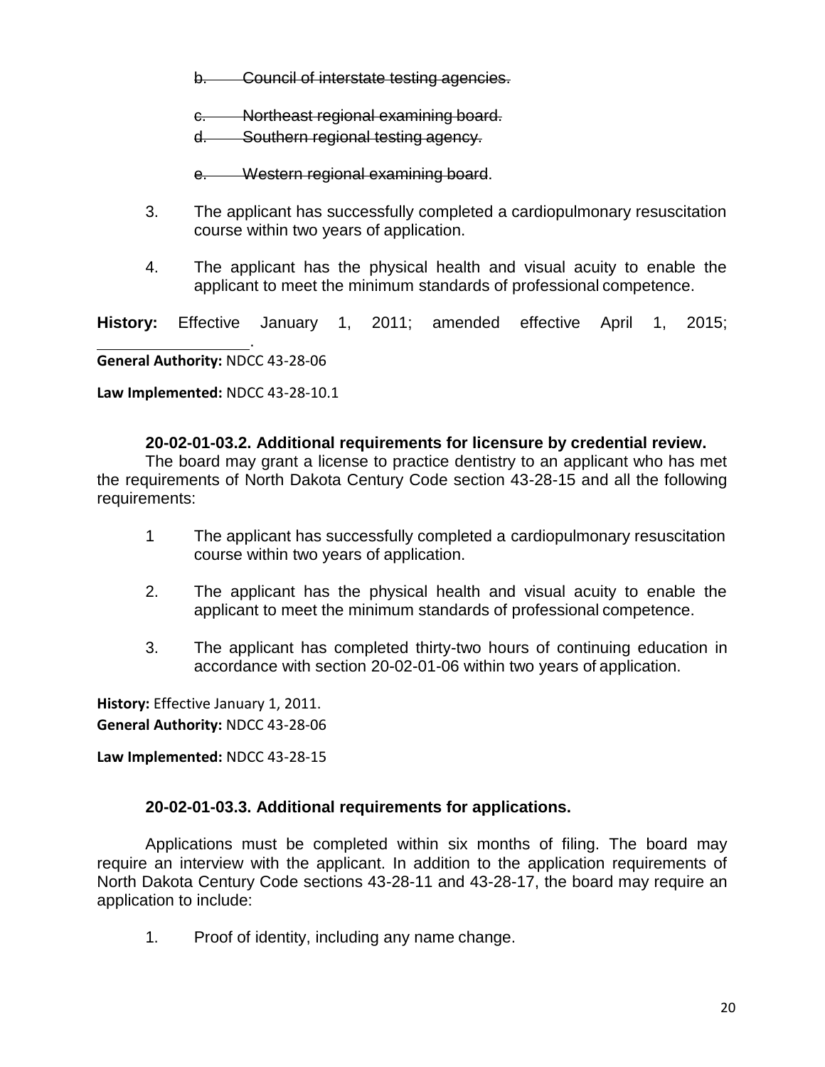~~b. Council of interstate testing agencies.~~

~~c. Northeast regional examining board.~~

~~d. Southern regional testing agency.~~

~~e. Western regional examining board~~.

3. The applicant has successfully completed a cardiopulmonary resuscitation course within two years of application.

4. The applicant has the physical health and visual acuity to enable the applicant to meet the minimum standards of professional competence.

**History:** Effective January 1, 2011; amended effective April 1, 2015; \_\_\_\_\_\_\_\_\_\_\_\_\_\_\_\_\_\_.

**General Authority:** NDCC 43-28-06

**Law Implemented:** NDCC 43-28-10.1

**20-02-01-03.2. Additional requirements for licensure by credential review.**

The board may grant a license to practice dentistry to an applicant who has met the requirements of North Dakota Century Code section 43-28-15 and all the following requirements:

1 The applicant has successfully completed a cardiopulmonary resuscitation course within two years of application.

2. The applicant has the physical health and visual acuity to enable the applicant to meet the minimum standards of professional competence.

3. The applicant has completed thirty-two hours of continuing education in accordance with section 20-02-01-06 within two years of application.

**History:** Effective January 1, 2011.

**General Authority:** NDCC 43-28-06

**Law Implemented:** NDCC 43-28-15

**20-02-01-03.3. Additional requirements for applications.**

Applications must be completed within six months of filing. The board may require an interview with the applicant. In addition to the application requirements of North Dakota Century Code sections 43-28-11 and 43-28-17, the board may require an application to include:

1. Proof of identity, including any name change.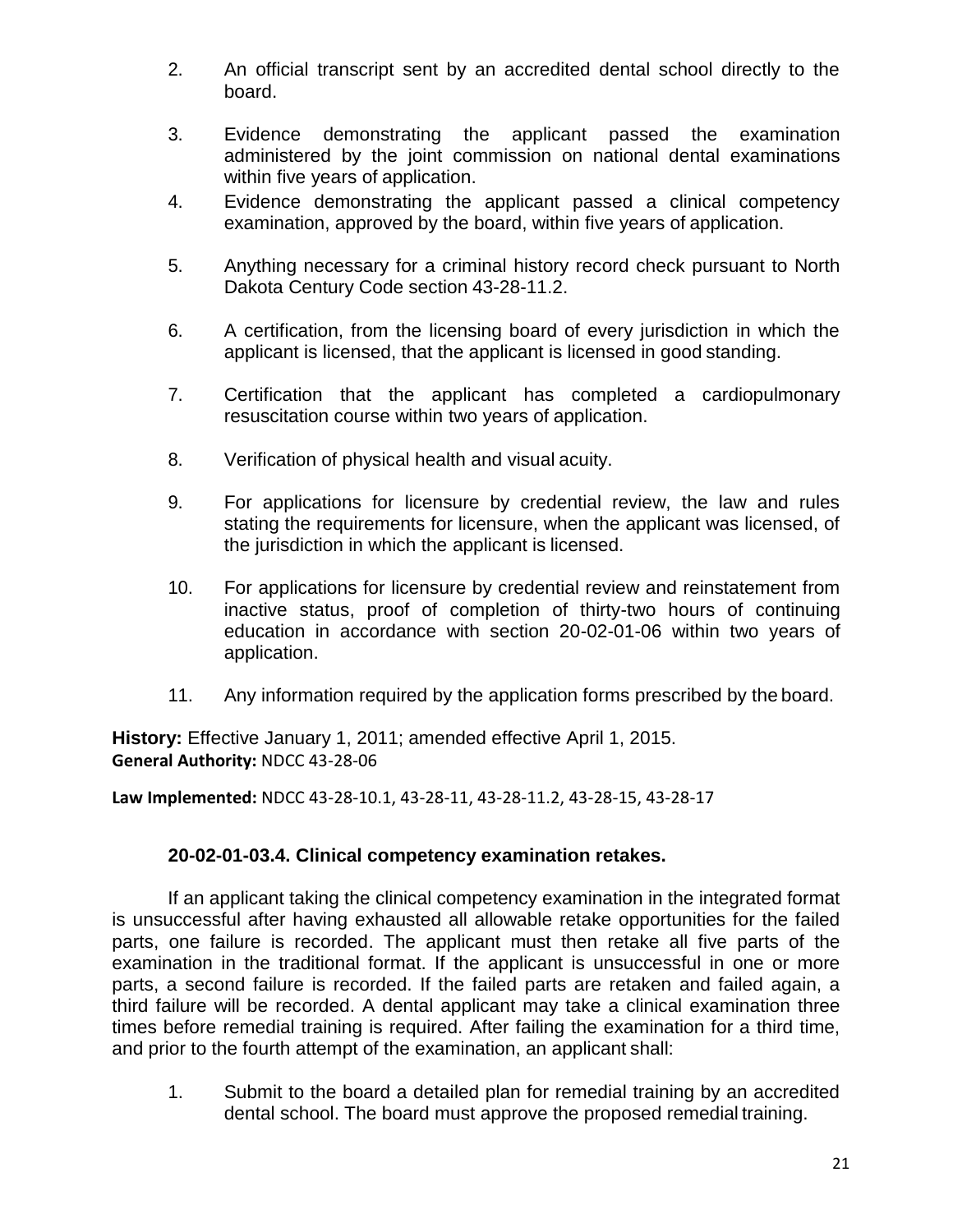2. An official transcript sent by an accredited dental school directly to the board.

3. Evidence demonstrating the applicant passed the examination administered by the joint commission on national dental examinations within five years of application.

4. Evidence demonstrating the applicant passed a clinical competency examination, approved by the board, within five years of application.

5. Anything necessary for a criminal history record check pursuant to North Dakota Century Code section 43-28-11.2.

6. A certification, from the licensing board of every jurisdiction in which the applicant is licensed, that the applicant is licensed in good standing.

7. Certification that the applicant has completed a cardiopulmonary resuscitation course within two years of application.

8. Verification of physical health and visual acuity.

9. For applications for licensure by credential review, the law and rules stating the requirements for licensure, when the applicant was licensed, of the jurisdiction in which the applicant is licensed.

10. For applications for licensure by credential review and reinstatement from inactive status, proof of completion of thirty-two hours of continuing education in accordance with section 20-02-01-06 within two years of application.

11. Any information required by the application forms prescribed by the board.

**History:** Effective January 1, 2011; amended effective April 1, 2015.
**General Authority:** NDCC 43-28-06

**Law Implemented:** NDCC 43-28-10.1, 43-28-11, 43-28-11.2, 43-28-15, 43-28-17

### 20-02-01-03.4. Clinical competency examination retakes.

If an applicant taking the clinical competency examination in the integrated format is unsuccessful after having exhausted all allowable retake opportunities for the failed parts, one failure is recorded. The applicant must then retake all five parts of the examination in the traditional format. If the applicant is unsuccessful in one or more parts, a second failure is recorded. If the failed parts are retaken and failed again, a third failure will be recorded. A dental applicant may take a clinical examination three times before remedial training is required. After failing the examination for a third time, and prior to the fourth attempt of the examination, an applicant shall:

1. Submit to the board a detailed plan for remedial training by an accredited dental school. The board must approve the proposed remedial training.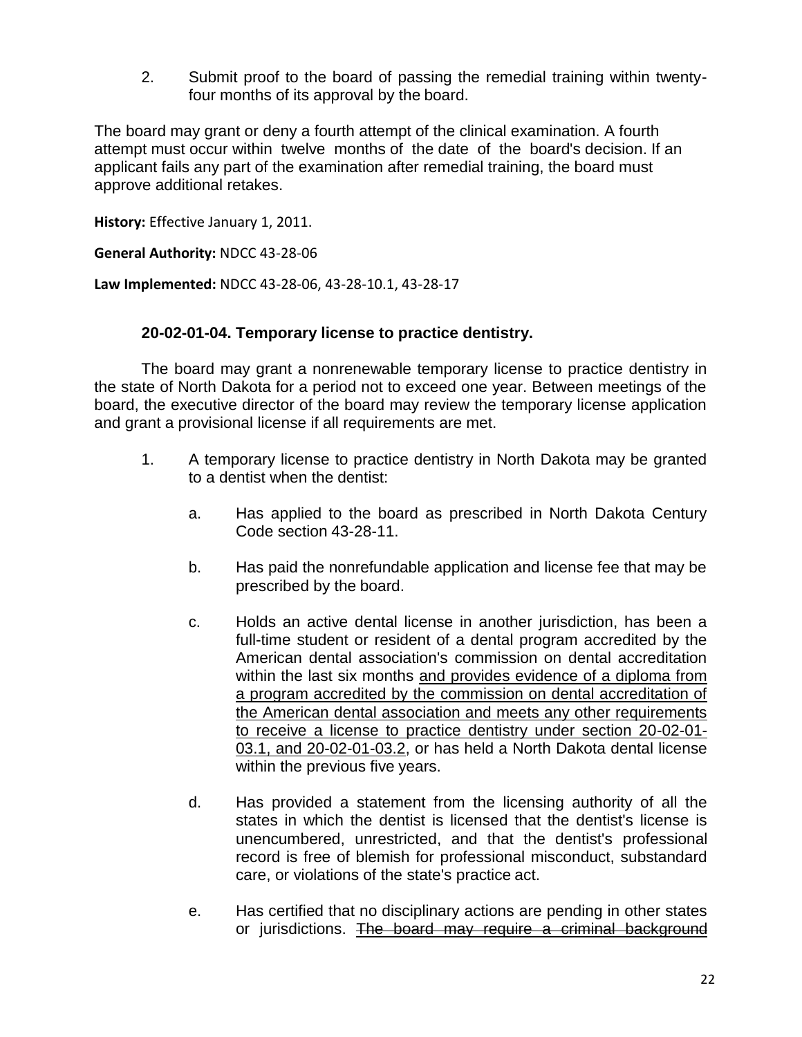2. Submit proof to the board of passing the remedial training within twenty-four months of its approval by the board.

The board may grant or deny a fourth attempt of the clinical examination. A fourth attempt must occur within twelve months of the date of the board's decision. If an applicant fails any part of the examination after remedial training, the board must approve additional retakes.

**History:** Effective January 1, 2011.

**General Authority:** NDCC 43-28-06

**Law Implemented:** NDCC 43-28-06, 43-28-10.1, 43-28-17

### 20-02-01-04. Temporary license to practice dentistry.

The board may grant a nonrenewable temporary license to practice dentistry in the state of North Dakota for a period not to exceed one year. Between meetings of the board, the executive director of the board may review the temporary license application and grant a provisional license if all requirements are met.

1. A temporary license to practice dentistry in North Dakota may be granted to a dentist when the dentist:

    a. Has applied to the board as prescribed in North Dakota Century Code section 43-28-11.

    b. Has paid the nonrefundable application and license fee that may be prescribed by the board.

    c. Holds an active dental license in another jurisdiction, has been a full-time student or resident of a dental program accredited by the American dental association's commission on dental accreditation within the last six months <u>and provides evidence of a diploma from a program accredited by the commission on dental accreditation of the American dental association and meets any other requirements to receive a license to practice dentistry under section 20-02-01-03.1, and 20-02-01-03.2</u>, or has held a North Dakota dental license within the previous five years.

    d. Has provided a statement from the licensing authority of all the states in which the dentist is licensed that the dentist's license is unencumbered, unrestricted, and that the dentist's professional record is free of blemish for professional misconduct, substandard care, or violations of the state's practice act.

    e. Has certified that no disciplinary actions are pending in other states or jurisdictions. ~~The board may require a criminal background~~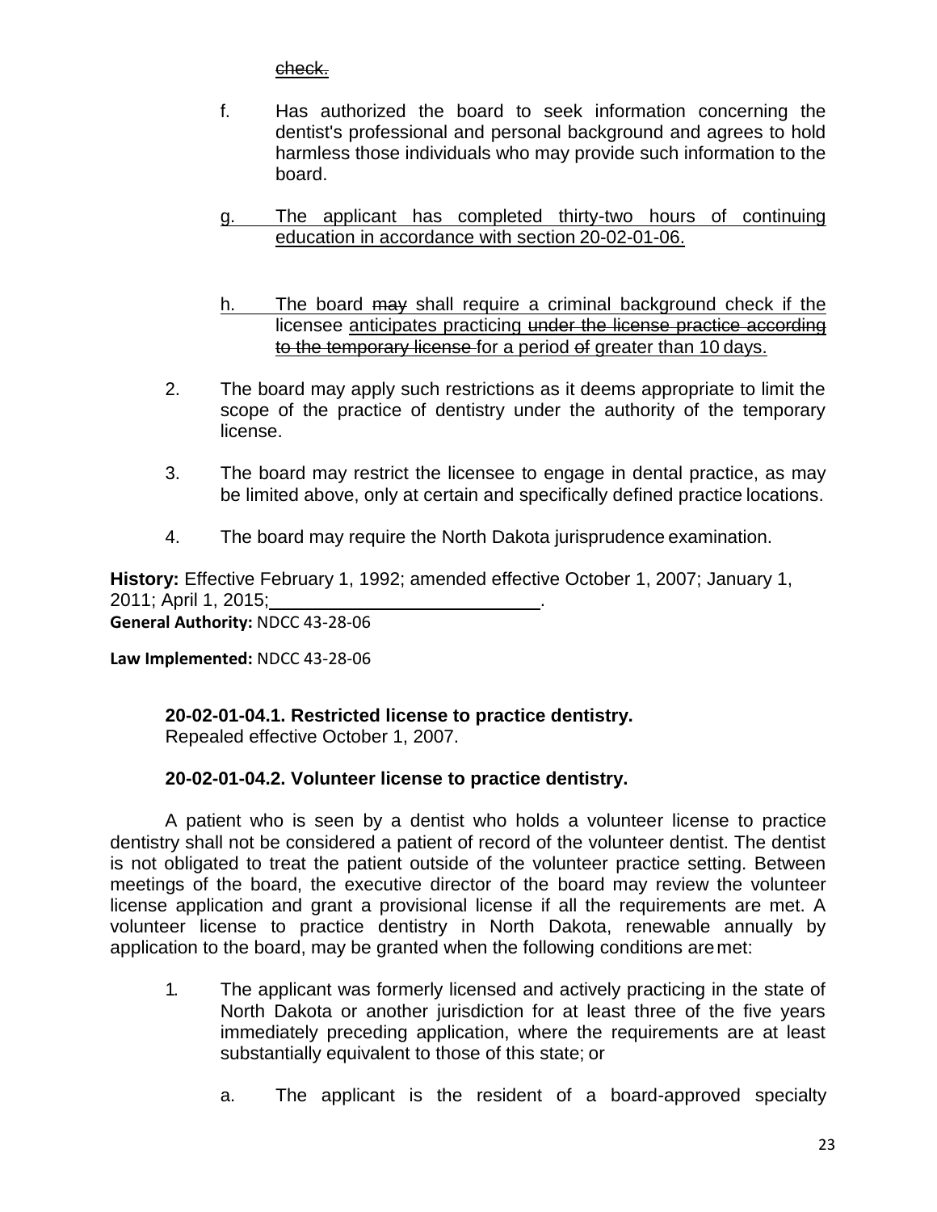~~check.~~

f. Has authorized the board to seek information concerning the dentist's professional and personal background and agrees to hold harmless those individuals who may provide such information to the board.

<u>g. The applicant has completed thirty-two hours of continuing education in accordance with section 20-02-01-06.</u>

<u>h.</u> The board ~~may~~ shall require a criminal background check if the licensee <u>anticipates practicing</u> ~~under the license practice according to the temporary license~~ for a period ~~of~~ greater than 10 days.

2. The board may apply such restrictions as it deems appropriate to limit the scope of the practice of dentistry under the authority of the temporary license.

3. The board may restrict the licensee to engage in dental practice, as may be limited above, only at certain and specifically defined practice locations.

4. The board may require the North Dakota jurisprudence examination.

**History:** Effective February 1, 1992; amended effective October 1, 2007; January 1, 2011; April 1, 2015;\_\_\_\_\_\_\_\_\_\_\_\_\_\_\_\_\_\_\_\_\_\_\_\_\_\_\_.
**General Authority:** NDCC 43-28-06

**Law Implemented:** NDCC 43-28-06

**20-02-01-04.1. Restricted license to practice dentistry.**
Repealed effective October 1, 2007.

**20-02-01-04.2. Volunteer license to practice dentistry.**

A patient who is seen by a dentist who holds a volunteer license to practice dentistry shall not be considered a patient of record of the volunteer dentist. The dentist is not obligated to treat the patient outside of the volunteer practice setting. Between meetings of the board, the executive director of the board may review the volunteer license application and grant a provisional license if all the requirements are met. A volunteer license to practice dentistry in North Dakota, renewable annually by application to the board, may be granted when the following conditions are met:

1. The applicant was formerly licensed and actively practicing in the state of North Dakota or another jurisdiction for at least three of the five years immediately preceding application, where the requirements are at least substantially equivalent to those of this state; or

   a. The applicant is the resident of a board-approved specialty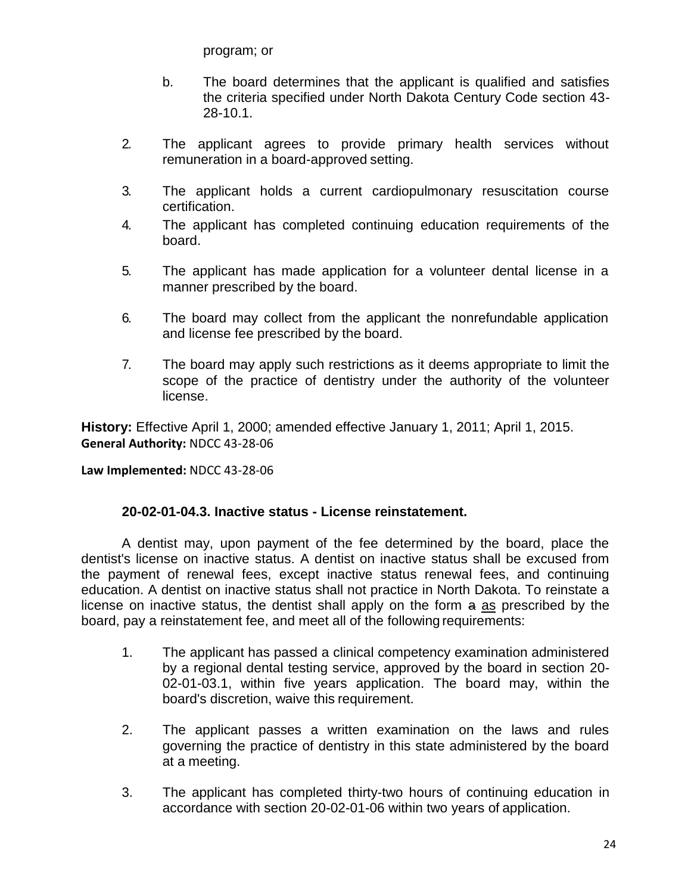program; or

b. The board determines that the applicant is qualified and satisfies the criteria specified under North Dakota Century Code section 43-28-10.1.

2. The applicant agrees to provide primary health services without remuneration in a board-approved setting.

3. The applicant holds a current cardiopulmonary resuscitation course certification.

4. The applicant has completed continuing education requirements of the board.

5. The applicant has made application for a volunteer dental license in a manner prescribed by the board.

6. The board may collect from the applicant the nonrefundable application and license fee prescribed by the board.

7. The board may apply such restrictions as it deems appropriate to limit the scope of the practice of dentistry under the authority of the volunteer license.

**History:** Effective April 1, 2000; amended effective January 1, 2011; April 1, 2015.
**General Authority:** NDCC 43-28-06

**Law Implemented:** NDCC 43-28-06

### 20-02-01-04.3. Inactive status - License reinstatement.

A dentist may, upon payment of the fee determined by the board, place the dentist's license on inactive status. A dentist on inactive status shall be excused from the payment of renewal fees, except inactive status renewal fees, and continuing education. A dentist on inactive status shall not practice in North Dakota. To reinstate a license on inactive status, the dentist shall apply on the form ~~a~~ as prescribed by the board, pay a reinstatement fee, and meet all of the following requirements:

1. The applicant has passed a clinical competency examination administered by a regional dental testing service, approved by the board in section 20-02-01-03.1, within five years application. The board may, within the board's discretion, waive this requirement.

2. The applicant passes a written examination on the laws and rules governing the practice of dentistry in this state administered by the board at a meeting.

3. The applicant has completed thirty-two hours of continuing education in accordance with section 20-02-01-06 within two years of application.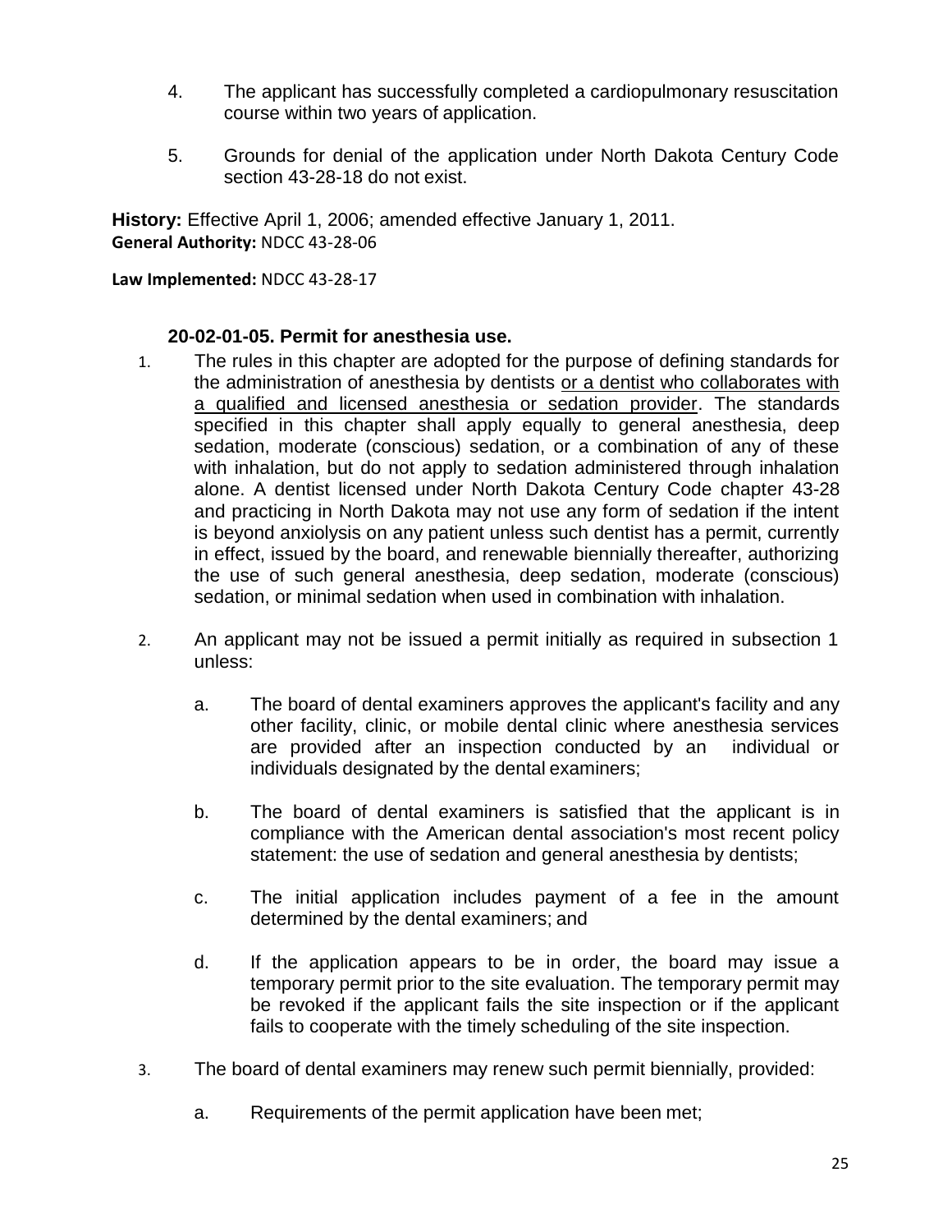4. The applicant has successfully completed a cardiopulmonary resuscitation course within two years of application.

5. Grounds for denial of the application under North Dakota Century Code section 43-28-18 do not exist.

**History:** Effective April 1, 2006; amended effective January 1, 2011.
**General Authority:** NDCC 43-28-06

**Law Implemented:** NDCC 43-28-17

### 20-02-01-05. Permit for anesthesia use.

1. The rules in this chapter are adopted for the purpose of defining standards for the administration of anesthesia by dentists <u>or a dentist who collaborates with a qualified and licensed anesthesia or sedation provider</u>. The standards specified in this chapter shall apply equally to general anesthesia, deep sedation, moderate (conscious) sedation, or a combination of any of these with inhalation, but do not apply to sedation administered through inhalation alone. A dentist licensed under North Dakota Century Code chapter 43-28 and practicing in North Dakota may not use any form of sedation if the intent is beyond anxiolysis on any patient unless such dentist has a permit, currently in effect, issued by the board, and renewable biennially thereafter, authorizing the use of such general anesthesia, deep sedation, moderate (conscious) sedation, or minimal sedation when used in combination with inhalation.

2. An applicant may not be issued a permit initially as required in subsection 1 unless:

   a. The board of dental examiners approves the applicant's facility and any other facility, clinic, or mobile dental clinic where anesthesia services are provided after an inspection conducted by an individual or individuals designated by the dental examiners;

   b. The board of dental examiners is satisfied that the applicant is in compliance with the American dental association's most recent policy statement: the use of sedation and general anesthesia by dentists;

   c. The initial application includes payment of a fee in the amount determined by the dental examiners; and

   d. If the application appears to be in order, the board may issue a temporary permit prior to the site evaluation. The temporary permit may be revoked if the applicant fails the site inspection or if the applicant fails to cooperate with the timely scheduling of the site inspection.

3. The board of dental examiners may renew such permit biennially, provided:

   a. Requirements of the permit application have been met;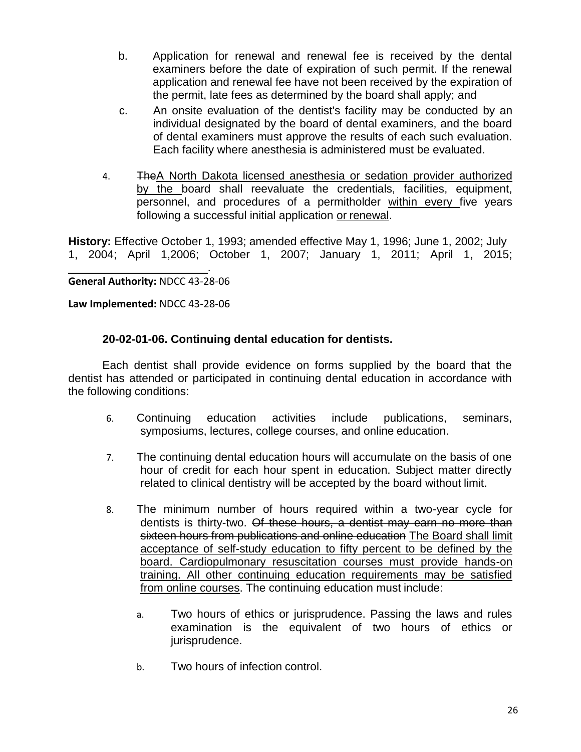b. Application for renewal and renewal fee is received by the dental examiners before the date of expiration of such permit. If the renewal application and renewal fee have not been received by the expiration of the permit, late fees as determined by the board shall apply; and

c. An onsite evaluation of the dentist's facility may be conducted by an individual designated by the board of dental examiners, and the board of dental examiners must approve the results of each such evaluation. Each facility where anesthesia is administered must be evaluated.

4. ~~The~~<u>A North Dakota licensed anesthesia or sedation provider authorized by the</u> board shall reevaluate the credentials, facilities, equipment, personnel, and procedures of a permitholder <u>within every</u> five years following a successful initial application <u>or renewal</u>.

**History:** Effective October 1, 1993; amended effective May 1, 1996; June 1, 2002; July 1, 2004; April 1,2006; October 1, 2007; January 1, 2011; April 1, 2015; \_\_\_\_\_\_\_\_\_\_\_\_\_\_\_\_\_\_\_\_\_\_\_\_.

**General Authority:** NDCC 43-28-06

**Law Implemented:** NDCC 43-28-06

### 20-02-01-06. Continuing dental education for dentists.

Each dentist shall provide evidence on forms supplied by the board that the dentist has attended or participated in continuing dental education in accordance with the following conditions:

6. Continuing education activities include publications, seminars, symposiums, lectures, college courses, and online education.

7. The continuing dental education hours will accumulate on the basis of one hour of credit for each hour spent in education. Subject matter directly related to clinical dentistry will be accepted by the board without limit.

8. The minimum number of hours required within a two-year cycle for dentists is thirty-two. ~~Of these hours, a dentist may earn no more than sixteen hours from publications and online education~~ <u>The Board shall limit acceptance of self-study education to fifty percent to be defined by the board. Cardiopulmonary resuscitation courses must provide hands-on training. All other continuing education requirements may be satisfied from online courses</u>. The continuing education must include:

   a. Two hours of ethics or jurisprudence. Passing the laws and rules examination is the equivalent of two hours of ethics or jurisprudence.

   b. Two hours of infection control.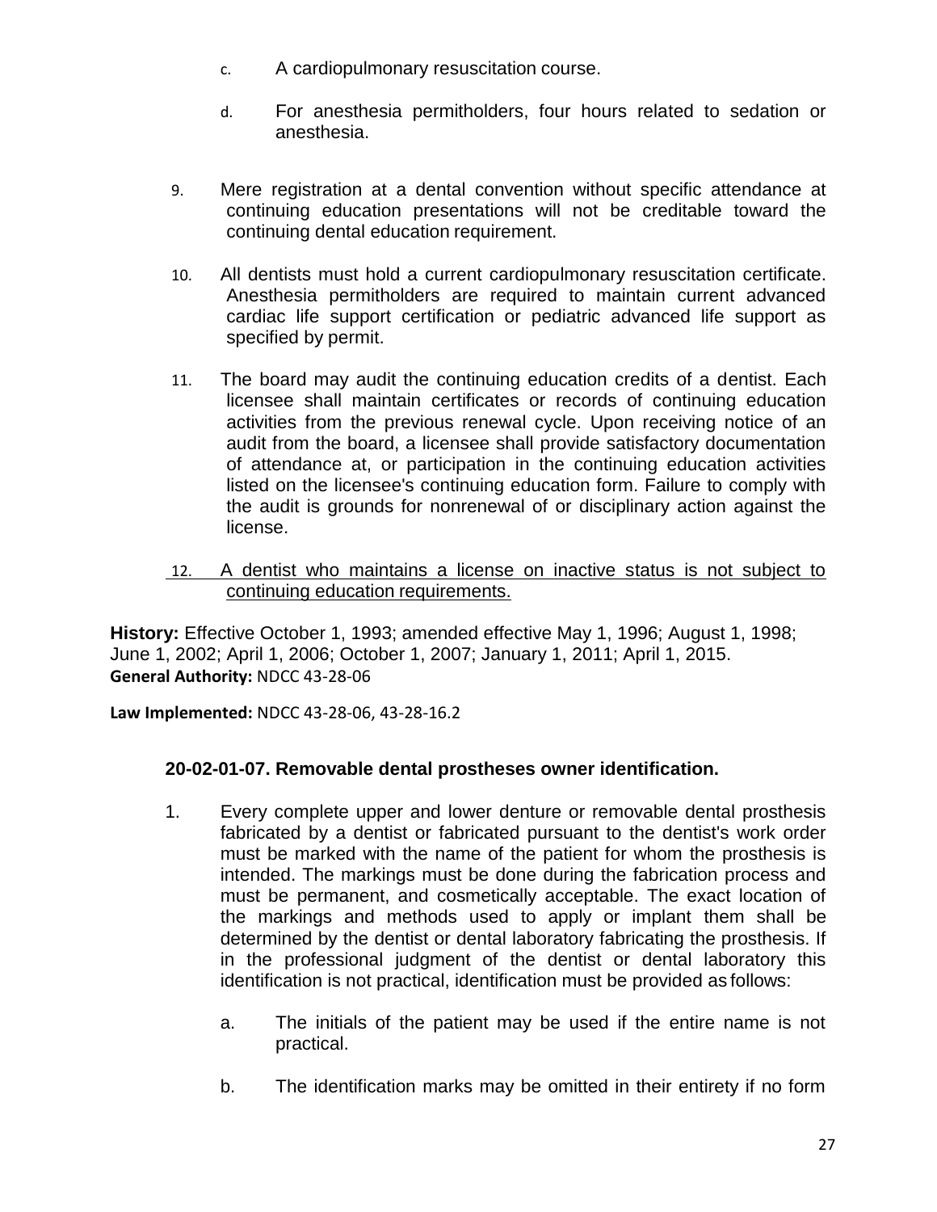c. A cardiopulmonary resuscitation course.

d. For anesthesia permitholders, four hours related to sedation or anesthesia.

9. Mere registration at a dental convention without specific attendance at continuing education presentations will not be creditable toward the continuing dental education requirement.

10. All dentists must hold a current cardiopulmonary resuscitation certificate. Anesthesia permitholders are required to maintain current advanced cardiac life support certification or pediatric advanced life support as specified by permit.

11. The board may audit the continuing education credits of a dentist. Each licensee shall maintain certificates or records of continuing education activities from the previous renewal cycle. Upon receiving notice of an audit from the board, a licensee shall provide satisfactory documentation of attendance at, or participation in the continuing education activities listed on the licensee's continuing education form. Failure to comply with the audit is grounds for nonrenewal of or disciplinary action against the license.

12. <u>A dentist who maintains a license on inactive status is not subject to continuing education requirements.</u>

**History:** Effective October 1, 1993; amended effective May 1, 1996; August 1, 1998; June 1, 2002; April 1, 2006; October 1, 2007; January 1, 2011; April 1, 2015.
**General Authority:** NDCC 43-28-06

**Law Implemented:** NDCC 43-28-06, 43-28-16.2

### 20-02-01-07. Removable dental prostheses owner identification.

1. Every complete upper and lower denture or removable dental prosthesis fabricated by a dentist or fabricated pursuant to the dentist's work order must be marked with the name of the patient for whom the prosthesis is intended. The markings must be done during the fabrication process and must be permanent, and cosmetically acceptable. The exact location of the markings and methods used to apply or implant them shall be determined by the dentist or dental laboratory fabricating the prosthesis. If in the professional judgment of the dentist or dental laboratory this identification is not practical, identification must be provided as follows:

   a. The initials of the patient may be used if the entire name is not practical.

   b. The identification marks may be omitted in their entirety if no form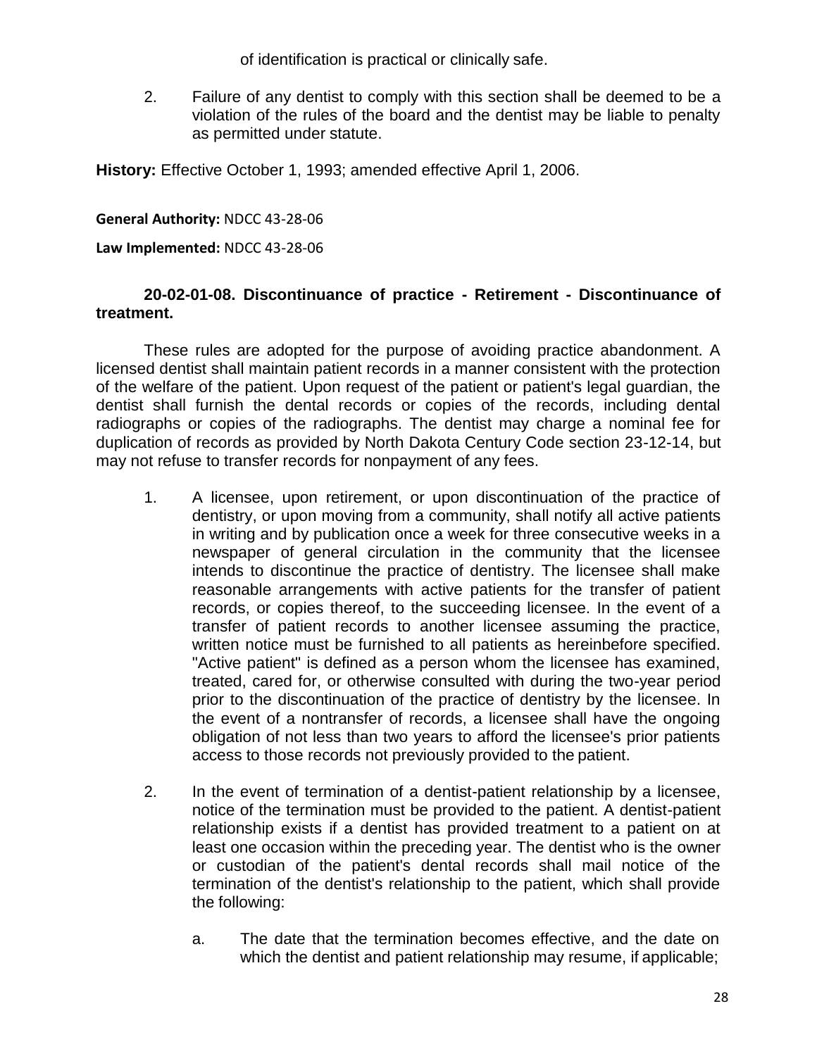of identification is practical or clinically safe.

2. Failure of any dentist to comply with this section shall be deemed to be a violation of the rules of the board and the dentist may be liable to penalty as permitted under statute.

**History:** Effective October 1, 1993; amended effective April 1, 2006.

**General Authority:** NDCC 43-28-06

**Law Implemented:** NDCC 43-28-06

**20-02-01-08. Discontinuance of practice - Retirement - Discontinuance of treatment.**

These rules are adopted for the purpose of avoiding practice abandonment. A licensed dentist shall maintain patient records in a manner consistent with the protection of the welfare of the patient. Upon request of the patient or patient's legal guardian, the dentist shall furnish the dental records or copies of the records, including dental radiographs or copies of the radiographs. The dentist may charge a nominal fee for duplication of records as provided by North Dakota Century Code section 23-12-14, but may not refuse to transfer records for nonpayment of any fees.

1. A licensee, upon retirement, or upon discontinuation of the practice of dentistry, or upon moving from a community, shall notify all active patients in writing and by publication once a week for three consecutive weeks in a newspaper of general circulation in the community that the licensee intends to discontinue the practice of dentistry. The licensee shall make reasonable arrangements with active patients for the transfer of patient records, or copies thereof, to the succeeding licensee. In the event of a transfer of patient records to another licensee assuming the practice, written notice must be furnished to all patients as hereinbefore specified. "Active patient" is defined as a person whom the licensee has examined, treated, cared for, or otherwise consulted with during the two-year period prior to the discontinuation of the practice of dentistry by the licensee. In the event of a nontransfer of records, a licensee shall have the ongoing obligation of not less than two years to afford the licensee's prior patients access to those records not previously provided to the patient.

2. In the event of termination of a dentist-patient relationship by a licensee, notice of the termination must be provided to the patient. A dentist-patient relationship exists if a dentist has provided treatment to a patient on at least one occasion within the preceding year. The dentist who is the owner or custodian of the patient's dental records shall mail notice of the termination of the dentist's relationship to the patient, which shall provide the following:

   a. The date that the termination becomes effective, and the date on which the dentist and patient relationship may resume, if applicable;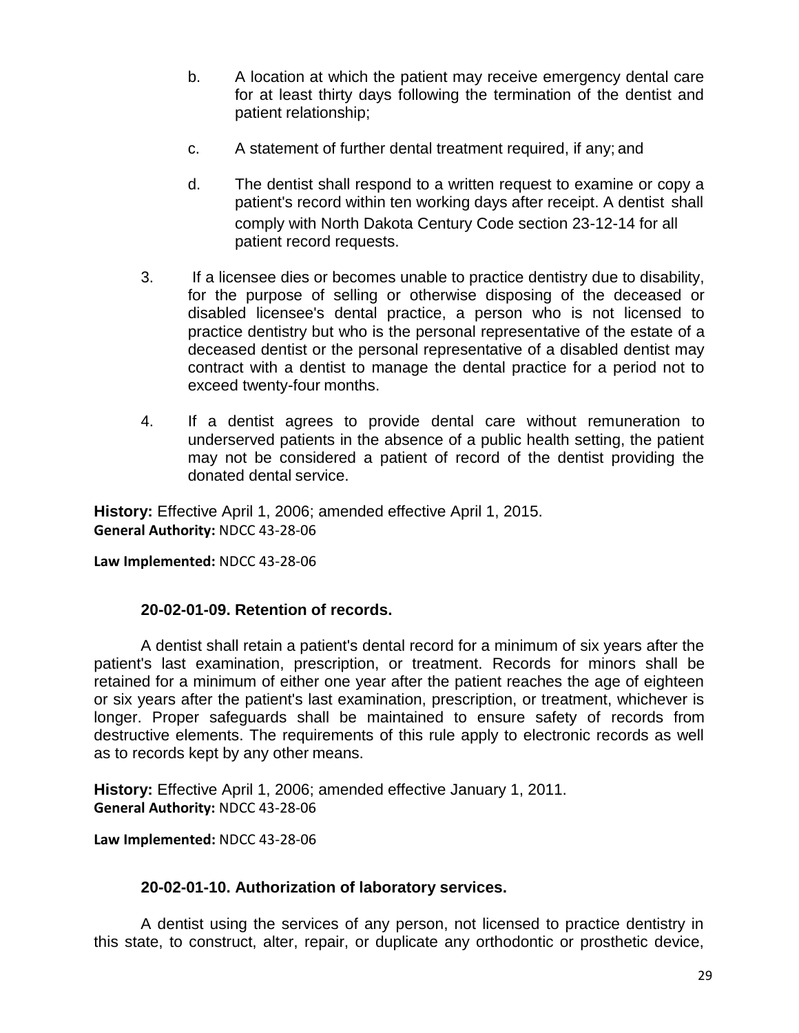b. A location at which the patient may receive emergency dental care for at least thirty days following the termination of the dentist and patient relationship;

c. A statement of further dental treatment required, if any; and

d. The dentist shall respond to a written request to examine or copy a patient's record within ten working days after receipt. A dentist shall comply with North Dakota Century Code section 23-12-14 for all patient record requests.

3. If a licensee dies or becomes unable to practice dentistry due to disability, for the purpose of selling or otherwise disposing of the deceased or disabled licensee's dental practice, a person who is not licensed to practice dentistry but who is the personal representative of the estate of a deceased dentist or the personal representative of a disabled dentist may contract with a dentist to manage the dental practice for a period not to exceed twenty-four months.

4. If a dentist agrees to provide dental care without remuneration to underserved patients in the absence of a public health setting, the patient may not be considered a patient of record of the dentist providing the donated dental service.

**History:** Effective April 1, 2006; amended effective April 1, 2015.
**General Authority:** NDCC 43-28-06

**Law Implemented:** NDCC 43-28-06

**20-02-01-09. Retention of records.**

A dentist shall retain a patient's dental record for a minimum of six years after the patient's last examination, prescription, or treatment. Records for minors shall be retained for a minimum of either one year after the patient reaches the age of eighteen or six years after the patient's last examination, prescription, or treatment, whichever is longer. Proper safeguards shall be maintained to ensure safety of records from destructive elements. The requirements of this rule apply to electronic records as well as to records kept by any other means.

**History:** Effective April 1, 2006; amended effective January 1, 2011.
**General Authority:** NDCC 43-28-06

**Law Implemented:** NDCC 43-28-06

**20-02-01-10. Authorization of laboratory services.**

A dentist using the services of any person, not licensed to practice dentistry in this state, to construct, alter, repair, or duplicate any orthodontic or prosthetic device,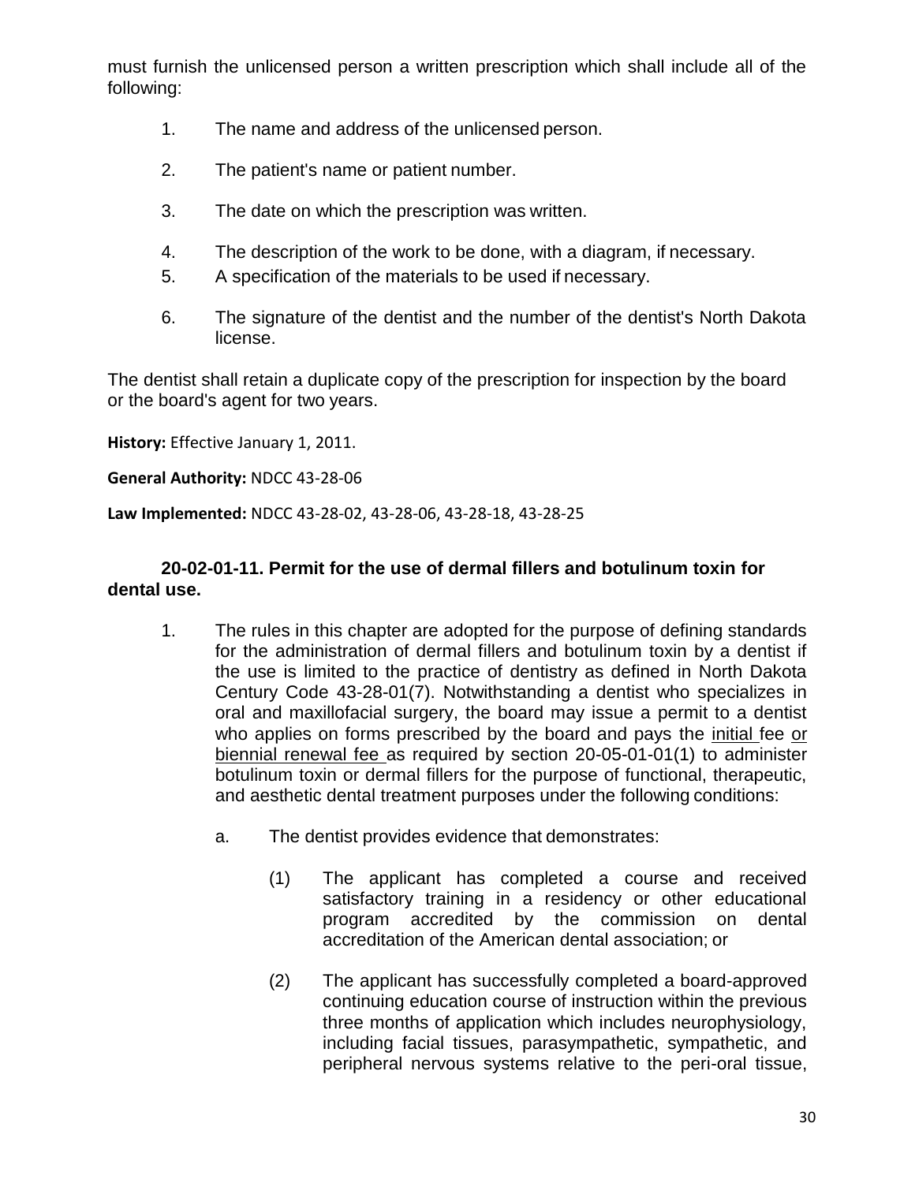must furnish the unlicensed person a written prescription which shall include all of the following:

1. The name and address of the unlicensed person.
2. The patient's name or patient number.
3. The date on which the prescription was written.
4. The description of the work to be done, with a diagram, if necessary.
5. A specification of the materials to be used if necessary.
6. The signature of the dentist and the number of the dentist's North Dakota license.

The dentist shall retain a duplicate copy of the prescription for inspection by the board or the board's agent for two years.

**History:** Effective January 1, 2011.

**General Authority:** NDCC 43-28-06

**Law Implemented:** NDCC 43-28-02, 43-28-06, 43-28-18, 43-28-25

### 20-02-01-11. Permit for the use of dermal fillers and botulinum toxin for dental use.

1. The rules in this chapter are adopted for the purpose of defining standards for the administration of dermal fillers and botulinum toxin by a dentist if the use is limited to the practice of dentistry as defined in North Dakota Century Code 43-28-01(7). Notwithstanding a dentist who specializes in oral and maxillofacial surgery, the board may issue a permit to a dentist who applies on forms prescribed by the board and pays the <u>initial</u> fee <u>or biennial renewal fee</u> as required by section 20-05-01-01(1) to administer botulinum toxin or dermal fillers for the purpose of functional, therapeutic, and aesthetic dental treatment purposes under the following conditions:

   a. The dentist provides evidence that demonstrates:

      (1) The applicant has completed a course and received satisfactory training in a residency or other educational program accredited by the commission on dental accreditation of the American dental association; or

      (2) The applicant has successfully completed a board-approved continuing education course of instruction within the previous three months of application which includes neurophysiology, including facial tissues, parasympathetic, sympathetic, and peripheral nervous systems relative to the peri-oral tissue,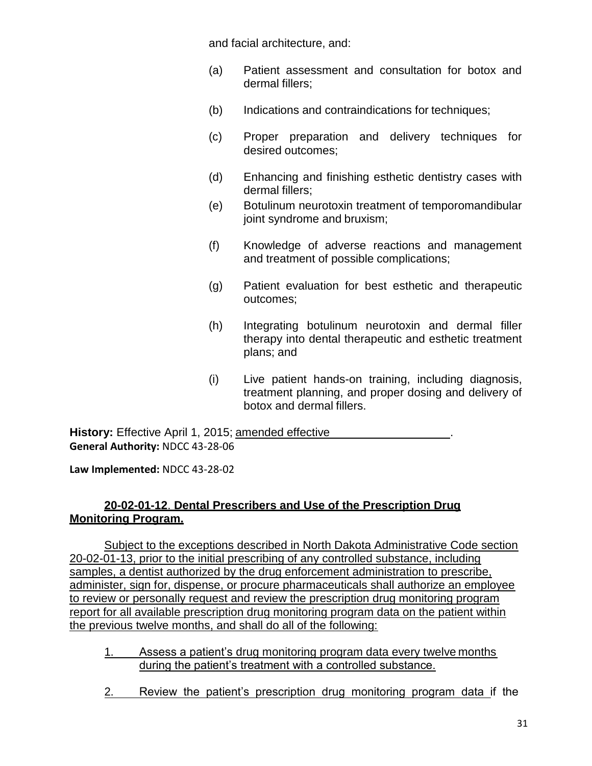and facial architecture, and:

(a) Patient assessment and consultation for botox and dermal fillers;

(b) Indications and contraindications for techniques;

(c) Proper preparation and delivery techniques for desired outcomes;

(d) Enhancing and finishing esthetic dentistry cases with dermal fillers;

(e) Botulinum neurotoxin treatment of temporomandibular joint syndrome and bruxism;

(f) Knowledge of adverse reactions and management and treatment of possible complications;

(g) Patient evaluation for best esthetic and therapeutic outcomes;

(h) Integrating botulinum neurotoxin and dermal filler therapy into dental therapeutic and esthetic treatment plans; and

(i) Live patient hands-on training, including diagnosis, treatment planning, and proper dosing and delivery of botox and dermal fillers.

**History:** Effective April 1, 2015; amended effective ___________________.
**General Authority:** NDCC 43-28-06

**Law Implemented:** NDCC 43-28-02

**20-02-01-12. Dental Prescribers and Use of the Prescription Drug Monitoring Program.**

Subject to the exceptions described in North Dakota Administrative Code section 20-02-01-13, prior to the initial prescribing of any controlled substance, including samples, a dentist authorized by the drug enforcement administration to prescribe, administer, sign for, dispense, or procure pharmaceuticals shall authorize an employee to review or personally request and review the prescription drug monitoring program report for all available prescription drug monitoring program data on the patient within the previous twelve months, and shall do all of the following:

1. Assess a patient's drug monitoring program data every twelve months during the patient's treatment with a controlled substance.

2. Review the patient's prescription drug monitoring program data if the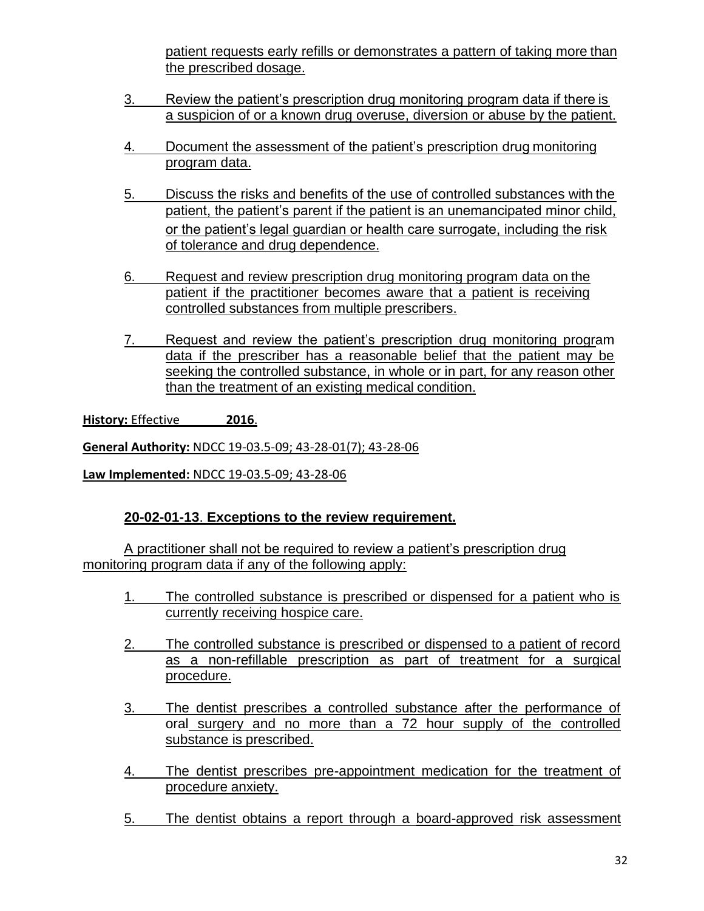patient requests early refills or demonstrates a pattern of taking more than the prescribed dosage.

3. Review the patient's prescription drug monitoring program data if there is a suspicion of or a known drug overuse, diversion or abuse by the patient.

4. Document the assessment of the patient's prescription drug monitoring program data.

5. Discuss the risks and benefits of the use of controlled substances with the patient, the patient's parent if the patient is an unemancipated minor child, or the patient's legal guardian or health care surrogate, including the risk of tolerance and drug dependence.

6. Request and review prescription drug monitoring program data on the patient if the practitioner becomes aware that a patient is receiving controlled substances from multiple prescribers.

7. Request and review the patient's prescription drug monitoring program data if the prescriber has a reasonable belief that the patient may be seeking the controlled substance, in whole or in part, for any reason other than the treatment of an existing medical condition.

**History:** Effective ________ **2016**.

**General Authority:** NDCC 19-03.5-09; 43-28-01(7); 43-28-06

**Law Implemented:** NDCC 19-03.5-09; 43-28-06

### 20-02-01-13. Exceptions to the review requirement.

A practitioner shall not be required to review a patient's prescription drug monitoring program data if any of the following apply:

1. The controlled substance is prescribed or dispensed for a patient who is currently receiving hospice care.

2. The controlled substance is prescribed or dispensed to a patient of record as a non-refillable prescription as part of treatment for a surgical procedure.

3. The dentist prescribes a controlled substance after the performance of oral surgery and no more than a 72 hour supply of the controlled substance is prescribed.

4. The dentist prescribes pre-appointment medication for the treatment of procedure anxiety.

5. The dentist obtains a report through a board-approved risk assessment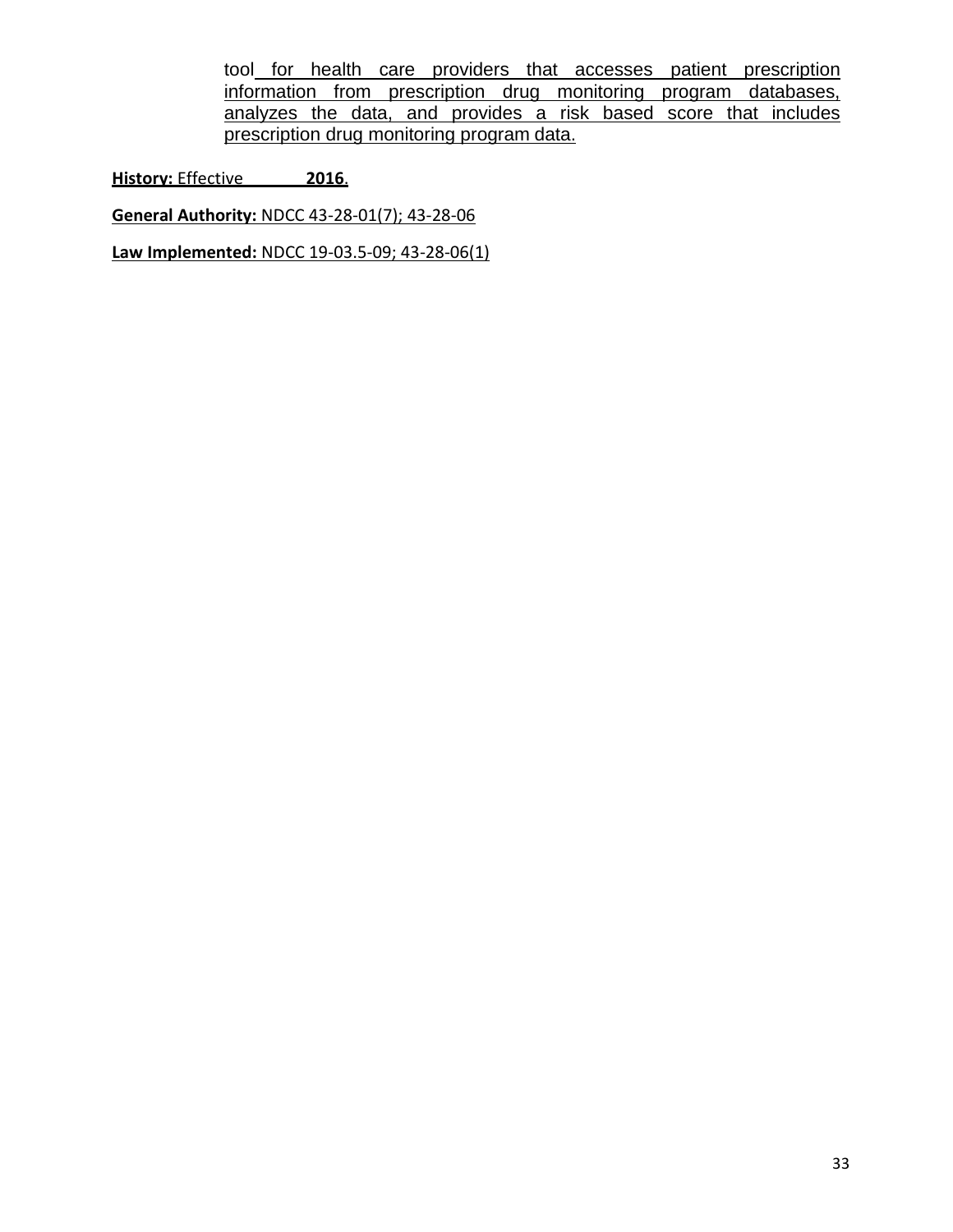tool for health care providers that accesses patient prescription information from prescription drug monitoring program databases, analyzes the data, and provides a risk based score that includes prescription drug monitoring program data.

**History:** Effective ________ **2016**.

**General Authority:** NDCC 43-28-01(7); 43-28-06

**Law Implemented:** NDCC 19-03.5-09; 43-28-06(1)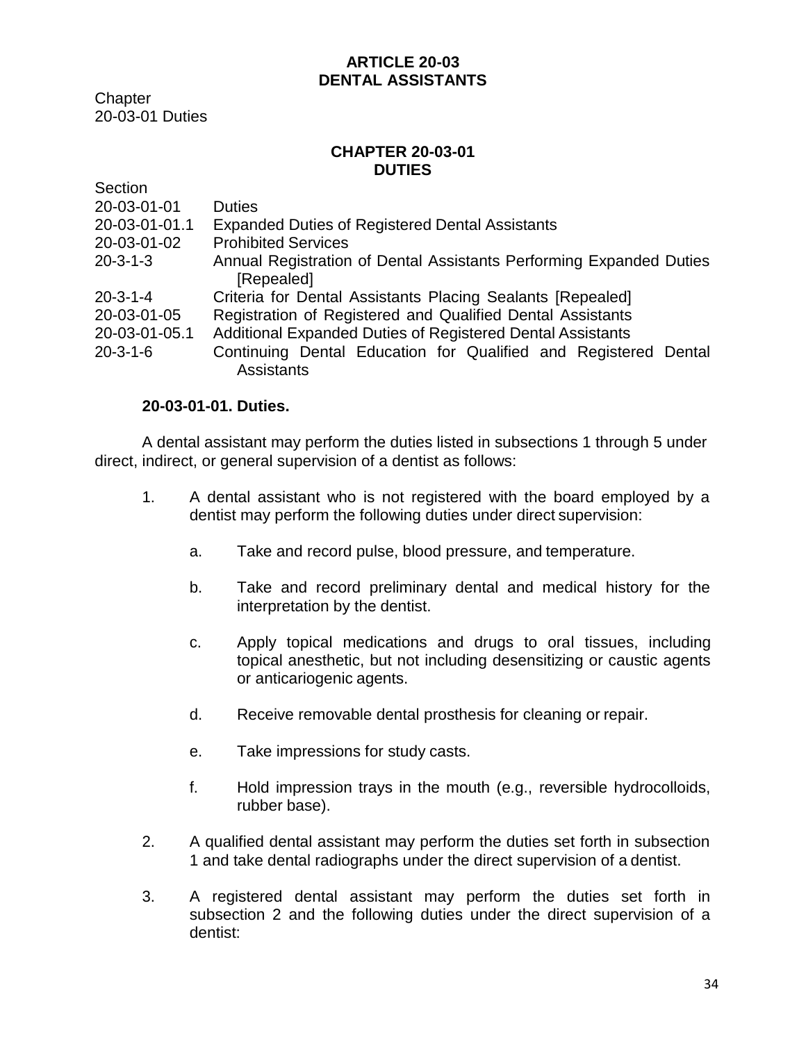# ARTICLE 20-03
# DENTAL ASSISTANTS

Chapter
20-03-01 Duties

## CHAPTER 20-03-01
## DUTIES

| Section | |
|---|---|
| 20-03-01-01 | Duties |
| 20-03-01-01.1 | Expanded Duties of Registered Dental Assistants |
| 20-03-01-02 | Prohibited Services |
| 20-3-1-3 | Annual Registration of Dental Assistants Performing Expanded Duties [Repealed] |
| 20-3-1-4 | Criteria for Dental Assistants Placing Sealants [Repealed] |
| 20-03-01-05 | Registration of Registered and Qualified Dental Assistants |
| 20-03-01-05.1 | Additional Expanded Duties of Registered Dental Assistants |
| 20-3-1-6 | Continuing Dental Education for Qualified and Registered Dental Assistants |

### 20-03-01-01. Duties.

A dental assistant may perform the duties listed in subsections 1 through 5 under direct, indirect, or general supervision of a dentist as follows:

1. A dental assistant who is not registered with the board employed by a dentist may perform the following duties under direct supervision:

   a. Take and record pulse, blood pressure, and temperature.

   b. Take and record preliminary dental and medical history for the interpretation by the dentist.

   c. Apply topical medications and drugs to oral tissues, including topical anesthetic, but not including desensitizing or caustic agents or anticariogenic agents.

   d. Receive removable dental prosthesis for cleaning or repair.

   e. Take impressions for study casts.

   f. Hold impression trays in the mouth (e.g., reversible hydrocolloids, rubber base).

2. A qualified dental assistant may perform the duties set forth in subsection 1 and take dental radiographs under the direct supervision of a dentist.

3. A registered dental assistant may perform the duties set forth in subsection 2 and the following duties under the direct supervision of a dentist: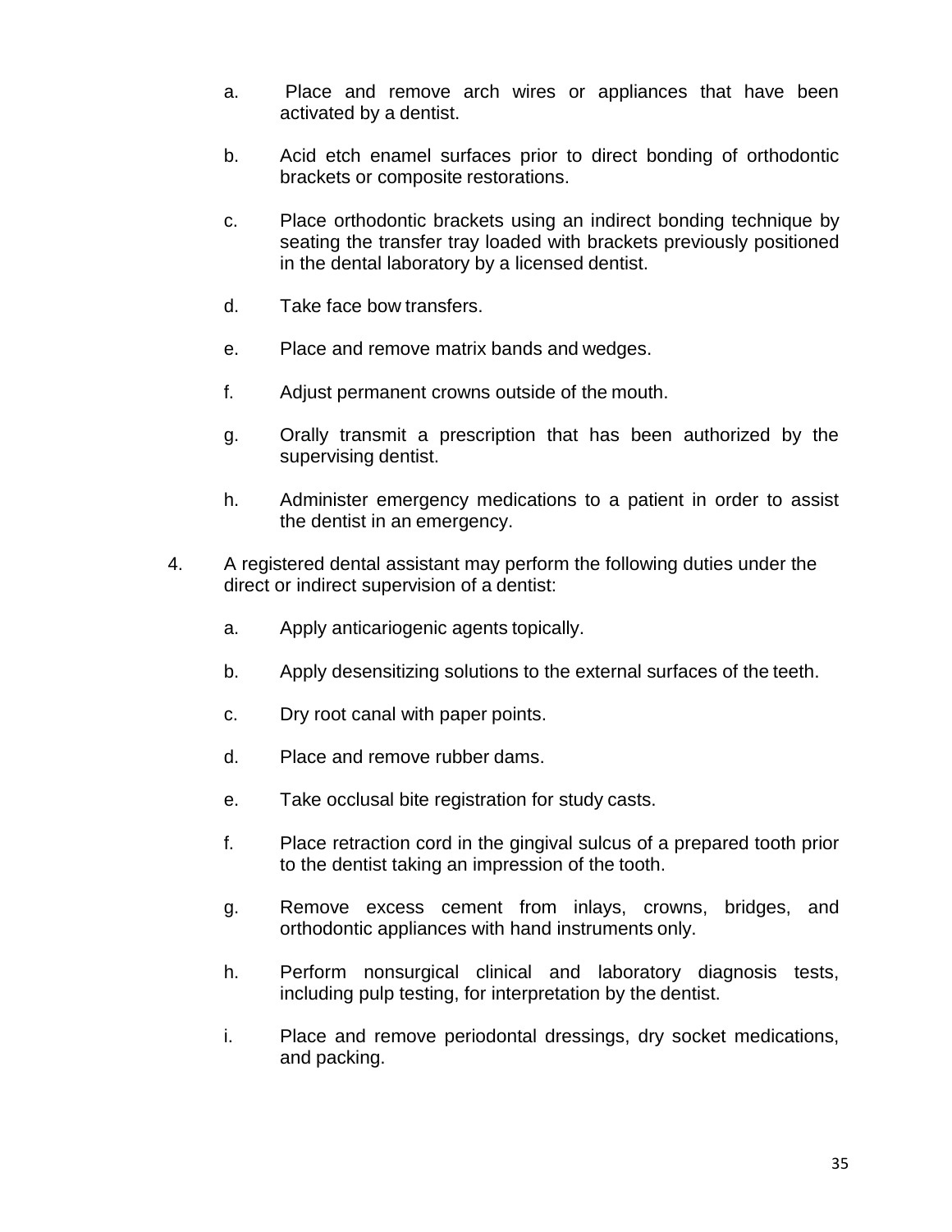a. Place and remove arch wires or appliances that have been activated by a dentist.

b. Acid etch enamel surfaces prior to direct bonding of orthodontic brackets or composite restorations.

c. Place orthodontic brackets using an indirect bonding technique by seating the transfer tray loaded with brackets previously positioned in the dental laboratory by a licensed dentist.

d. Take face bow transfers.

e. Place and remove matrix bands and wedges.

f. Adjust permanent crowns outside of the mouth.

g. Orally transmit a prescription that has been authorized by the supervising dentist.

h. Administer emergency medications to a patient in order to assist the dentist in an emergency.

4. A registered dental assistant may perform the following duties under the direct or indirect supervision of a dentist:

    a. Apply anticariogenic agents topically.

    b. Apply desensitizing solutions to the external surfaces of the teeth.

    c. Dry root canal with paper points.

    d. Place and remove rubber dams.

    e. Take occlusal bite registration for study casts.

    f. Place retraction cord in the gingival sulcus of a prepared tooth prior to the dentist taking an impression of the tooth.

    g. Remove excess cement from inlays, crowns, bridges, and orthodontic appliances with hand instruments only.

    h. Perform nonsurgical clinical and laboratory diagnosis tests, including pulp testing, for interpretation by the dentist.

    i. Place and remove periodontal dressings, dry socket medications, and packing.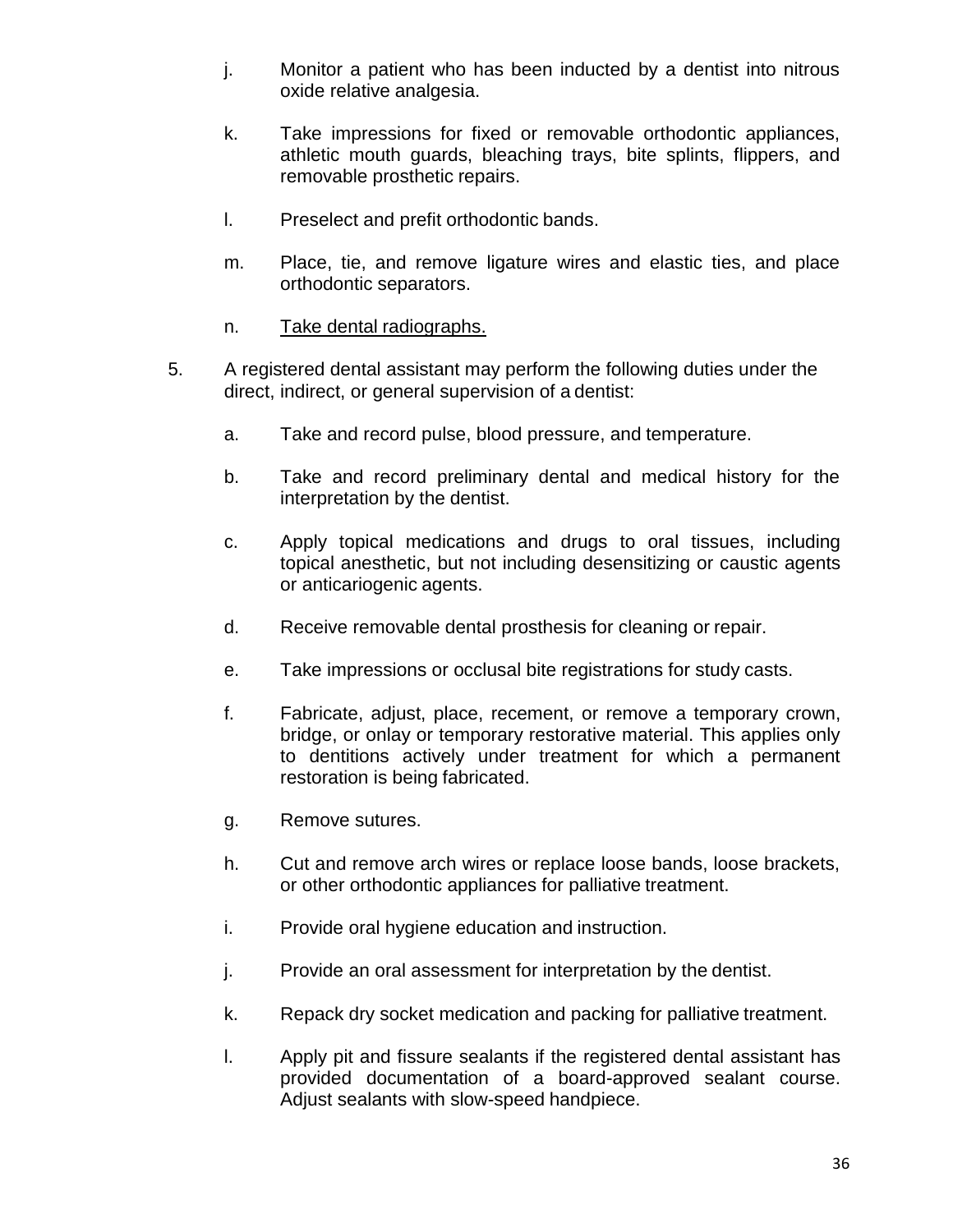j. Monitor a patient who has been inducted by a dentist into nitrous oxide relative analgesia.

k. Take impressions for fixed or removable orthodontic appliances, athletic mouth guards, bleaching trays, bite splints, flippers, and removable prosthetic repairs.

l. Preselect and prefit orthodontic bands.

m. Place, tie, and remove ligature wires and elastic ties, and place orthodontic separators.

n. <u>Take dental radiographs.</u>

5. A registered dental assistant may perform the following duties under the direct, indirect, or general supervision of a dentist:

   a. Take and record pulse, blood pressure, and temperature.

   b. Take and record preliminary dental and medical history for the interpretation by the dentist.

   c. Apply topical medications and drugs to oral tissues, including topical anesthetic, but not including desensitizing or caustic agents or anticariogenic agents.

   d. Receive removable dental prosthesis for cleaning or repair.

   e. Take impressions or occlusal bite registrations for study casts.

   f. Fabricate, adjust, place, recement, or remove a temporary crown, bridge, or onlay or temporary restorative material. This applies only to dentitions actively under treatment for which a permanent restoration is being fabricated.

   g. Remove sutures.

   h. Cut and remove arch wires or replace loose bands, loose brackets, or other orthodontic appliances for palliative treatment.

   i. Provide oral hygiene education and instruction.

   j. Provide an oral assessment for interpretation by the dentist.

   k. Repack dry socket medication and packing for palliative treatment.

   l. Apply pit and fissure sealants if the registered dental assistant has provided documentation of a board-approved sealant course. Adjust sealants with slow-speed handpiece.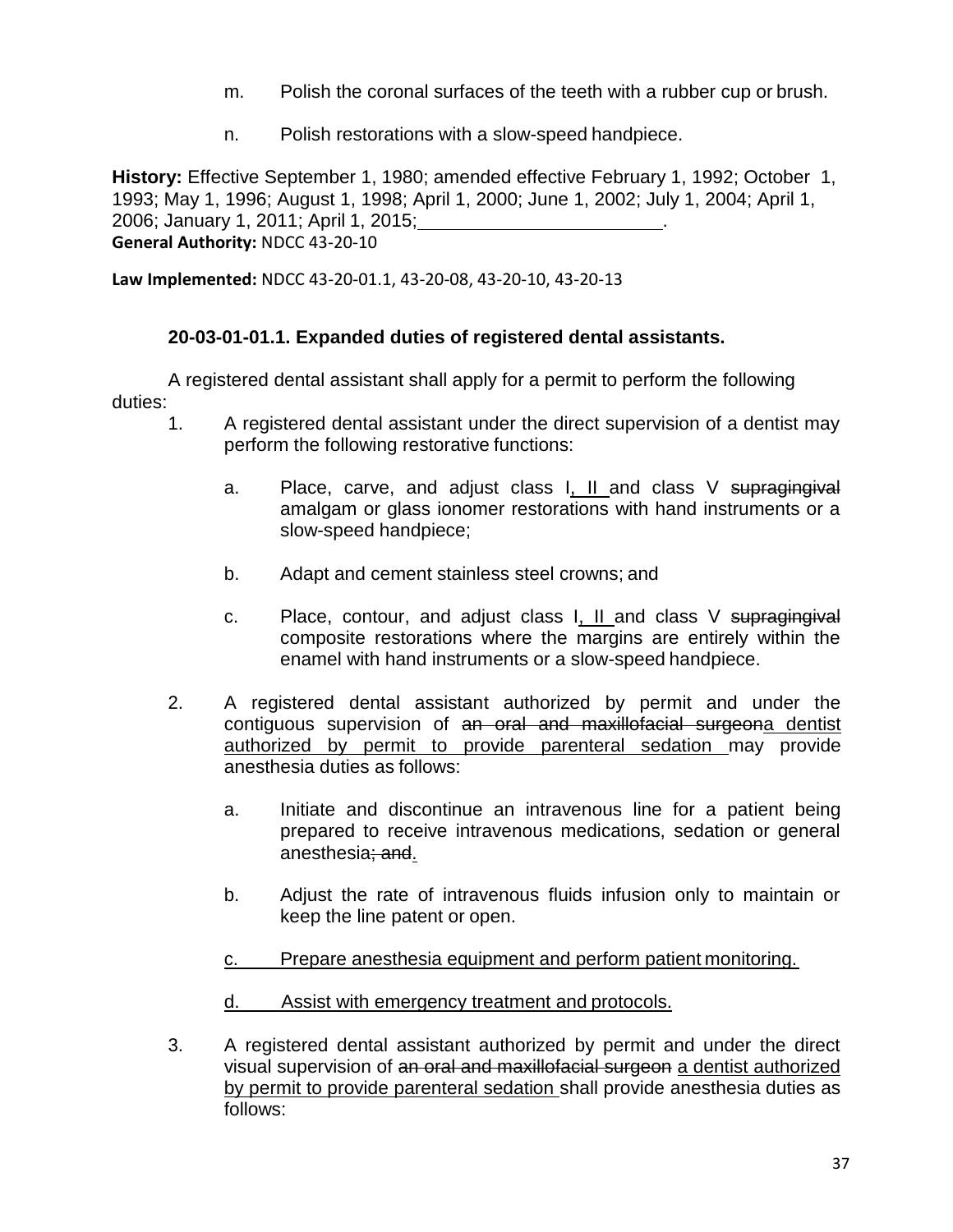m. Polish the coronal surfaces of the teeth with a rubber cup or brush.

n. Polish restorations with a slow-speed handpiece.

**History:** Effective September 1, 1980; amended effective February 1, 1992; October 1, 1993; May 1, 1996; August 1, 1998; April 1, 2000; June 1, 2002; July 1, 2004; April 1, 2006; January 1, 2011; April 1, 2015;\_\_\_\_\_\_\_\_\_\_\_\_\_\_\_\_\_\_\_\_\_\_\_\_.

**General Authority:** NDCC 43-20-10

**Law Implemented:** NDCC 43-20-01.1, 43-20-08, 43-20-10, 43-20-13

**20-03-01-01.1. Expanded duties of registered dental assistants.**

A registered dental assistant shall apply for a permit to perform the following duties:

1. A registered dental assistant under the direct supervision of a dentist may perform the following restorative functions:

   a. Place, carve, and adjust class I<u>, II </u>and class V ~~supragingival~~ amalgam or glass ionomer restorations with hand instruments or a slow-speed handpiece;

   b. Adapt and cement stainless steel crowns; and

   c. Place, contour, and adjust class I<u>, II </u>and class V ~~supragingival~~ composite restorations where the margins are entirely within the enamel with hand instruments or a slow-speed handpiece.

2. A registered dental assistant authorized by permit and under the contiguous supervision of ~~an oral and maxillofacial surgeon~~<u>a dentist authorized by permit to provide parenteral sedation </u>may provide anesthesia duties as follows:

   a. Initiate and discontinue an intravenous line for a patient being prepared to receive intravenous medications, sedation or general anesthesia~~; and~~<u>.</u>

   b. Adjust the rate of intravenous fluids infusion only to maintain or keep the line patent or open.

   <u>c. Prepare anesthesia equipment and perform patient monitoring.</u>

   <u>d. Assist with emergency treatment and protocols.</u>

3. A registered dental assistant authorized by permit and under the direct visual supervision of ~~an oral and maxillofacial surgeon~~ <u>a dentist authorized by permit to provide parenteral sedation </u>shall provide anesthesia duties as follows: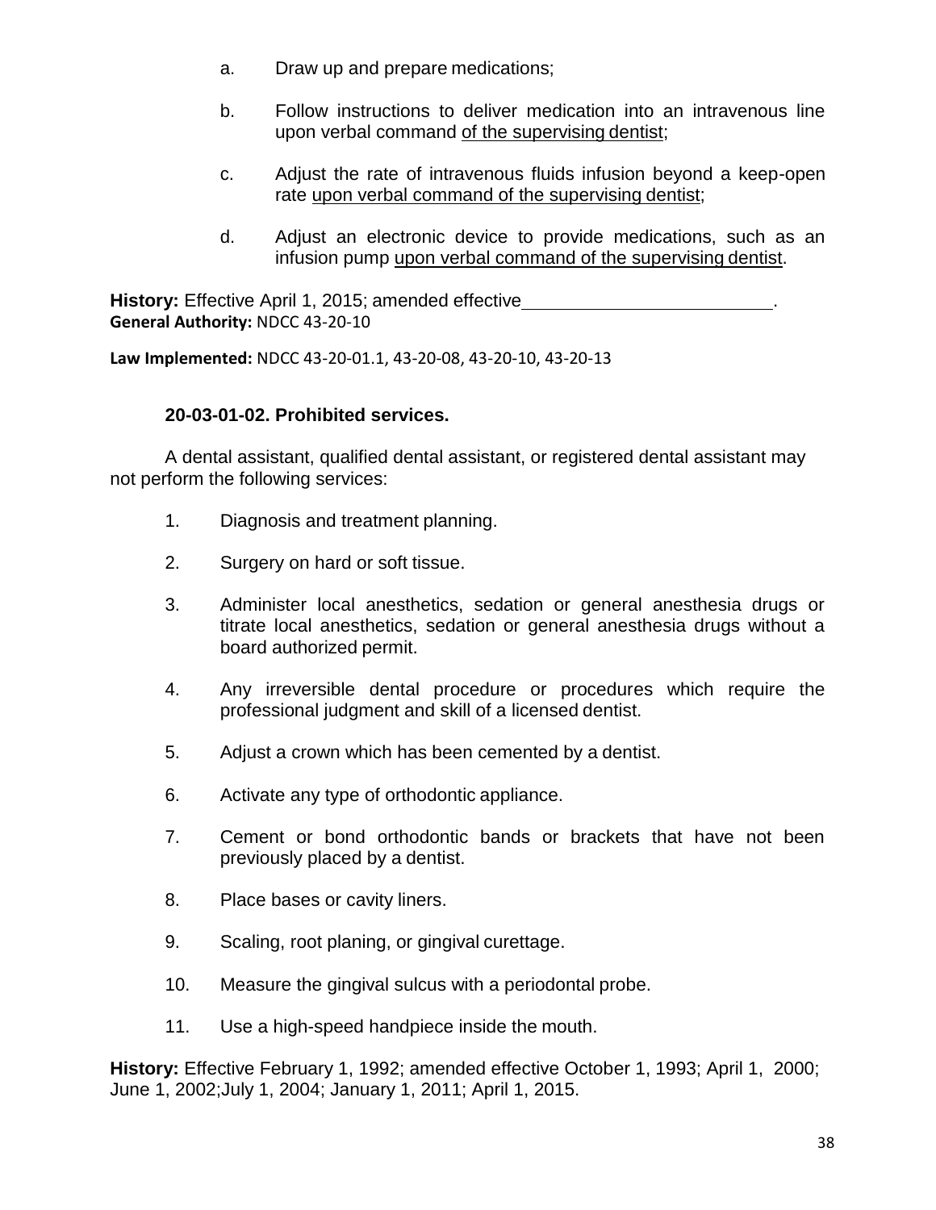a. Draw up and prepare medications;

b. Follow instructions to deliver medication into an intravenous line upon verbal command <u>of the supervising dentist</u>;

c. Adjust the rate of intravenous fluids infusion beyond a keep-open rate <u>upon verbal command of the supervising dentist</u>;

d. Adjust an electronic device to provide medications, such as an infusion pump <u>upon verbal command of the supervising dentist</u>.

**History:** Effective April 1, 2015; amended effective\_\_\_\_\_\_\_\_\_\_\_\_\_\_\_\_\_\_\_\_\_\_\_\_\_.
**General Authority:** NDCC 43-20-10

**Law Implemented:** NDCC 43-20-01.1, 43-20-08, 43-20-10, 43-20-13

**20-03-01-02. Prohibited services.**

A dental assistant, qualified dental assistant, or registered dental assistant may not perform the following services:

1. Diagnosis and treatment planning.

2. Surgery on hard or soft tissue.

3. Administer local anesthetics, sedation or general anesthesia drugs or titrate local anesthetics, sedation or general anesthesia drugs without a board authorized permit.

4. Any irreversible dental procedure or procedures which require the professional judgment and skill of a licensed dentist.

5. Adjust a crown which has been cemented by a dentist.

6. Activate any type of orthodontic appliance.

7. Cement or bond orthodontic bands or brackets that have not been previously placed by a dentist.

8. Place bases or cavity liners.

9. Scaling, root planing, or gingival curettage.

10. Measure the gingival sulcus with a periodontal probe.

11. Use a high-speed handpiece inside the mouth.

**History:** Effective February 1, 1992; amended effective October 1, 1993; April 1, 2000; June 1, 2002;July 1, 2004; January 1, 2011; April 1, 2015.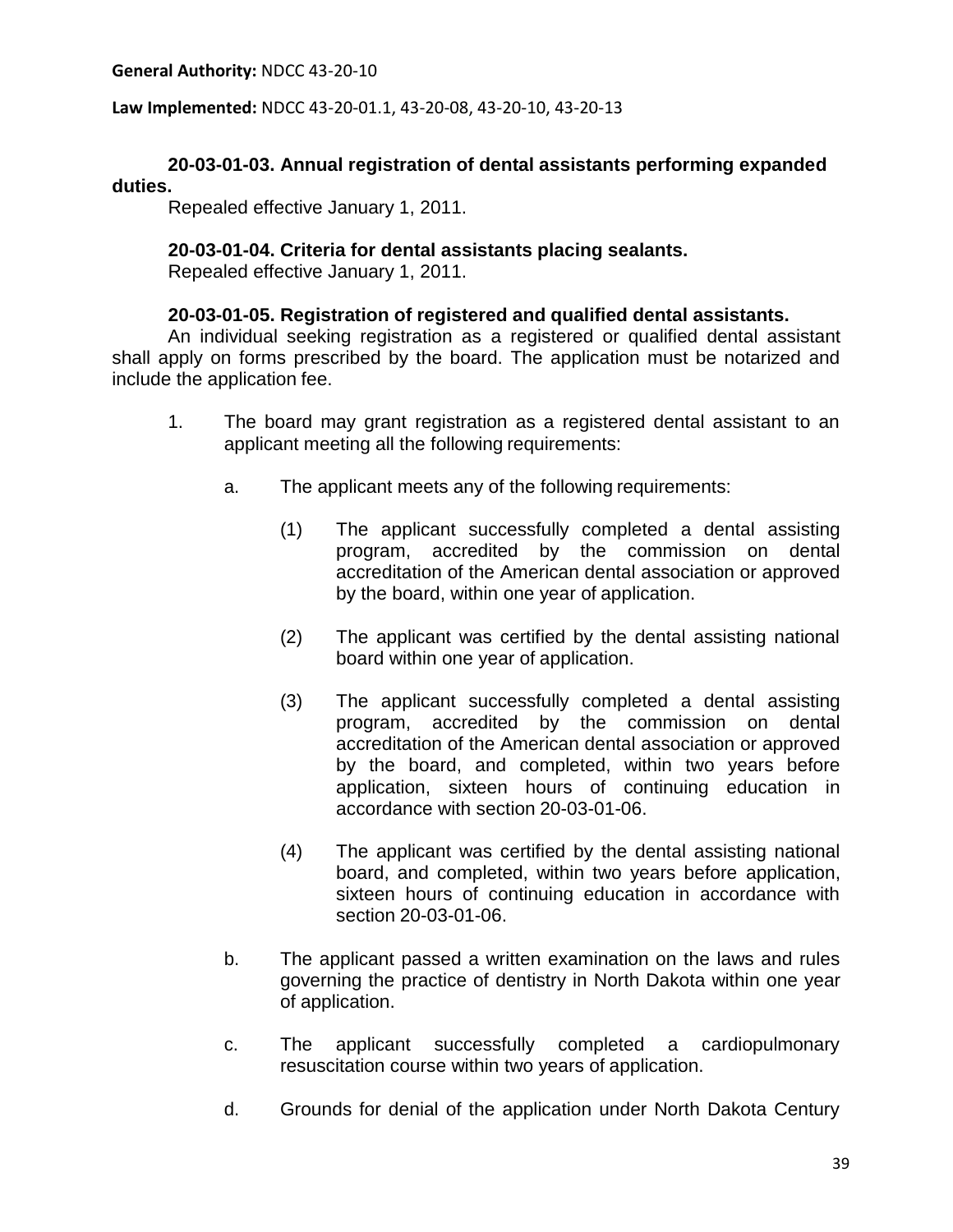**General Authority:** NDCC 43-20-10

**Law Implemented:** NDCC 43-20-01.1, 43-20-08, 43-20-10, 43-20-13

**20-03-01-03. Annual registration of dental assistants performing expanded duties.**

Repealed effective January 1, 2011.

**20-03-01-04. Criteria for dental assistants placing sealants.**

Repealed effective January 1, 2011.

**20-03-01-05. Registration of registered and qualified dental assistants.**

An individual seeking registration as a registered or qualified dental assistant shall apply on forms prescribed by the board. The application must be notarized and include the application fee.

1. The board may grant registration as a registered dental assistant to an applicant meeting all the following requirements:

   a. The applicant meets any of the following requirements:

      (1) The applicant successfully completed a dental assisting program, accredited by the commission on dental accreditation of the American dental association or approved by the board, within one year of application.

      (2) The applicant was certified by the dental assisting national board within one year of application.

      (3) The applicant successfully completed a dental assisting program, accredited by the commission on dental accreditation of the American dental association or approved by the board, and completed, within two years before application, sixteen hours of continuing education in accordance with section 20-03-01-06.

      (4) The applicant was certified by the dental assisting national board, and completed, within two years before application, sixteen hours of continuing education in accordance with section 20-03-01-06.

   b. The applicant passed a written examination on the laws and rules governing the practice of dentistry in North Dakota within one year of application.

   c. The applicant successfully completed a cardiopulmonary resuscitation course within two years of application.

   d. Grounds for denial of the application under North Dakota Century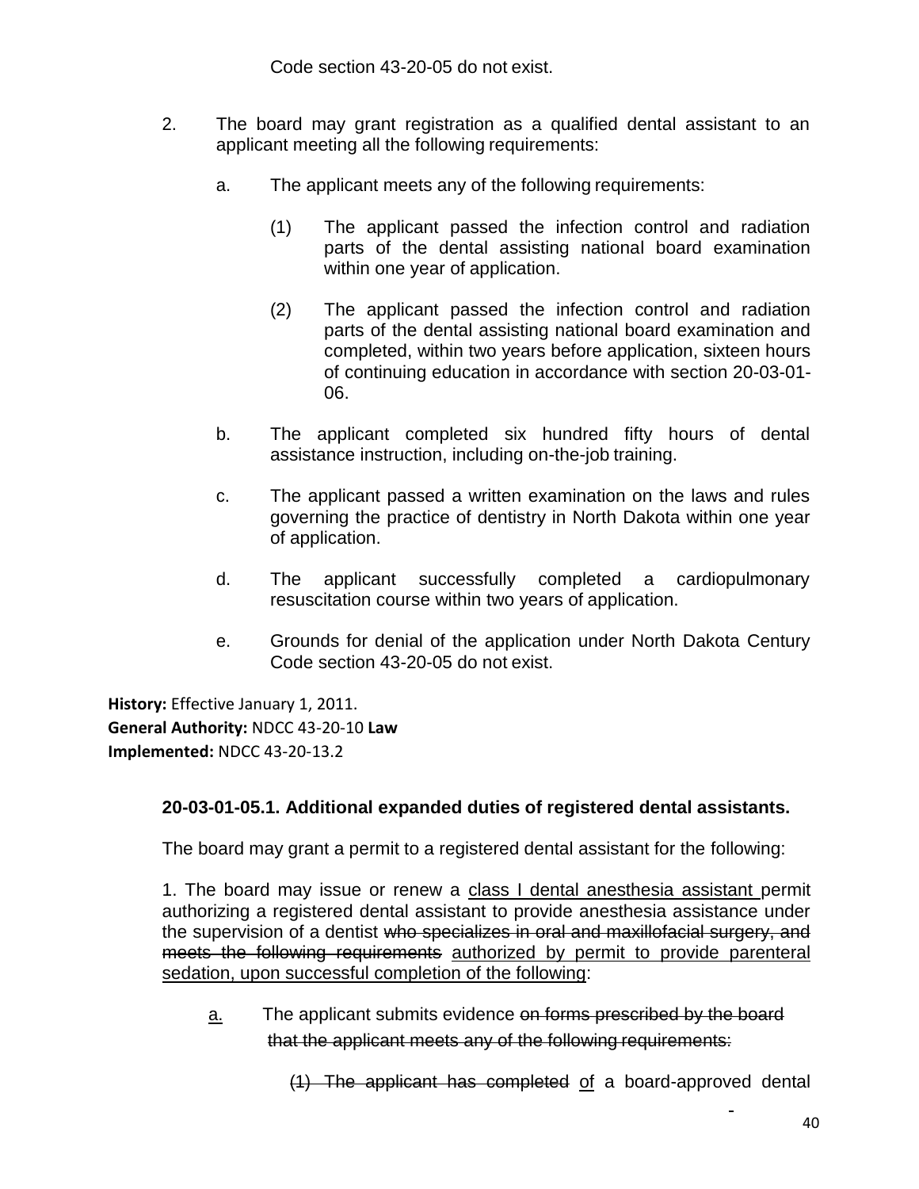Code section 43-20-05 do not exist.

2. The board may grant registration as a qualified dental assistant to an applicant meeting all the following requirements:

   a. The applicant meets any of the following requirements:

      (1) The applicant passed the infection control and radiation parts of the dental assisting national board examination within one year of application.

      (2) The applicant passed the infection control and radiation parts of the dental assisting national board examination and completed, within two years before application, sixteen hours of continuing education in accordance with section 20-03-01-06.

   b. The applicant completed six hundred fifty hours of dental assistance instruction, including on-the-job training.

   c. The applicant passed a written examination on the laws and rules governing the practice of dentistry in North Dakota within one year of application.

   d. The applicant successfully completed a cardiopulmonary resuscitation course within two years of application.

   e. Grounds for denial of the application under North Dakota Century Code section 43-20-05 do not exist.

**History:** Effective January 1, 2011.
**General Authority:** NDCC 43-20-10 **Law Implemented:** NDCC 43-20-13.2

**20-03-01-05.1. Additional expanded duties of registered dental assistants.**

The board may grant a permit to a registered dental assistant for the following:

1. The board may issue or renew a <u>class I dental anesthesia assistant</u> permit authorizing a registered dental assistant to provide anesthesia assistance under the supervision of a dentist ~~who specializes in oral and maxillofacial surgery, and meets the following requirements~~ <u>authorized by permit to provide parenteral sedation, upon successful completion of the following</u>:

   <u>a.</u> The applicant submits evidence ~~on forms prescribed by the board~~ ~~that the applicant meets any of the following requirements:~~

      ~~(1) The applicant has completed~~ <u>of</u> a board-approved dental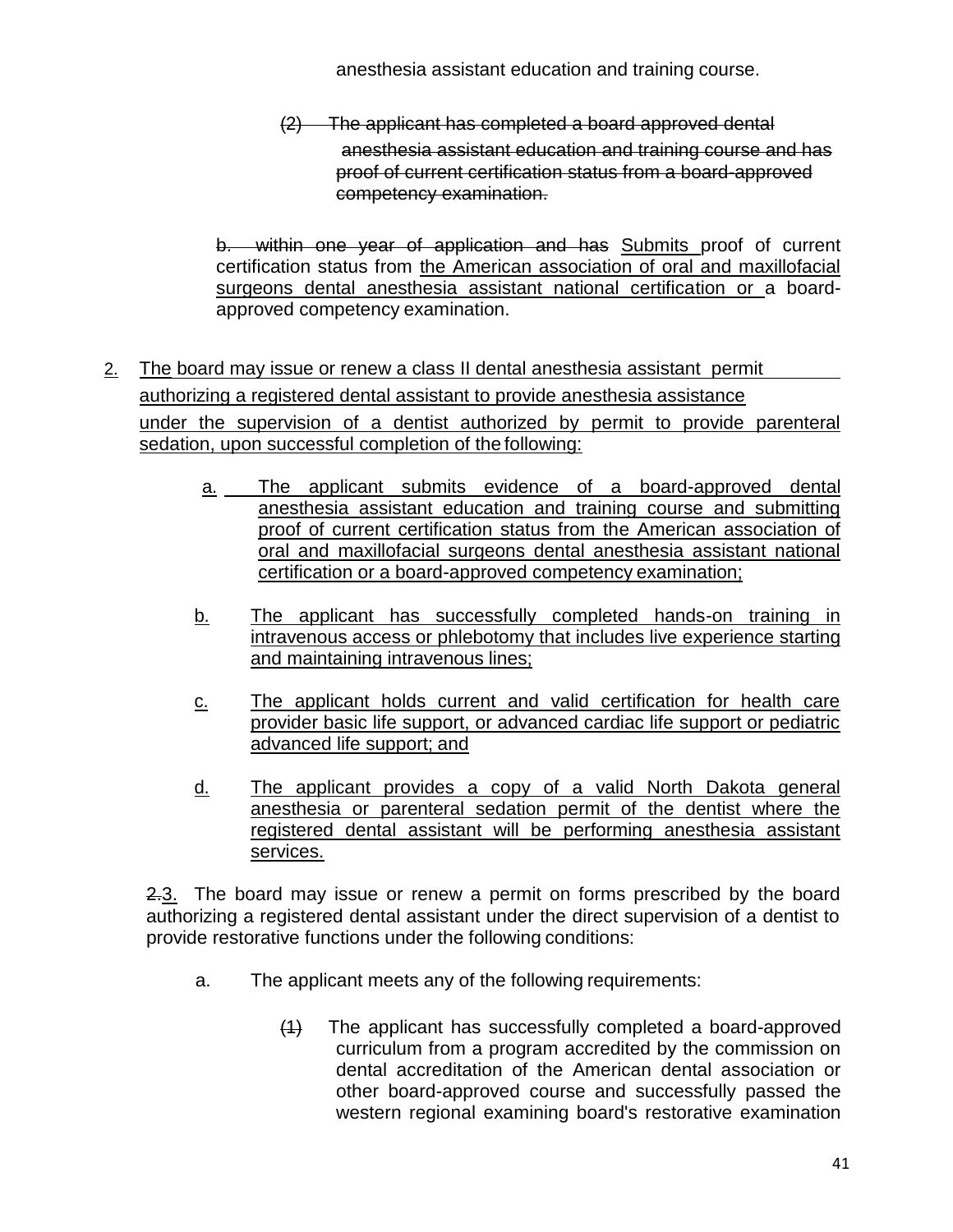anesthesia assistant education and training course.

~~(2) The applicant has completed a board approved dental anesthesia assistant education and training course and has proof of current certification status from a board-approved competency examination.~~

~~b. within one year of application and has~~ <u>Submits</u> proof of current certification status from <u>the American association of oral and maxillofacial surgeons dental anesthesia assistant national certification or</u> a board-approved competency examination.

<u>2.</u> <u>The board may issue or renew a class II dental anesthesia assistant permit authorizing a registered dental assistant to provide anesthesia assistance under the supervision of a dentist authorized by permit to provide parenteral sedation, upon successful completion of the following:</u>

<u>a.</u> <u>The applicant submits evidence of a board-approved dental anesthesia assistant education and training course and submitting proof of current certification status from the American association of oral and maxillofacial surgeons dental anesthesia assistant national certification or a board-approved competency examination;</u>

<u>b.</u> <u>The applicant has successfully completed hands-on training in intravenous access or phlebotomy that includes live experience starting and maintaining intravenous lines;</u>

<u>c.</u> <u>The applicant holds current and valid certification for health care provider basic life support, or advanced cardiac life support or pediatric advanced life support; and</u>

<u>d.</u> <u>The applicant provides a copy of a valid North Dakota general anesthesia or parenteral sedation permit of the dentist where the registered dental assistant will be performing anesthesia assistant services.</u>

~~2.~~<u>3.</u> The board may issue or renew a permit on forms prescribed by the board authorizing a registered dental assistant under the direct supervision of a dentist to provide restorative functions under the following conditions:

a. The applicant meets any of the following requirements:

~~(1)~~ The applicant has successfully completed a board-approved curriculum from a program accredited by the commission on dental accreditation of the American dental association or other board-approved course and successfully passed the western regional examining board's restorative examination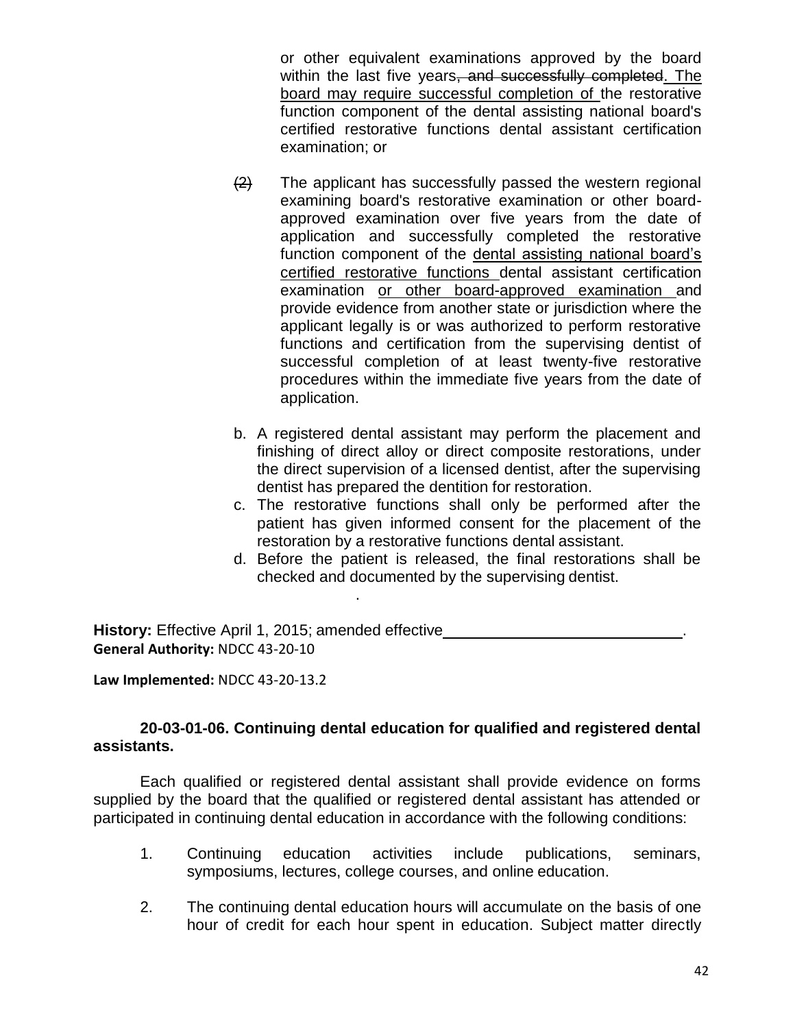or other equivalent examinations approved by the board within the last five years~~, and successfully completed~~. The board may require successful completion of the restorative function component of the dental assisting national board's certified restorative functions dental assistant certification examination; or

~~(2)~~ The applicant has successfully passed the western regional examining board's restorative examination or other board-approved examination over five years from the date of application and successfully completed the restorative function component of the dental assisting national board's certified restorative functions dental assistant certification examination or other board-approved examination and provide evidence from another state or jurisdiction where the applicant legally is or was authorized to perform restorative functions and certification from the supervising dentist of successful completion of at least twenty-five restorative procedures within the immediate five years from the date of application.

b. A registered dental assistant may perform the placement and finishing of direct alloy or direct composite restorations, under the direct supervision of a licensed dentist, after the supervising dentist has prepared the dentition for restoration.

c. The restorative functions shall only be performed after the patient has given informed consent for the placement of the restoration by a restorative functions dental assistant.

d. Before the patient is released, the final restorations shall be checked and documented by the supervising dentist.

**History:** Effective April 1, 2015; amended effective \_\_\_\_\_\_\_\_\_\_\_\_\_\_\_\_\_\_\_\_\_\_\_\_\_\_\_\_.
**General Authority:** NDCC 43-20-10

**Law Implemented:** NDCC 43-20-13.2

**20-03-01-06. Continuing dental education for qualified and registered dental assistants.**

Each qualified or registered dental assistant shall provide evidence on forms supplied by the board that the qualified or registered dental assistant has attended or participated in continuing dental education in accordance with the following conditions:

1. Continuing education activities include publications, seminars, symposiums, lectures, college courses, and online education.

2. The continuing dental education hours will accumulate on the basis of one hour of credit for each hour spent in education. Subject matter directly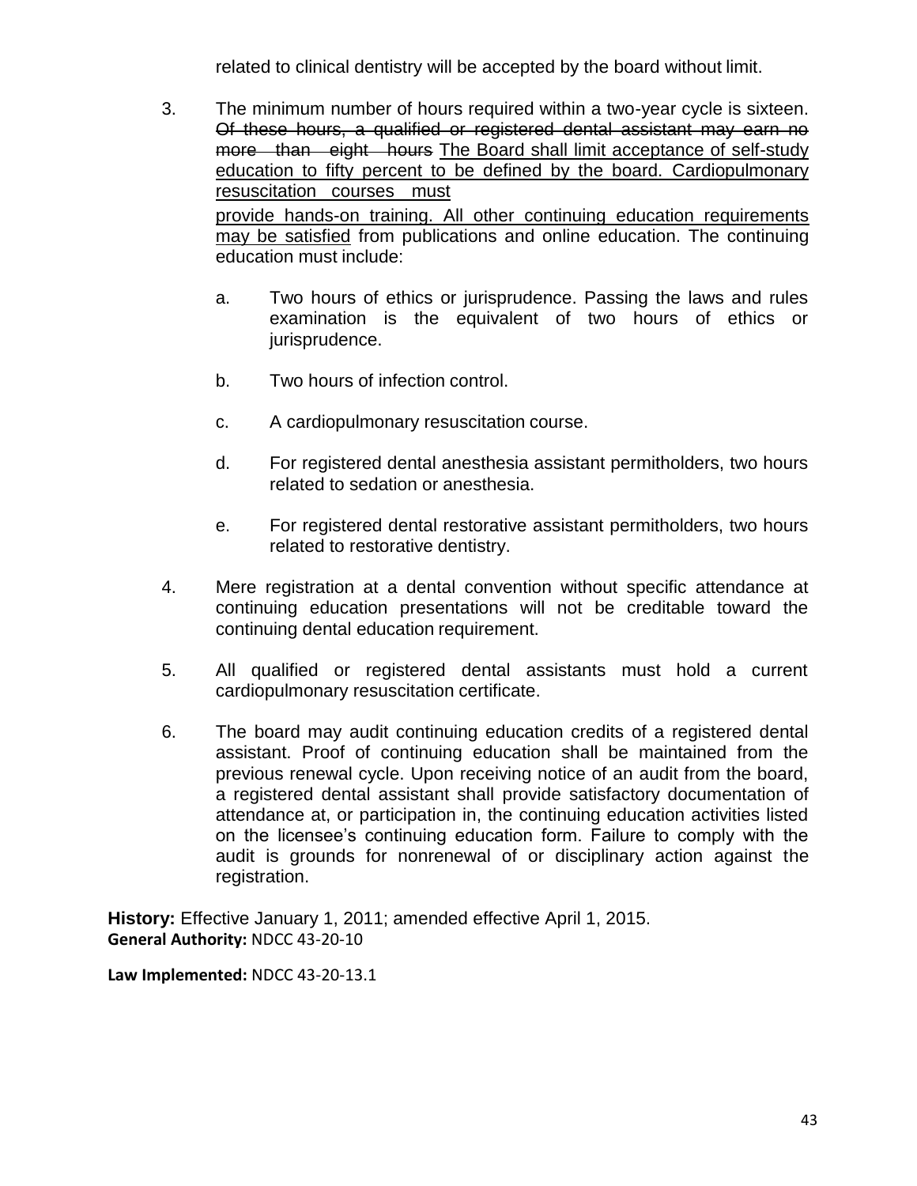related to clinical dentistry will be accepted by the board without limit.

3. The minimum number of hours required within a two-year cycle is sixteen. ~~Of these hours, a qualified or registered dental assistant may earn no more than eight hours~~ <u>The Board shall limit acceptance of self-study education to fifty percent to be defined by the board. Cardiopulmonary resuscitation courses must provide hands-on training. All other continuing education requirements may be satisfied</u> from publications and online education. The continuing education must include:

   a. Two hours of ethics or jurisprudence. Passing the laws and rules examination is the equivalent of two hours of ethics or jurisprudence.

   b. Two hours of infection control.

   c. A cardiopulmonary resuscitation course.

   d. For registered dental anesthesia assistant permitholders, two hours related to sedation or anesthesia.

   e. For registered dental restorative assistant permitholders, two hours related to restorative dentistry.

4. Mere registration at a dental convention without specific attendance at continuing education presentations will not be creditable toward the continuing dental education requirement.

5. All qualified or registered dental assistants must hold a current cardiopulmonary resuscitation certificate.

6. The board may audit continuing education credits of a registered dental assistant. Proof of continuing education shall be maintained from the previous renewal cycle. Upon receiving notice of an audit from the board, a registered dental assistant shall provide satisfactory documentation of attendance at, or participation in, the continuing education activities listed on the licensee's continuing education form. Failure to comply with the audit is grounds for nonrenewal of or disciplinary action against the registration.

**History:** Effective January 1, 2011; amended effective April 1, 2015.
**General Authority:** NDCC 43-20-10

**Law Implemented:** NDCC 43-20-13.1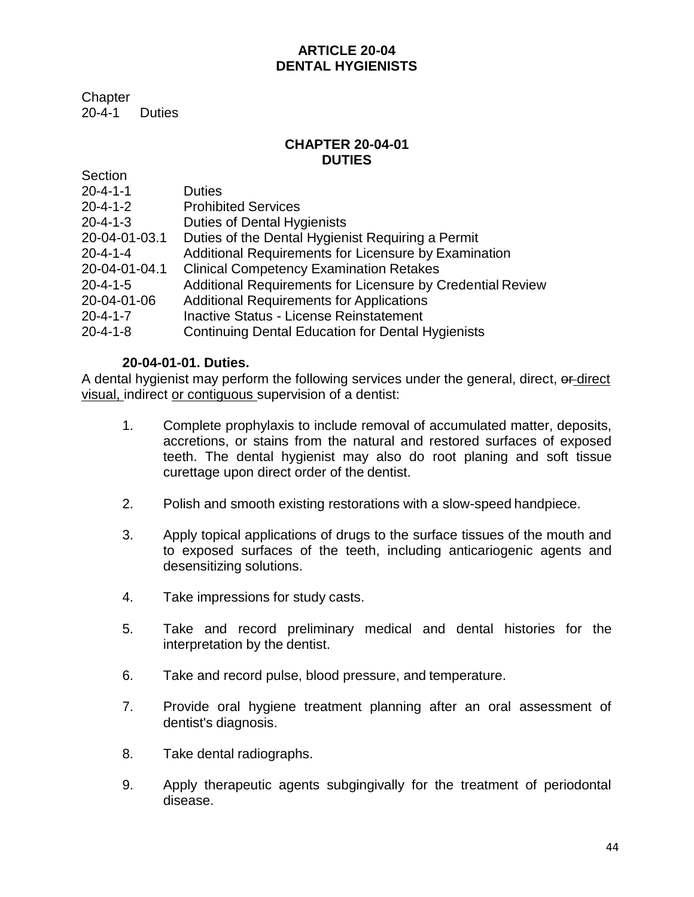# ARTICLE 20-04
# DENTAL HYGIENISTS

Chapter
20-4-1 Duties

## CHAPTER 20-04-01
## DUTIES

| Section | |
|---|---|
| 20-4-1-1 | Duties |
| 20-4-1-2 | Prohibited Services |
| 20-4-1-3 | Duties of Dental Hygienists |
| 20-04-01-03.1 | Duties of the Dental Hygienist Requiring a Permit |
| 20-4-1-4 | Additional Requirements for Licensure by Examination |
| 20-04-01-04.1 | Clinical Competency Examination Retakes |
| 20-4-1-5 | Additional Requirements for Licensure by Credential Review |
| 20-04-01-06 | Additional Requirements for Applications |
| 20-4-1-7 | Inactive Status - License Reinstatement |
| 20-4-1-8 | Continuing Dental Education for Dental Hygienists |

**20-04-01-01. Duties.**

A dental hygienist may perform the following services under the general, direct, ~~or~~ direct visual, indirect or contiguous supervision of a dentist:

1. Complete prophylaxis to include removal of accumulated matter, deposits, accretions, or stains from the natural and restored surfaces of exposed teeth. The dental hygienist may also do root planing and soft tissue curettage upon direct order of the dentist.

2. Polish and smooth existing restorations with a slow-speed handpiece.

3. Apply topical applications of drugs to the surface tissues of the mouth and to exposed surfaces of the teeth, including anticariogenic agents and desensitizing solutions.

4. Take impressions for study casts.

5. Take and record preliminary medical and dental histories for the interpretation by the dentist.

6. Take and record pulse, blood pressure, and temperature.

7. Provide oral hygiene treatment planning after an oral assessment of dentist's diagnosis.

8. Take dental radiographs.

9. Apply therapeutic agents subgingivally for the treatment of periodontal disease.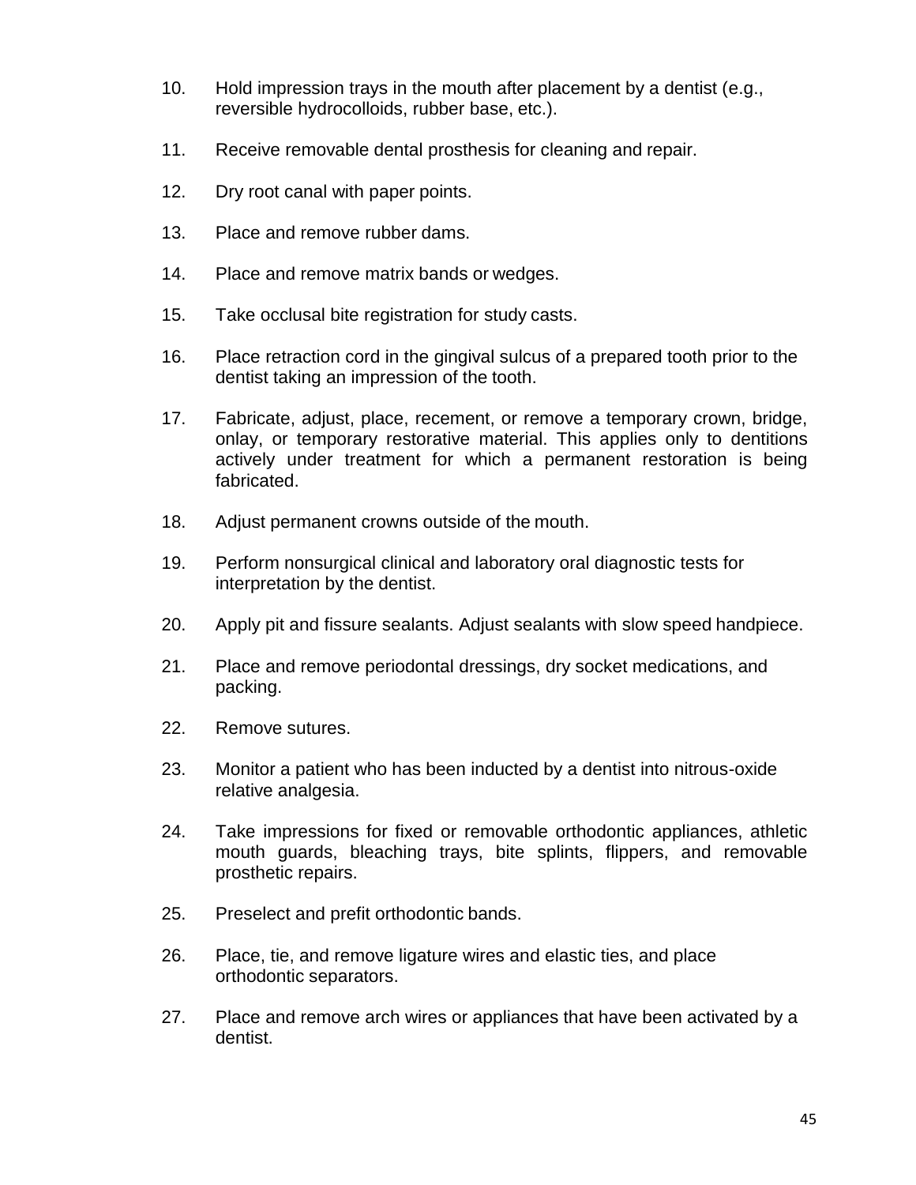10. Hold impression trays in the mouth after placement by a dentist (e.g., reversible hydrocolloids, rubber base, etc.).

11. Receive removable dental prosthesis for cleaning and repair.

12. Dry root canal with paper points.

13. Place and remove rubber dams.

14. Place and remove matrix bands or wedges.

15. Take occlusal bite registration for study casts.

16. Place retraction cord in the gingival sulcus of a prepared tooth prior to the dentist taking an impression of the tooth.

17. Fabricate, adjust, place, recement, or remove a temporary crown, bridge, onlay, or temporary restorative material. This applies only to dentitions actively under treatment for which a permanent restoration is being fabricated.

18. Adjust permanent crowns outside of the mouth.

19. Perform nonsurgical clinical and laboratory oral diagnostic tests for interpretation by the dentist.

20. Apply pit and fissure sealants. Adjust sealants with slow speed handpiece.

21. Place and remove periodontal dressings, dry socket medications, and packing.

22. Remove sutures.

23. Monitor a patient who has been inducted by a dentist into nitrous-oxide relative analgesia.

24. Take impressions for fixed or removable orthodontic appliances, athletic mouth guards, bleaching trays, bite splints, flippers, and removable prosthetic repairs.

25. Preselect and prefit orthodontic bands.

26. Place, tie, and remove ligature wires and elastic ties, and place orthodontic separators.

27. Place and remove arch wires or appliances that have been activated by a dentist.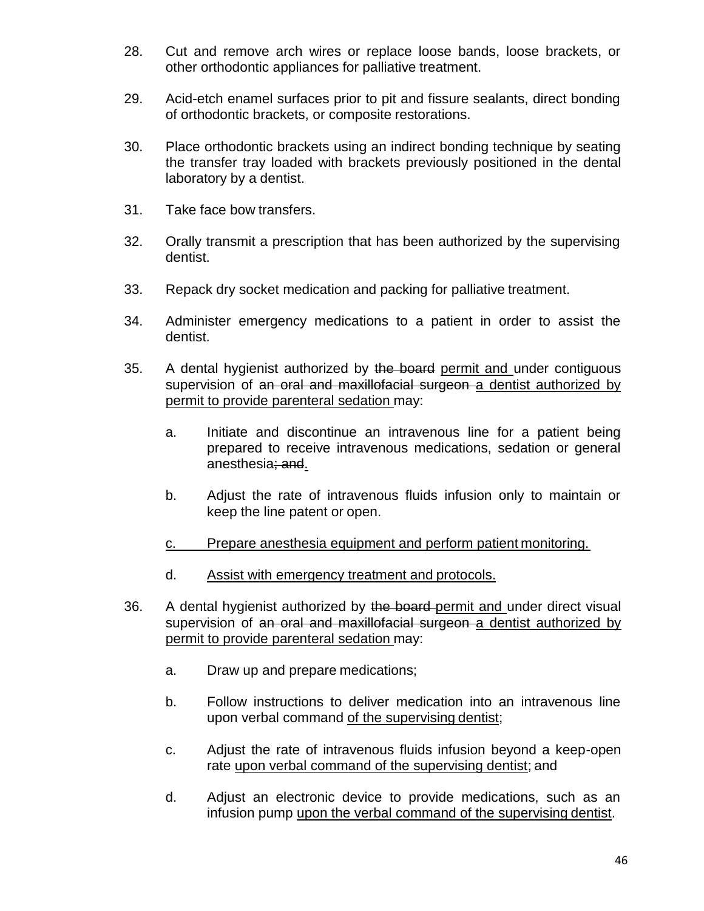28. Cut and remove arch wires or replace loose bands, loose brackets, or other orthodontic appliances for palliative treatment.

29. Acid-etch enamel surfaces prior to pit and fissure sealants, direct bonding of orthodontic brackets, or composite restorations.

30. Place orthodontic brackets using an indirect bonding technique by seating the transfer tray loaded with brackets previously positioned in the dental laboratory by a dentist.

31. Take face bow transfers.

32. Orally transmit a prescription that has been authorized by the supervising dentist.

33. Repack dry socket medication and packing for palliative treatment.

34. Administer emergency medications to a patient in order to assist the dentist.

35. A dental hygienist authorized by ~~the board~~ <u>permit and</u> under contiguous supervision of ~~an oral and maxillofacial surgeon~~ <u>a dentist authorized by permit to provide parenteral sedation</u> may:

    a. Initiate and discontinue an intravenous line for a patient being prepared to receive intravenous medications, sedation or general anesthesia~~; and~~<u>.</u>

    b. Adjust the rate of intravenous fluids infusion only to maintain or keep the line patent or open.

    <u>c. Prepare anesthesia equipment and perform patient monitoring.</u>

    d. <u>Assist with emergency treatment and protocols.</u>

36. A dental hygienist authorized by ~~the board~~ <u>permit and</u> under direct visual supervision of ~~an oral and maxillofacial surgeon~~ <u>a dentist authorized by permit to provide parenteral sedation</u> may:

    a. Draw up and prepare medications;

    b. Follow instructions to deliver medication into an intravenous line upon verbal command <u>of the supervising dentist</u>;

    c. Adjust the rate of intravenous fluids infusion beyond a keep-open rate <u>upon verbal command of the supervising dentist</u>; and

    d. Adjust an electronic device to provide medications, such as an infusion pump <u>upon the verbal command of the supervising dentist</u>.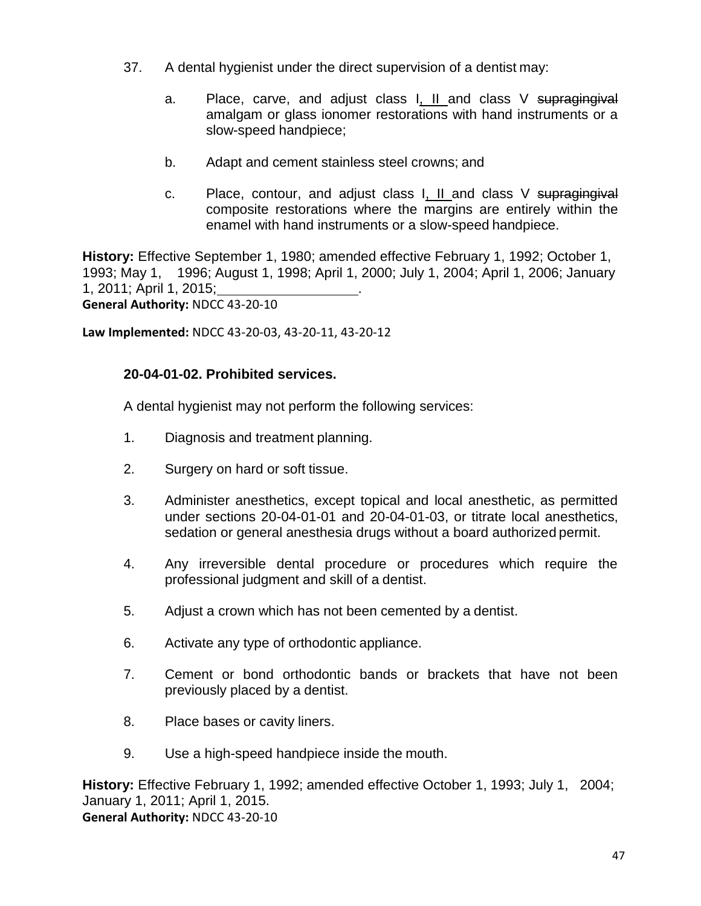37. A dental hygienist under the direct supervision of a dentist may:

    a. Place, carve, and adjust class I, II and class V ~~supragingival~~ amalgam or glass ionomer restorations with hand instruments or a slow-speed handpiece;

    b. Adapt and cement stainless steel crowns; and

    c. Place, contour, and adjust class I, II and class V ~~supragingival~~ composite restorations where the margins are entirely within the enamel with hand instruments or a slow-speed handpiece.

**History:** Effective September 1, 1980; amended effective February 1, 1992; October 1, 1993; May 1, 1996; August 1, 1998; April 1, 2000; July 1, 2004; April 1, 2006; January 1, 2011; April 1, 2015;\_\_\_\_\_\_\_\_\_\_\_\_\_\_\_\_\_\_.
**General Authority:** NDCC 43-20-10

**Law Implemented:** NDCC 43-20-03, 43-20-11, 43-20-12

**20-04-01-02. Prohibited services.**

A dental hygienist may not perform the following services:

1. Diagnosis and treatment planning.

2. Surgery on hard or soft tissue.

3. Administer anesthetics, except topical and local anesthetic, as permitted under sections 20-04-01-01 and 20-04-01-03, or titrate local anesthetics, sedation or general anesthesia drugs without a board authorized permit.

4. Any irreversible dental procedure or procedures which require the professional judgment and skill of a dentist.

5. Adjust a crown which has not been cemented by a dentist.

6. Activate any type of orthodontic appliance.

7. Cement or bond orthodontic bands or brackets that have not been previously placed by a dentist.

8. Place bases or cavity liners.

9. Use a high-speed handpiece inside the mouth.

**History:** Effective February 1, 1992; amended effective October 1, 1993; July 1, 2004; January 1, 2011; April 1, 2015.
**General Authority:** NDCC 43-20-10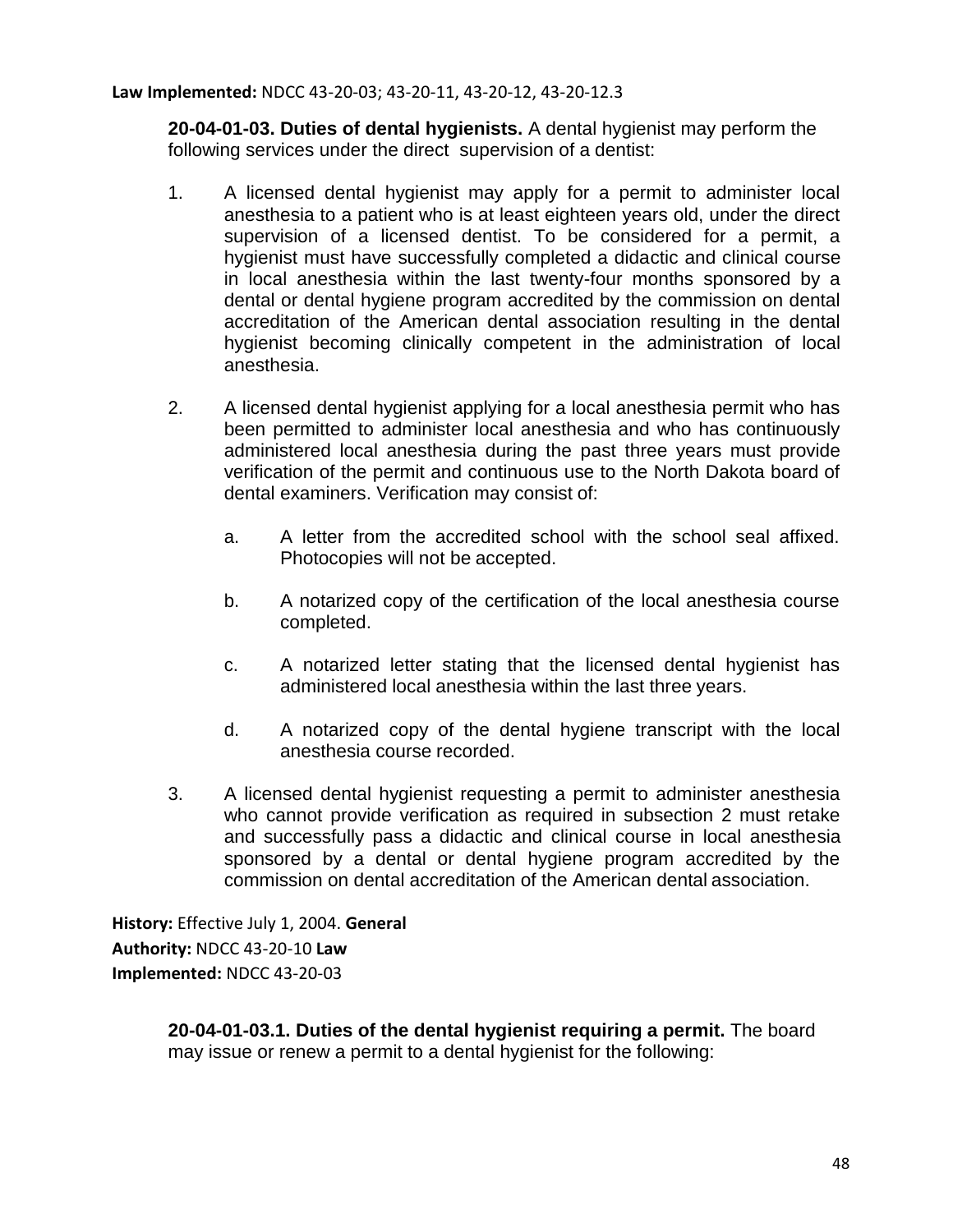**Law Implemented:** NDCC 43-20-03; 43-20-11, 43-20-12, 43-20-12.3

**20-04-01-03. Duties of dental hygienists.** A dental hygienist may perform the following services under the direct supervision of a dentist:

1. A licensed dental hygienist may apply for a permit to administer local anesthesia to a patient who is at least eighteen years old, under the direct supervision of a licensed dentist. To be considered for a permit, a hygienist must have successfully completed a didactic and clinical course in local anesthesia within the last twenty-four months sponsored by a dental or dental hygiene program accredited by the commission on dental accreditation of the American dental association resulting in the dental hygienist becoming clinically competent in the administration of local anesthesia.

2. A licensed dental hygienist applying for a local anesthesia permit who has been permitted to administer local anesthesia and who has continuously administered local anesthesia during the past three years must provide verification of the permit and continuous use to the North Dakota board of dental examiners. Verification may consist of:

   a. A letter from the accredited school with the school seal affixed. Photocopies will not be accepted.

   b. A notarized copy of the certification of the local anesthesia course completed.

   c. A notarized letter stating that the licensed dental hygienist has administered local anesthesia within the last three years.

   d. A notarized copy of the dental hygiene transcript with the local anesthesia course recorded.

3. A licensed dental hygienist requesting a permit to administer anesthesia who cannot provide verification as required in subsection 2 must retake and successfully pass a didactic and clinical course in local anesthesia sponsored by a dental or dental hygiene program accredited by the commission on dental accreditation of the American dental association.

**History:** Effective July 1, 2004. **General Authority:** NDCC 43-20-10 **Law Implemented:** NDCC 43-20-03

**20-04-01-03.1. Duties of the dental hygienist requiring a permit.** The board may issue or renew a permit to a dental hygienist for the following: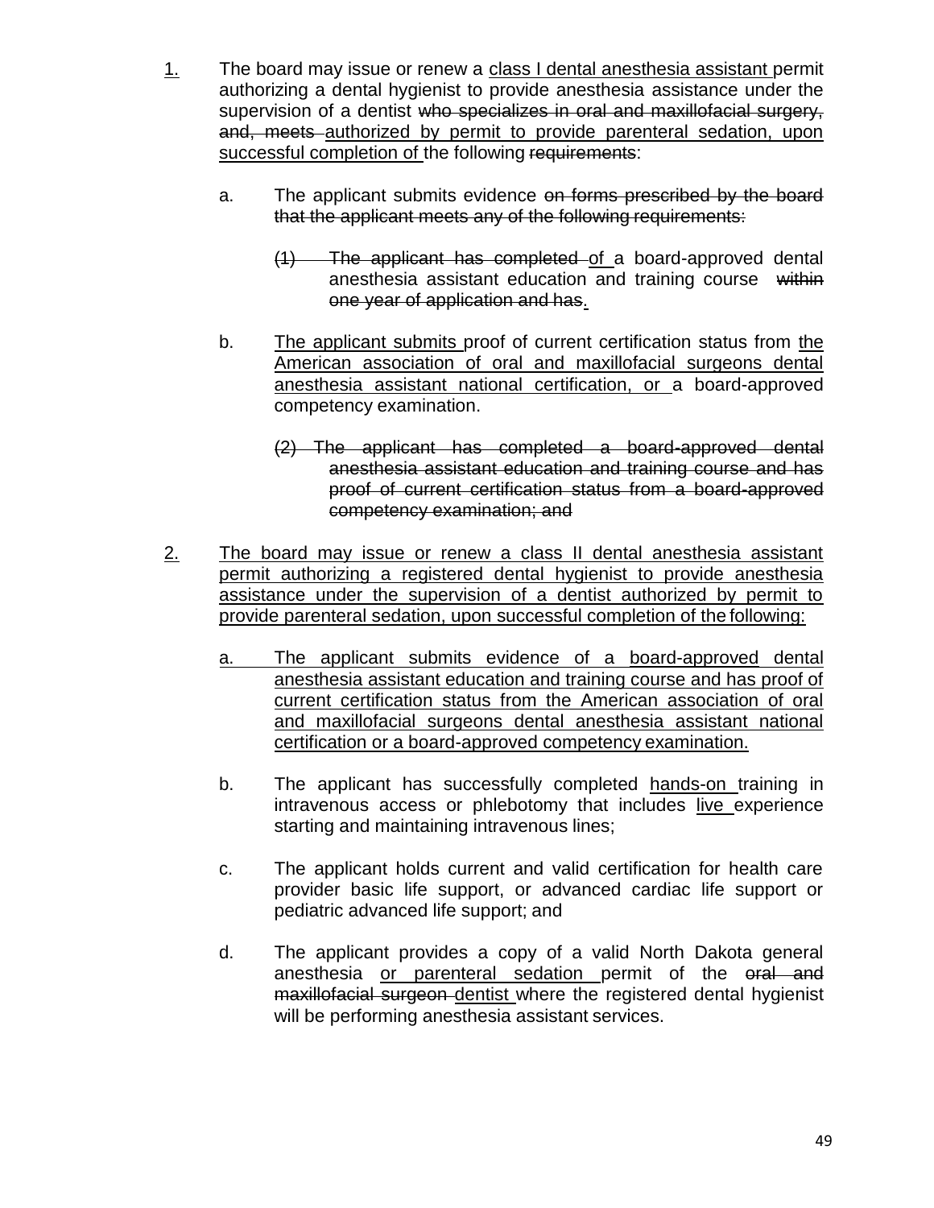1. The board may issue or renew a class I dental anesthesia assistant permit authorizing a dental hygienist to provide anesthesia assistance under the supervision of a dentist ~~who specializes in oral and maxillofacial surgery, and, meets~~ authorized by permit to provide parenteral sedation, upon successful completion of the following ~~requirements~~:

   a. The applicant submits evidence ~~on forms prescribed by the board that the applicant meets any of the following requirements:~~

      ~~(1) The applicant has completed~~ of a board-approved dental anesthesia assistant education and training course ~~within one year of application and has~~.

   b. The applicant submits proof of current certification status from the American association of oral and maxillofacial surgeons dental anesthesia assistant national certification, or a board-approved competency examination.

      ~~(2) The applicant has completed a board-approved dental anesthesia assistant education and training course and has proof of current certification status from a board-approved competency examination; and~~

2. The board may issue or renew a class II dental anesthesia assistant permit authorizing a registered dental hygienist to provide anesthesia assistance under the supervision of a dentist authorized by permit to provide parenteral sedation, upon successful completion of the following:

   a. The applicant submits evidence of a board-approved dental anesthesia assistant education and training course and has proof of current certification status from the American association of oral and maxillofacial surgeons dental anesthesia assistant national certification or a board-approved competency examination.

   b. The applicant has successfully completed hands-on training in intravenous access or phlebotomy that includes live experience starting and maintaining intravenous lines;

   c. The applicant holds current and valid certification for health care provider basic life support, or advanced cardiac life support or pediatric advanced life support; and

   d. The applicant provides a copy of a valid North Dakota general anesthesia or parenteral sedation permit of the ~~oral and maxillofacial surgeon~~ dentist where the registered dental hygienist will be performing anesthesia assistant services.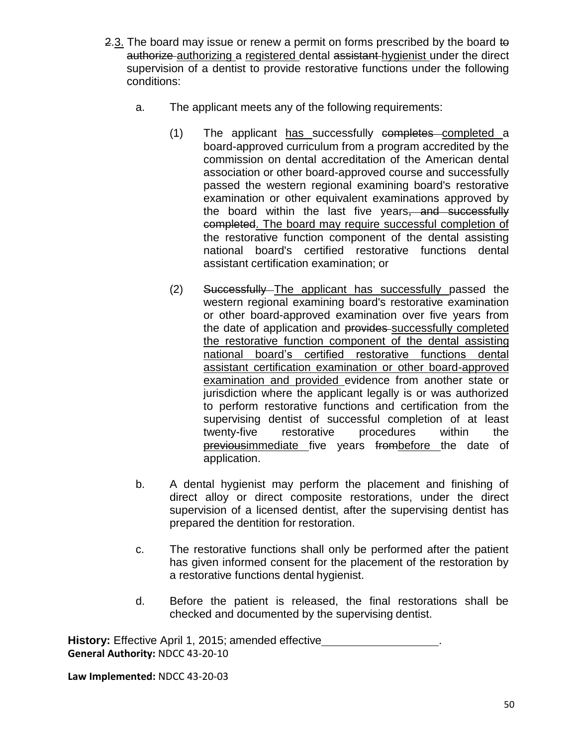~~2.~~<u>3.</u> The board may issue or renew a permit on forms prescribed by the board ~~to authorize~~ <u>authorizing</u> a <u>registered</u> dental ~~assistant~~ <u>hygienist</u> under the direct supervision of a dentist to provide restorative functions under the following conditions:

a. The applicant meets any of the following requirements:

(1) The applicant <u>has</u> successfully ~~completes~~ <u>completed</u> a board-approved curriculum from a program accredited by the commission on dental accreditation of the American dental association or other board-approved course and successfully passed the western regional examining board's restorative examination or other equivalent examinations approved by the board within the last five years~~, and successfully completed~~<u>. The board may require successful completion of</u> the restorative function component of the dental assisting national board's certified restorative functions dental assistant certification examination; or

(2) ~~Successfully~~ <u>The applicant has successfully</u> passed the western regional examining board's restorative examination or other board-approved examination over five years from the date of application and ~~provides~~ <u>successfully completed the restorative function component of the dental assisting national board's certified restorative functions dental assistant certification examination or other board-approved examination and provided</u> evidence from another state or jurisdiction where the applicant legally is or was authorized to perform restorative functions and certification from the supervising dentist of successful completion of at least twenty-five restorative procedures within the ~~previous~~<u>immediate</u> five years ~~from~~<u>before</u> the date of application.

b. A dental hygienist may perform the placement and finishing of direct alloy or direct composite restorations, under the direct supervision of a licensed dentist, after the supervising dentist has prepared the dentition for restoration.

c. The restorative functions shall only be performed after the patient has given informed consent for the placement of the restoration by a restorative functions dental hygienist.

d. Before the patient is released, the final restorations shall be checked and documented by the supervising dentist.

**History:** Effective April 1, 2015; amended effective \_\_\_\_\_\_\_\_\_\_\_\_\_\_\_\_\_\_.
**General Authority:** NDCC 43-20-10

**Law Implemented:** NDCC 43-20-03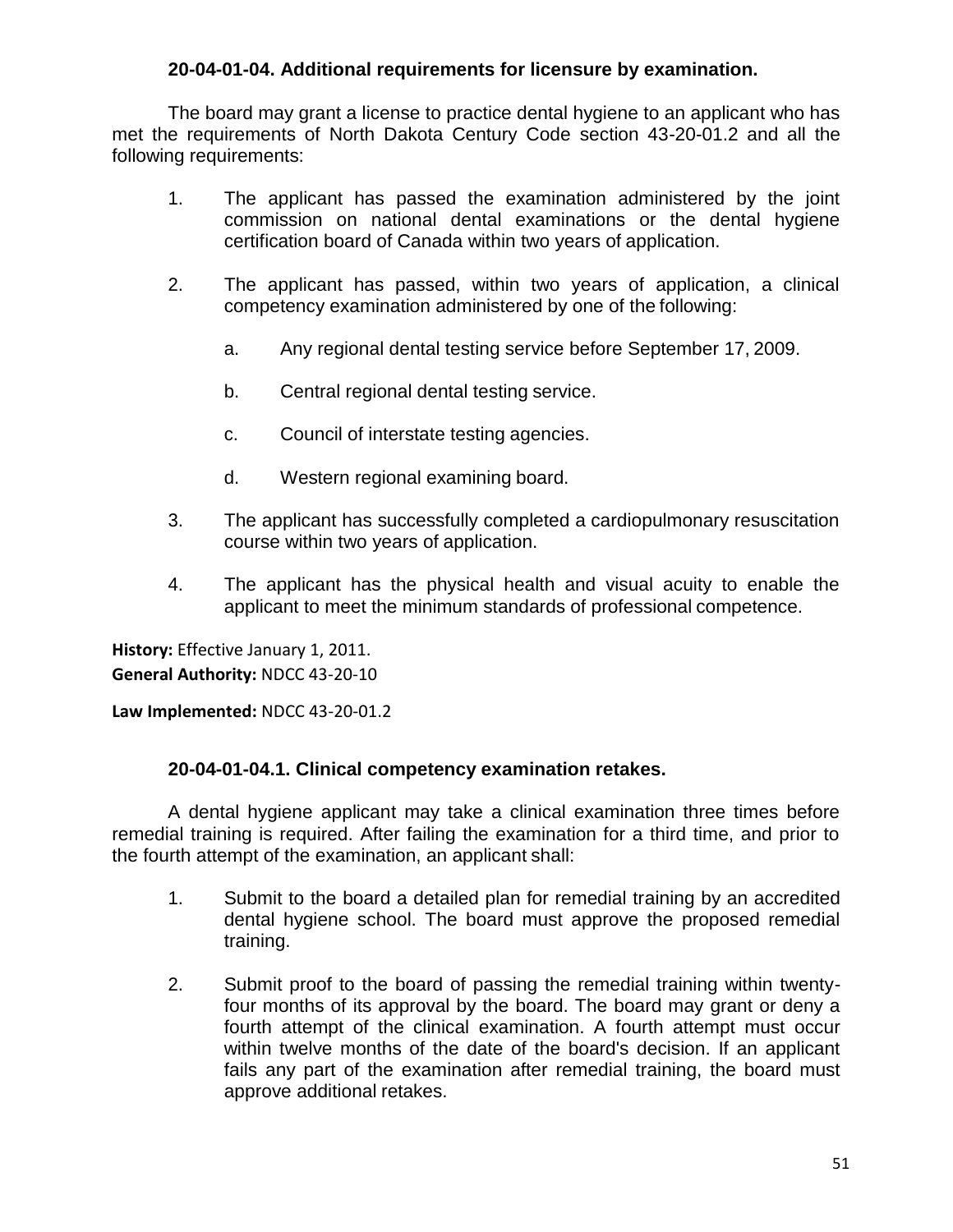### 20-04-01-04. Additional requirements for licensure by examination.

The board may grant a license to practice dental hygiene to an applicant who has met the requirements of North Dakota Century Code section 43-20-01.2 and all the following requirements:

1. The applicant has passed the examination administered by the joint commission on national dental examinations or the dental hygiene certification board of Canada within two years of application.

2. The applicant has passed, within two years of application, a clinical competency examination administered by one of the following:

   a. Any regional dental testing service before September 17, 2009.

   b. Central regional dental testing service.

   c. Council of interstate testing agencies.

   d. Western regional examining board.

3. The applicant has successfully completed a cardiopulmonary resuscitation course within two years of application.

4. The applicant has the physical health and visual acuity to enable the applicant to meet the minimum standards of professional competence.

**History:** Effective January 1, 2011.
**General Authority:** NDCC 43-20-10
**Law Implemented:** NDCC 43-20-01.2

### 20-04-01-04.1. Clinical competency examination retakes.

A dental hygiene applicant may take a clinical examination three times before remedial training is required. After failing the examination for a third time, and prior to the fourth attempt of the examination, an applicant shall:

1. Submit to the board a detailed plan for remedial training by an accredited dental hygiene school. The board must approve the proposed remedial training.

2. Submit proof to the board of passing the remedial training within twenty-four months of its approval by the board. The board may grant or deny a fourth attempt of the clinical examination. A fourth attempt must occur within twelve months of the date of the board's decision. If an applicant fails any part of the examination after remedial training, the board must approve additional retakes.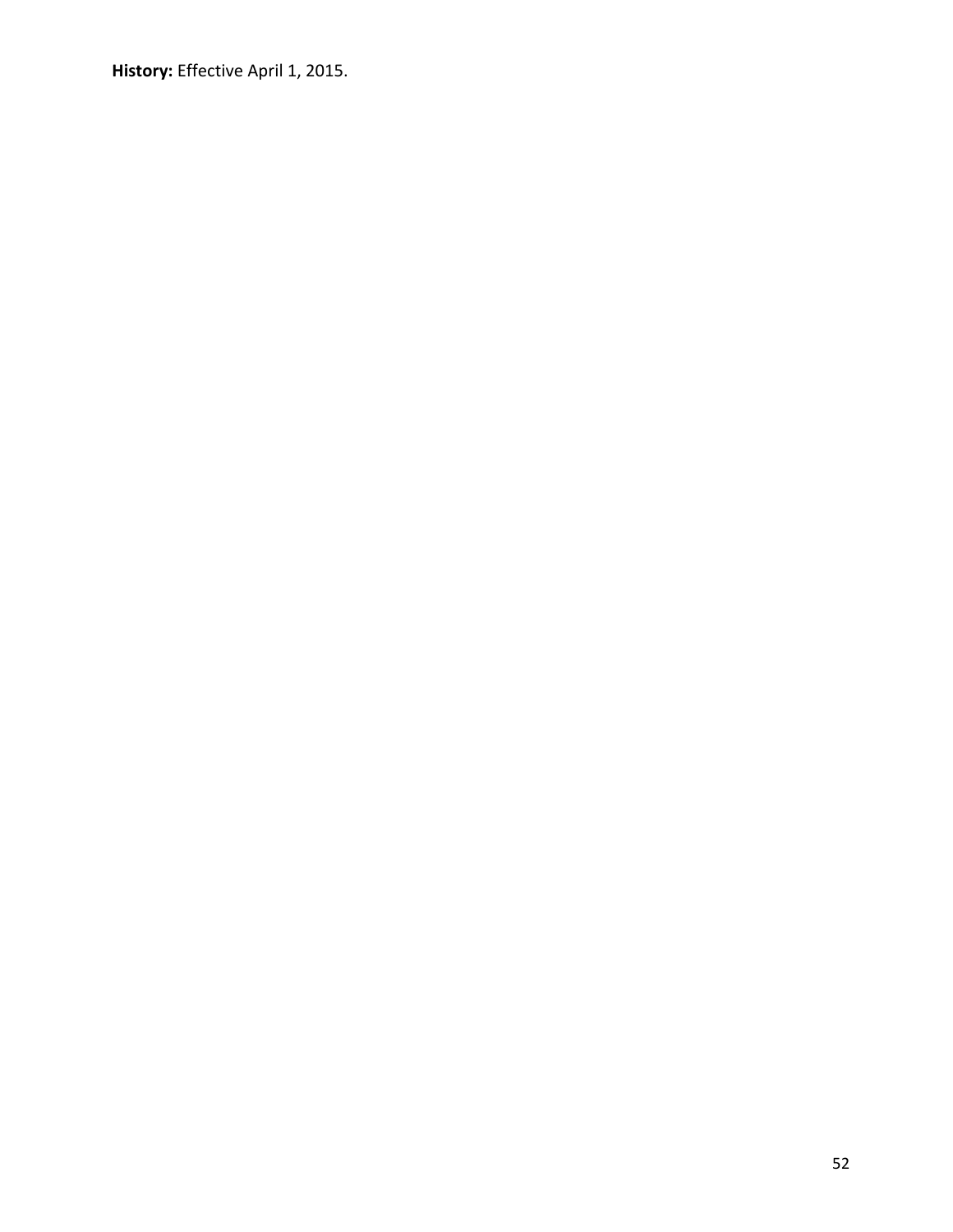**History:** Effective April 1, 2015.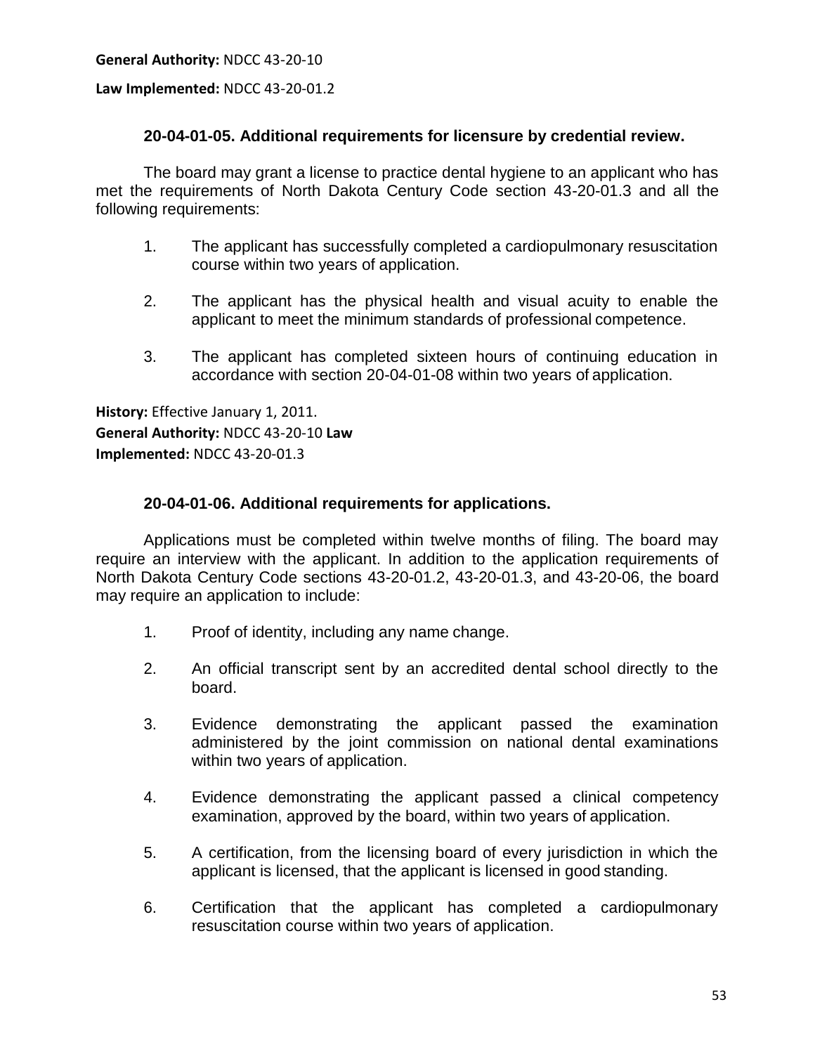**General Authority:** NDCC 43-20-10

**Law Implemented:** NDCC 43-20-01.2

### 20-04-01-05. Additional requirements for licensure by credential review.

The board may grant a license to practice dental hygiene to an applicant who has met the requirements of North Dakota Century Code section 43-20-01.3 and all the following requirements:

1. The applicant has successfully completed a cardiopulmonary resuscitation course within two years of application.
2. The applicant has the physical health and visual acuity to enable the applicant to meet the minimum standards of professional competence.
3. The applicant has completed sixteen hours of continuing education in accordance with section 20-04-01-08 within two years of application.

**History:** Effective January 1, 2011.
**General Authority:** NDCC 43-20-10 **Law Implemented:** NDCC 43-20-01.3

### 20-04-01-06. Additional requirements for applications.

Applications must be completed within twelve months of filing. The board may require an interview with the applicant. In addition to the application requirements of North Dakota Century Code sections 43-20-01.2, 43-20-01.3, and 43-20-06, the board may require an application to include:

1. Proof of identity, including any name change.
2. An official transcript sent by an accredited dental school directly to the board.
3. Evidence demonstrating the applicant passed the examination administered by the joint commission on national dental examinations within two years of application.
4. Evidence demonstrating the applicant passed a clinical competency examination, approved by the board, within two years of application.
5. A certification, from the licensing board of every jurisdiction in which the applicant is licensed, that the applicant is licensed in good standing.
6. Certification that the applicant has completed a cardiopulmonary resuscitation course within two years of application.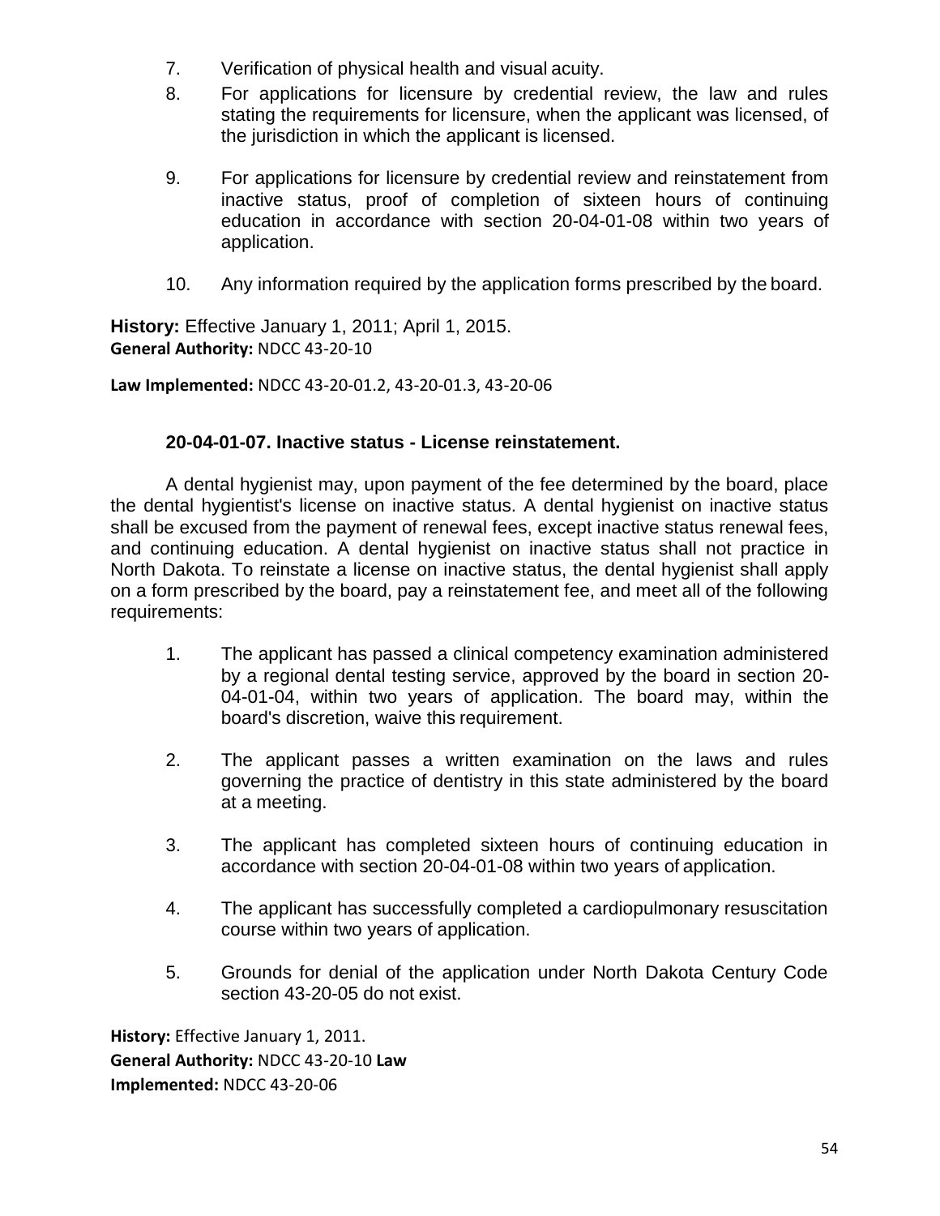7. Verification of physical health and visual acuity.
8. For applications for licensure by credential review, the law and rules stating the requirements for licensure, when the applicant was licensed, of the jurisdiction in which the applicant is licensed.
9. For applications for licensure by credential review and reinstatement from inactive status, proof of completion of sixteen hours of continuing education in accordance with section 20-04-01-08 within two years of application.
10. Any information required by the application forms prescribed by the board.

**History:** Effective January 1, 2011; April 1, 2015.
**General Authority:** NDCC 43-20-10

**Law Implemented:** NDCC 43-20-01.2, 43-20-01.3, 43-20-06

### 20-04-01-07. Inactive status - License reinstatement.

A dental hygienist may, upon payment of the fee determined by the board, place the dental hygientist's license on inactive status. A dental hygienist on inactive status shall be excused from the payment of renewal fees, except inactive status renewal fees, and continuing education. A dental hygienist on inactive status shall not practice in North Dakota. To reinstate a license on inactive status, the dental hygienist shall apply on a form prescribed by the board, pay a reinstatement fee, and meet all of the following requirements:

1. The applicant has passed a clinical competency examination administered by a regional dental testing service, approved by the board in section 20-04-01-04, within two years of application. The board may, within the board's discretion, waive this requirement.
2. The applicant passes a written examination on the laws and rules governing the practice of dentistry in this state administered by the board at a meeting.
3. The applicant has completed sixteen hours of continuing education in accordance with section 20-04-01-08 within two years of application.
4. The applicant has successfully completed a cardiopulmonary resuscitation course within two years of application.
5. Grounds for denial of the application under North Dakota Century Code section 43-20-05 do not exist.

**History:** Effective January 1, 2011.
**General Authority:** NDCC 43-20-10 **Law Implemented:** NDCC 43-20-06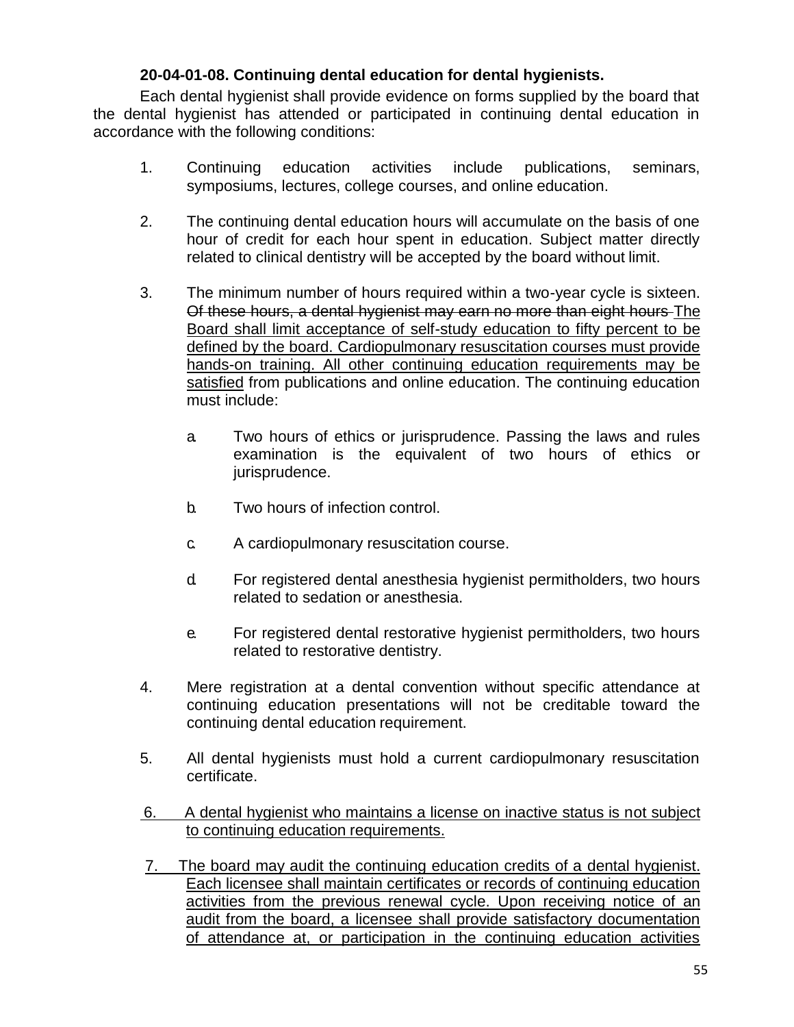**20-04-01-08. Continuing dental education for dental hygienists.**

Each dental hygienist shall provide evidence on forms supplied by the board that the dental hygienist has attended or participated in continuing dental education in accordance with the following conditions:

1. Continuing education activities include publications, seminars, symposiums, lectures, college courses, and online education.

2. The continuing dental education hours will accumulate on the basis of one hour of credit for each hour spent in education. Subject matter directly related to clinical dentistry will be accepted by the board without limit.

3. The minimum number of hours required within a two-year cycle is sixteen. ~~Of these hours, a dental hygienist may earn no more than eight hours~~ <u>The Board shall limit acceptance of self-study education to fifty percent to be defined by the board. Cardiopulmonary resuscitation courses must provide hands-on training. All other continuing education requirements may be satisfied</u> from publications and online education. The continuing education must include:

   a. Two hours of ethics or jurisprudence. Passing the laws and rules examination is the equivalent of two hours of ethics or jurisprudence.

   b. Two hours of infection control.

   c. A cardiopulmonary resuscitation course.

   d. For registered dental anesthesia hygienist permitholders, two hours related to sedation or anesthesia.

   e. For registered dental restorative hygienist permitholders, two hours related to restorative dentistry.

4. Mere registration at a dental convention without specific attendance at continuing education presentations will not be creditable toward the continuing dental education requirement.

5. All dental hygienists must hold a current cardiopulmonary resuscitation certificate.

6. <u>A dental hygienist who maintains a license on inactive status is not subject to continuing education requirements.</u>

7. <u>The board may audit the continuing education credits of a dental hygienist. Each licensee shall maintain certificates or records of continuing education activities from the previous renewal cycle. Upon receiving notice of an audit from the board, a licensee shall provide satisfactory documentation of attendance at, or participation in the continuing education activities</u>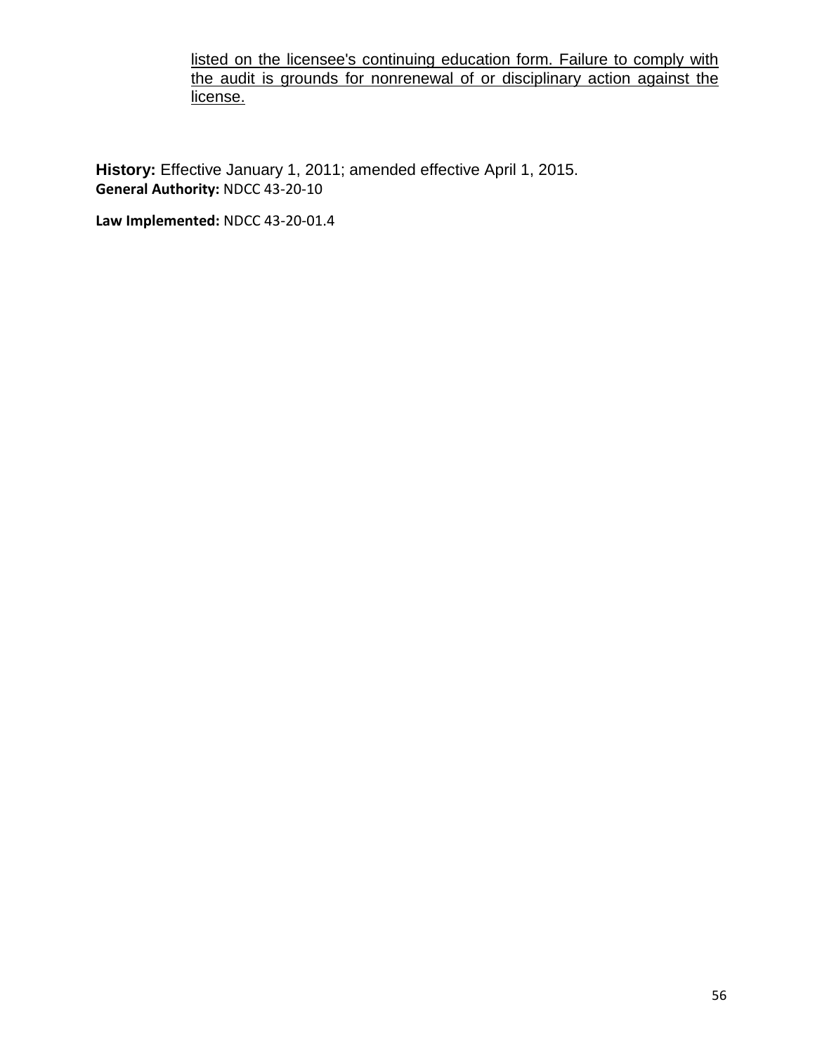listed on the licensee's continuing education form. Failure to comply with the audit is grounds for nonrenewal of or disciplinary action against the license.

**History:** Effective January 1, 2011; amended effective April 1, 2015.
**General Authority:** NDCC 43-20-10

**Law Implemented:** NDCC 43-20-01.4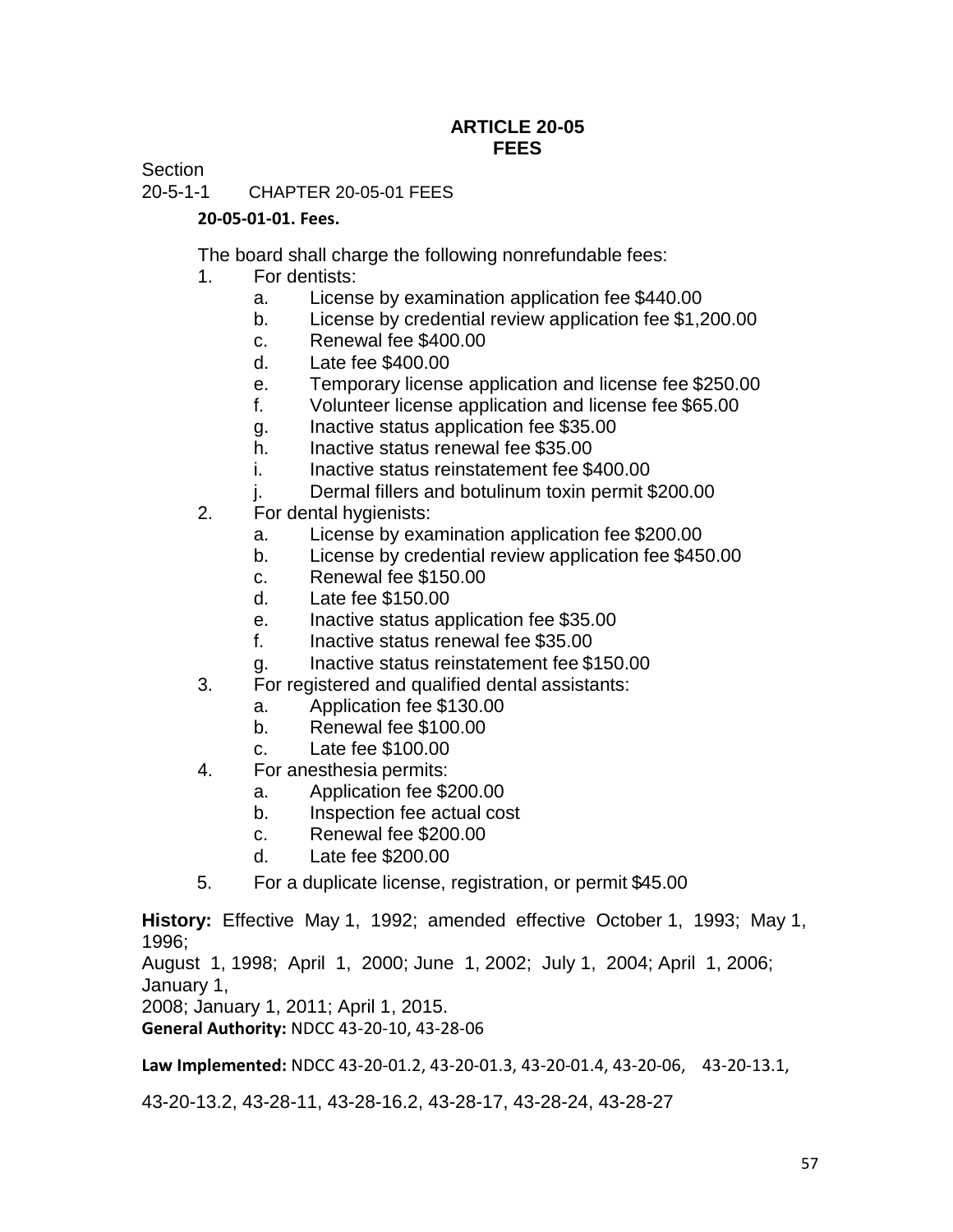# ARTICLE 20-05
# FEES

Section
20-5-1-1 CHAPTER 20-05-01 FEES

**20-05-01-01. Fees.**

The board shall charge the following nonrefundable fees:

1. For dentists:
   a. License by examination application fee $440.00
   b. License by credential review application fee $1,200.00
   c. Renewal fee $400.00
   d. Late fee $400.00
   e. Temporary license application and license fee $250.00
   f. Volunteer license application and license fee $65.00
   g. Inactive status application fee $35.00
   h. Inactive status renewal fee $35.00
   i. Inactive status reinstatement fee $400.00
   j. Dermal fillers and botulinum toxin permit $200.00
2. For dental hygienists:
   a. License by examination application fee $200.00
   b. License by credential review application fee $450.00
   c. Renewal fee $150.00
   d. Late fee $150.00
   e. Inactive status application fee $35.00
   f. Inactive status renewal fee $35.00
   g. Inactive status reinstatement fee $150.00
3. For registered and qualified dental assistants:
   a. Application fee $130.00
   b. Renewal fee $100.00
   c. Late fee $100.00
4. For anesthesia permits:
   a. Application fee $200.00
   b. Inspection fee actual cost
   c. Renewal fee $200.00
   d. Late fee $200.00
5. For a duplicate license, registration, or permit $45.00

**History:** Effective May 1, 1992; amended effective October 1, 1993; May 1, 1996;
August 1, 1998; April 1, 2000; June 1, 2002; July 1, 2004; April 1, 2006; January 1,
2008; January 1, 2011; April 1, 2015.

**General Authority:** NDCC 43-20-10, 43-28-06

**Law Implemented:** NDCC 43-20-01.2, 43-20-01.3, 43-20-01.4, 43-20-06, 43-20-13.1,

43-20-13.2, 43-28-11, 43-28-16.2, 43-28-17, 43-28-24, 43-28-27